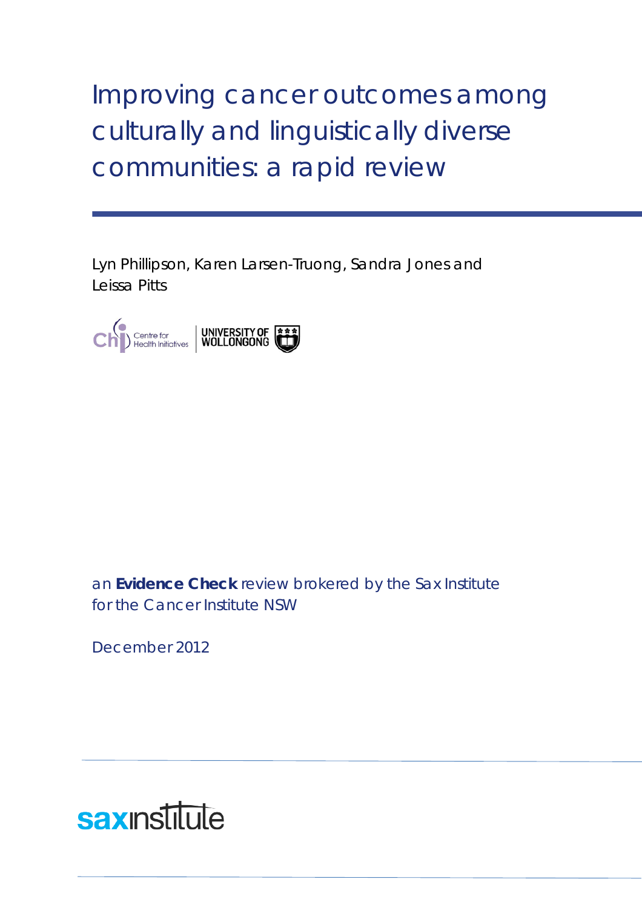# Improving cancer outcomes among culturally and linguistically diverse communities: a rapid review

Lyn Phillipson, Karen Larsen-Truong, Sandra Jones and Leissa Pitts

an **Evidence Check** review brokered by the Sax Institute for the Cancer Institute NSW

December 2012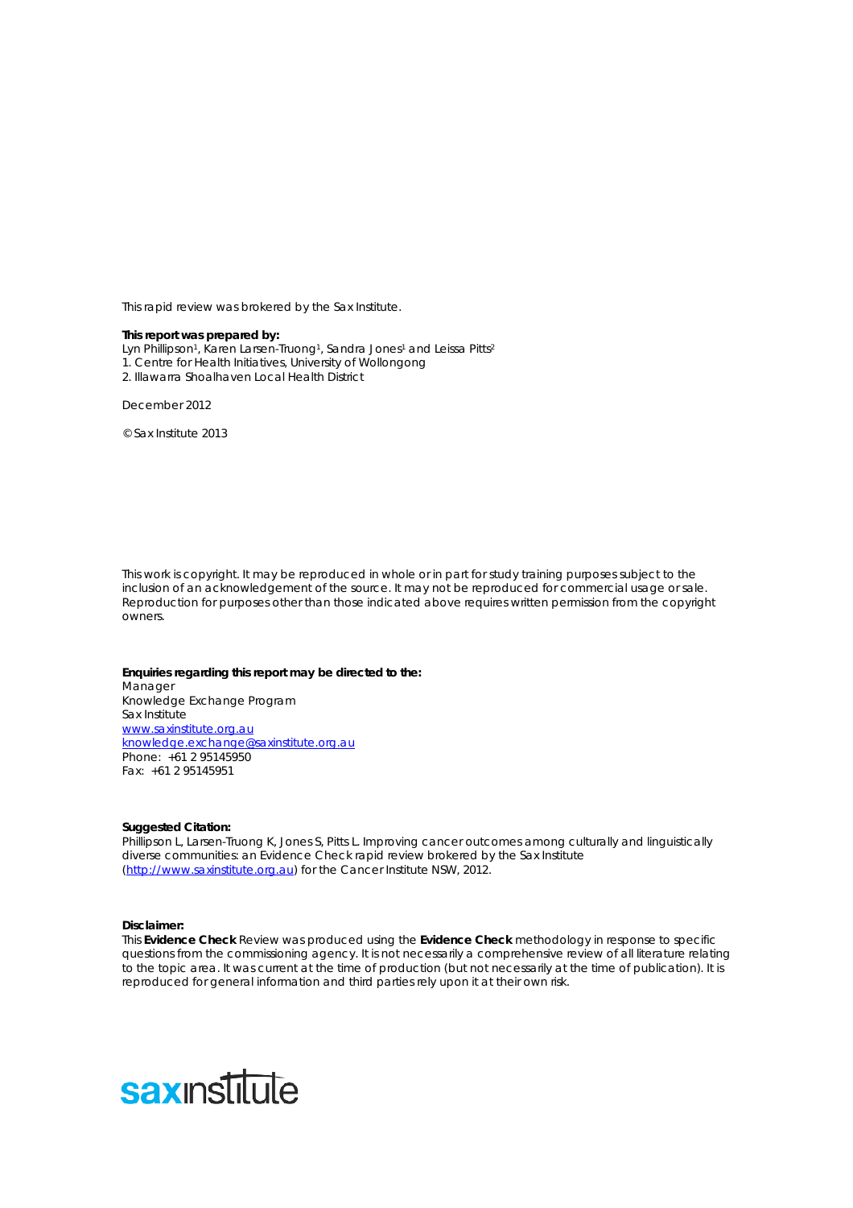This rapid review was brokered by the Sax Institute.

**This report was prepared by:**
Lyn Phillipson[1], Karen Larsen-Truong[1], Sandra Jones[1] and Leissa Pitts[2]
1. Centre for Health Initiatives, University of Wollongong
2. Illawarra Shoalhaven Local Health District

December 2012

© Sax Institute 2013

This work is copyright. It may be reproduced in whole or in part for study training purposes subject to the inclusion of an acknowledgement of the source. It may not be reproduced for commercial usage or sale. Reproduction for purposes other than those indicated above requires written permission from the copyright owners.

**Enquiries regarding this report may be directed to the:**
Manager
Knowledge Exchange Program
Sax Institute
www.saxinstitute.org.au
knowledge.exchange@saxinstitute.org.au
Phone: +61 2 95145950
Fax: +61 2 95145951

**Suggested Citation:**
Phillipson L, Larsen-Truong K, Jones S, Pitts L. Improving cancer outcomes among culturally and linguistically diverse communities: an Evidence Check rapid review brokered by the Sax Institute (http://www.saxinstitute.org.au) for the Cancer Institute NSW, 2012.

**Disclaimer:**
This **Evidence Check** Review was produced using the **Evidence Check** methodology in response to specific questions from the commissioning agency. It is not necessarily a comprehensive review of all literature relating to the topic area. It was current at the time of production (but not necessarily at the time of publication). It is reproduced for general information and third parties rely upon it at their own risk.

saxinstitute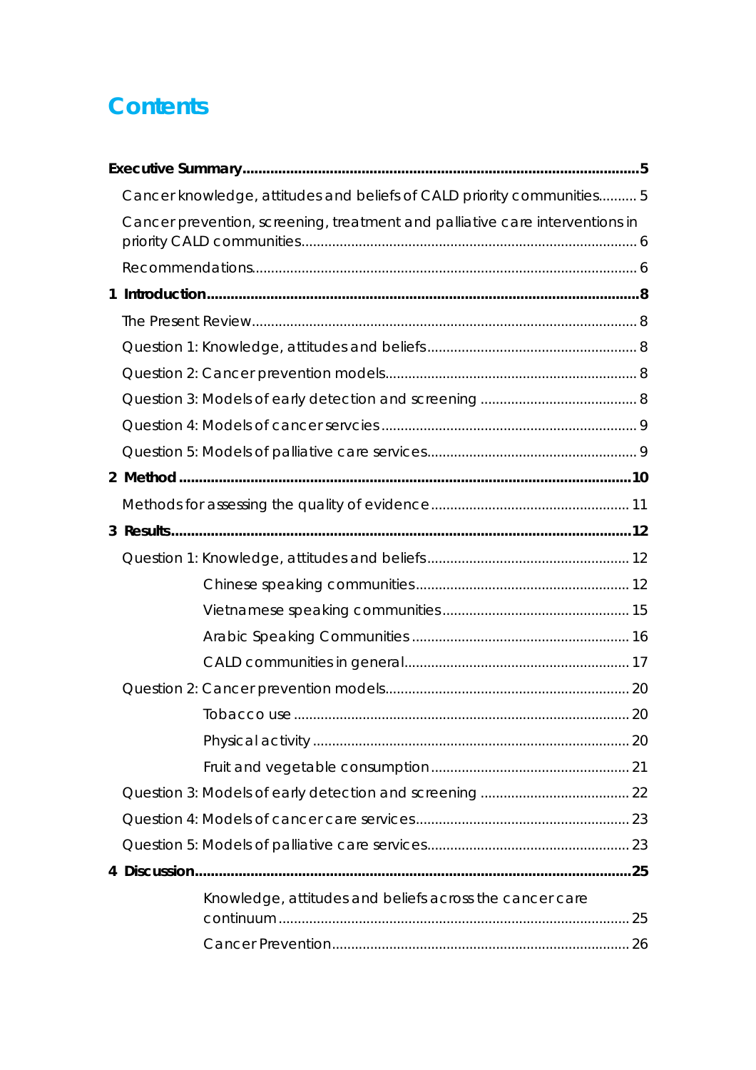# Contents

**Executive Summary** ........................................................................................................ **5**

Cancer knowledge, attitudes and beliefs of CALD priority communities.......... 5

Cancer prevention, screening, treatment and palliative care interventions in priority CALD communities........................................................................................ 6

Recommendations................................................................................................... 6

**1 Introduction** ........................................................................................................ **8**

The Present Review.................................................................................................... 8

Question 1: Knowledge, attitudes and beliefs...................................................... 8

Question 2: Cancer prevention models................................................................. 8

Question 3: Models of early detection and screening ....................................... 8

Question 4: Models of cancer servcies .................................................................. 9

Question 5: Models of palliative care services...................................................... 9

**2 Method** ................................................................................................................ **10**

Methods for assessing the quality of evidence .................................................. 11

**3 Results** .................................................................................................................. **12**

Question 1: Knowledge, attitudes and beliefs.................................................... 12

Chinese speaking communities........................................................ 12

Vietnamese speaking communities................................................. 15

Arabic Speaking Communities ......................................................... 16

CALD communities in general........................................................... 17

Question 2: Cancer prevention models.............................................................. 20

Tobacco use ........................................................................................ 20

Physical activity ................................................................................... 20

Fruit and vegetable consumption .................................................... 21

Question 3: Models of early detection and screening ..................................... 22

Question 4: Models of cancer care services....................................................... 23

Question 5: Models of palliative care services.................................................... 23

**4 Discussion** ............................................................................................................ **25**

Knowledge, attitudes and beliefs across the cancer care continuum ........................................................................................... 25

Cancer Prevention............................................................................. 26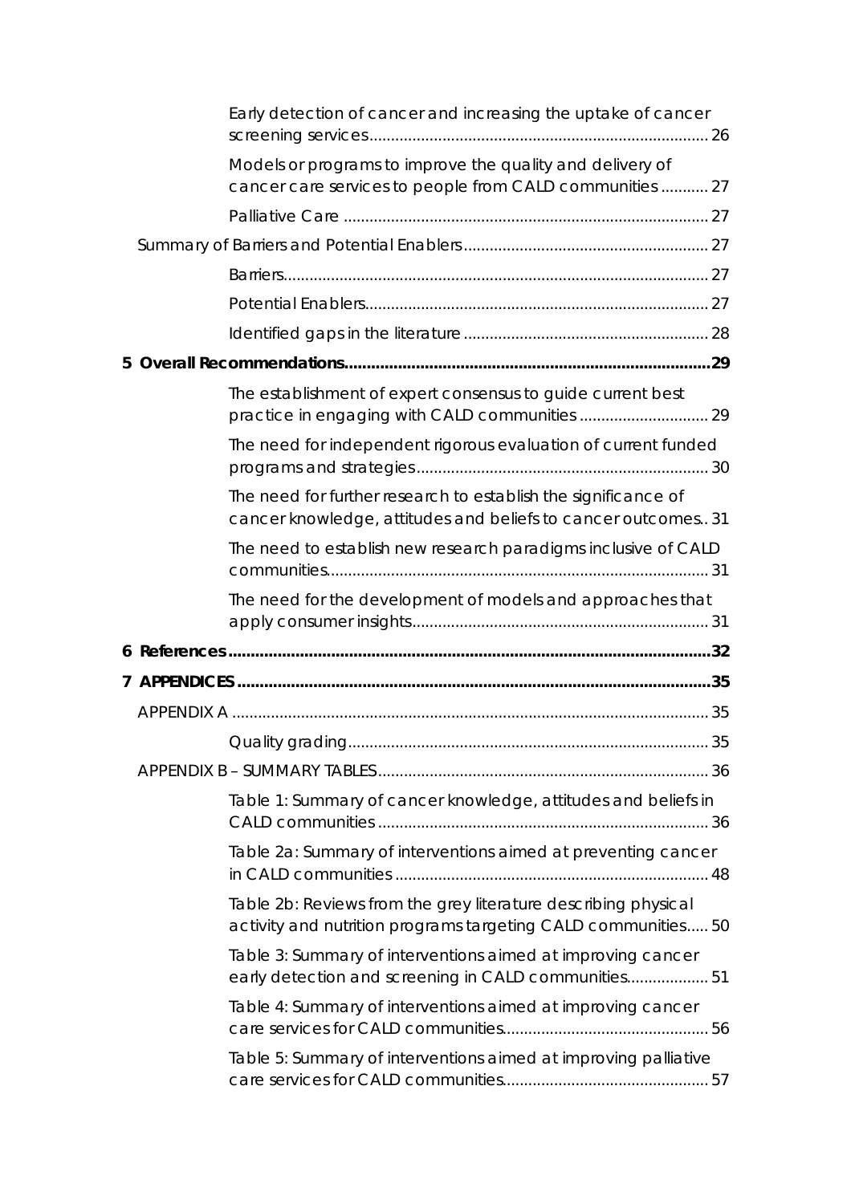Early detection of cancer and increasing the uptake of cancer screening services .... 26

Models or programs to improve the quality and delivery of cancer care services to people from CALD communities .... 27

Palliative Care .... 27

Summary of Barriers and Potential Enablers .... 27

Barriers .... 27

Potential Enablers .... 27

Identified gaps in the literature .... 28

**5 Overall Recommendations .... 29**

The establishment of expert consensus to guide current best practice in engaging with CALD communities .... 29

The need for independent rigorous evaluation of current funded programs and strategies .... 30

The need for further research to establish the significance of cancer knowledge, attitudes and beliefs to cancer outcomes .. 31

The need to establish new research paradigms inclusive of CALD communities .... 31

The need for the development of models and approaches that apply consumer insights .... 31

**6 References .... 32**

**7 APPENDICES .... 35**

APPENDIX A .... 35

Quality grading .... 35

APPENDIX B – SUMMARY TABLES .... 36

Table 1: Summary of cancer knowledge, attitudes and beliefs in CALD communities .... 36

Table 2a: Summary of interventions aimed at preventing cancer in CALD communities .... 48

Table 2b: Reviews from the grey literature describing physical activity and nutrition programs targeting CALD communities .... 50

Table 3: Summary of interventions aimed at improving cancer early detection and screening in CALD communities .... 51

Table 4: Summary of interventions aimed at improving cancer care services for CALD communities .... 56

Table 5: Summary of interventions aimed at improving palliative care services for CALD communities .... 57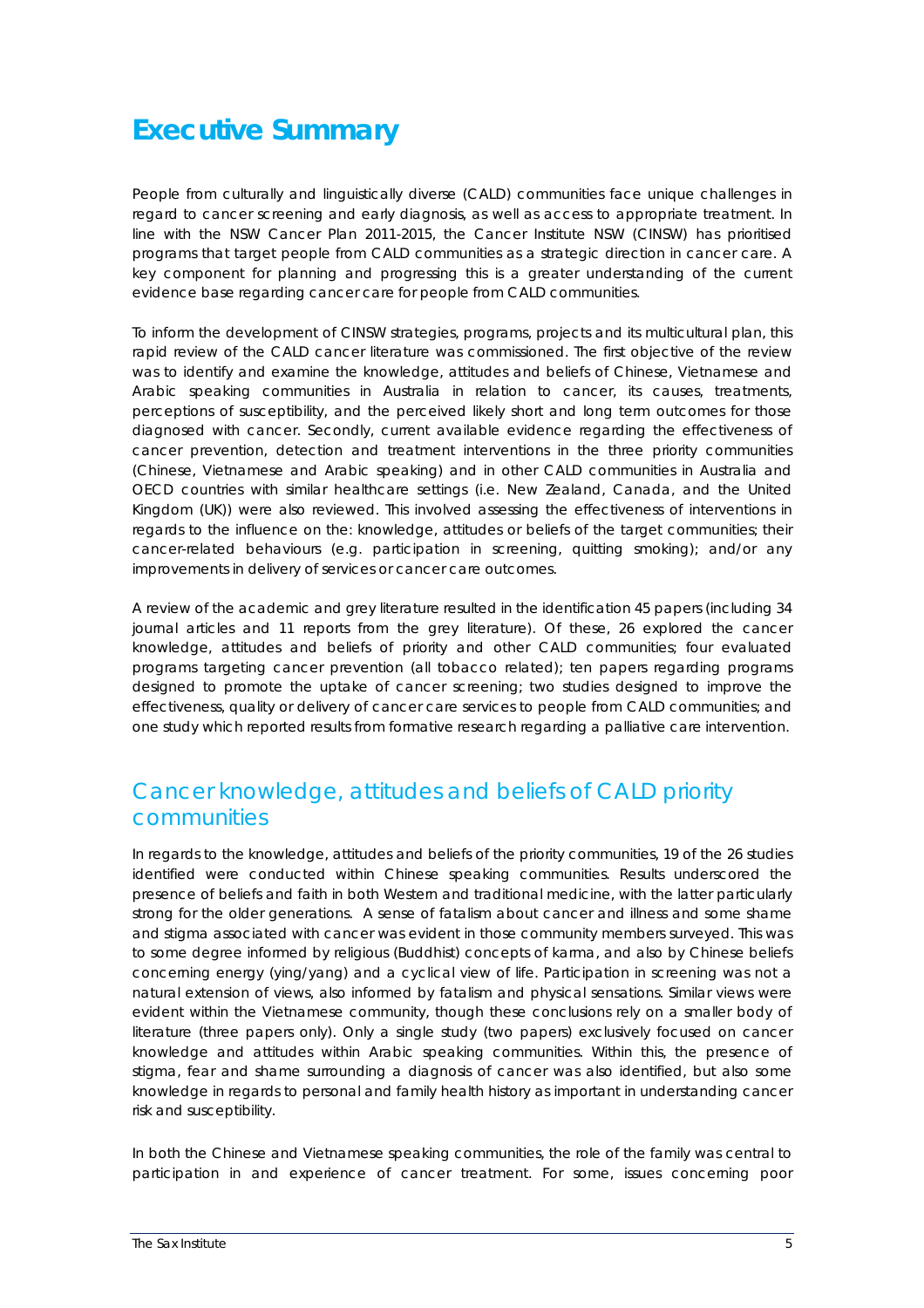# Executive Summary

People from culturally and linguistically diverse (CALD) communities face unique challenges in regard to cancer screening and early diagnosis, as well as access to appropriate treatment. In line with the NSW Cancer Plan 2011-2015, the Cancer Institute NSW (CINSW) has prioritised programs that target people from CALD communities as a strategic direction in cancer care. A key component for planning and progressing this is a greater understanding of the current evidence base regarding cancer care for people from CALD communities.

To inform the development of CINSW strategies, programs, projects and its multicultural plan, this rapid review of the CALD cancer literature was commissioned. The first objective of the review was to identify and examine the knowledge, attitudes and beliefs of Chinese, Vietnamese and Arabic speaking communities in Australia in relation to cancer, its causes, treatments, perceptions of susceptibility, and the perceived likely short and long term outcomes for those diagnosed with cancer. Secondly, current available evidence regarding the effectiveness of cancer prevention, detection and treatment interventions in the three priority communities (Chinese, Vietnamese and Arabic speaking) and in other CALD communities in Australia and OECD countries with similar healthcare settings (i.e. New Zealand, Canada, and the United Kingdom (UK)) were also reviewed. This involved assessing the effectiveness of interventions in regards to the influence on the: knowledge, attitudes or beliefs of the target communities; their cancer-related behaviours (e.g. participation in screening, quitting smoking); and/or any improvements in delivery of services or cancer care outcomes.

A review of the academic and grey literature resulted in the identification 45 papers (including 34 journal articles and 11 reports from the grey literature). Of these, 26 explored the cancer knowledge, attitudes and beliefs of priority and other CALD communities; four evaluated programs targeting cancer prevention (all tobacco related); ten papers regarding programs designed to promote the uptake of cancer screening; two studies designed to improve the effectiveness, quality or delivery of cancer care services to people from CALD communities; and one study which reported results from formative research regarding a palliative care intervention.

## Cancer knowledge, attitudes and beliefs of CALD priority communities

In regards to the knowledge, attitudes and beliefs of the priority communities, 19 of the 26 studies identified were conducted within Chinese speaking communities. Results underscored the presence of beliefs and faith in both Western and traditional medicine, with the latter particularly strong for the older generations. A sense of fatalism about cancer and illness and some shame and stigma associated with cancer was evident in those community members surveyed. This was to some degree informed by religious (Buddhist) concepts of karma, and also by Chinese beliefs concerning energy (ying/yang) and a cyclical view of life. Participation in screening was not a natural extension of views, also informed by fatalism and physical sensations. Similar views were evident within the Vietnamese community, though these conclusions rely on a smaller body of literature (three papers only). Only a single study (two papers) exclusively focused on cancer knowledge and attitudes within Arabic speaking communities. Within this, the presence of stigma, fear and shame surrounding a diagnosis of cancer was also identified, but also some knowledge in regards to personal and family health history as important in understanding cancer risk and susceptibility.

In both the Chinese and Vietnamese speaking communities, the role of the family was central to participation in and experience of cancer treatment. For some, issues concerning poor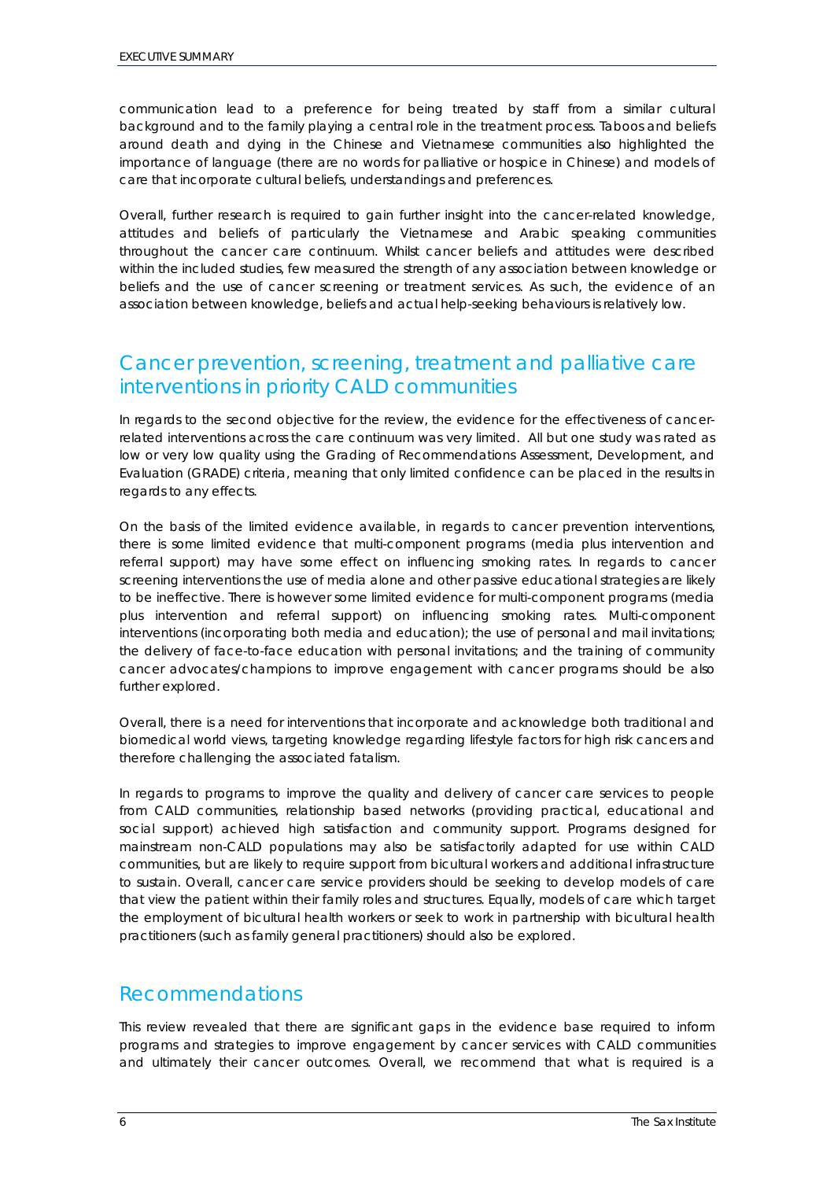communication lead to a preference for being treated by staff from a similar cultural background and to the family playing a central role in the treatment process. Taboos and beliefs around death and dying in the Chinese and Vietnamese communities also highlighted the importance of language (there are no words for palliative or hospice in Chinese) and models of care that incorporate cultural beliefs, understandings and preferences.

Overall, further research is required to gain further insight into the cancer-related knowledge, attitudes and beliefs of particularly the Vietnamese and Arabic speaking communities throughout the cancer care continuum. Whilst cancer beliefs and attitudes were described within the included studies, few measured the strength of any association between knowledge or beliefs and the use of cancer screening or treatment services. As such, the evidence of an association between knowledge, beliefs and actual help-seeking behaviours is relatively low.

## Cancer prevention, screening, treatment and palliative care interventions in priority CALD communities

In regards to the second objective for the review, the evidence for the effectiveness of cancer-related interventions across the care continuum was very limited. All but one study was rated as low or very low quality using the Grading of Recommendations Assessment, Development, and Evaluation (GRADE) criteria, meaning that only limited confidence can be placed in the results in regards to any effects.

On the basis of the limited evidence available, in regards to cancer prevention interventions, there is some limited evidence that multi-component programs (media plus intervention and referral support) may have some effect on influencing smoking rates. In regards to cancer screening interventions the use of media alone and other passive educational strategies are likely to be ineffective. There is however some limited evidence for multi-component programs (media plus intervention and referral support) on influencing smoking rates. Multi-component interventions (incorporating both media and education); the use of personal and mail invitations; the delivery of face-to-face education with personal invitations; and the training of community cancer advocates/champions to improve engagement with cancer programs should be also further explored.

Overall, there is a need for interventions that incorporate and acknowledge both traditional and biomedical world views, targeting knowledge regarding lifestyle factors for high risk cancers and therefore challenging the associated fatalism.

In regards to programs to improve the quality and delivery of cancer care services to people from CALD communities, relationship based networks (providing practical, educational and social support) achieved high satisfaction and community support. Programs designed for mainstream non-CALD populations may also be satisfactorily adapted for use within CALD communities, but are likely to require support from bicultural workers and additional infrastructure to sustain. Overall, cancer care service providers should be seeking to develop models of care that view the patient within their family roles and structures. Equally, models of care which target the employment of bicultural health workers or seek to work in partnership with bicultural health practitioners (such as family general practitioners) should also be explored.

## Recommendations

This review revealed that there are significant gaps in the evidence base required to inform programs and strategies to improve engagement by cancer services with CALD communities and ultimately their cancer outcomes. Overall, we recommend that what is required is a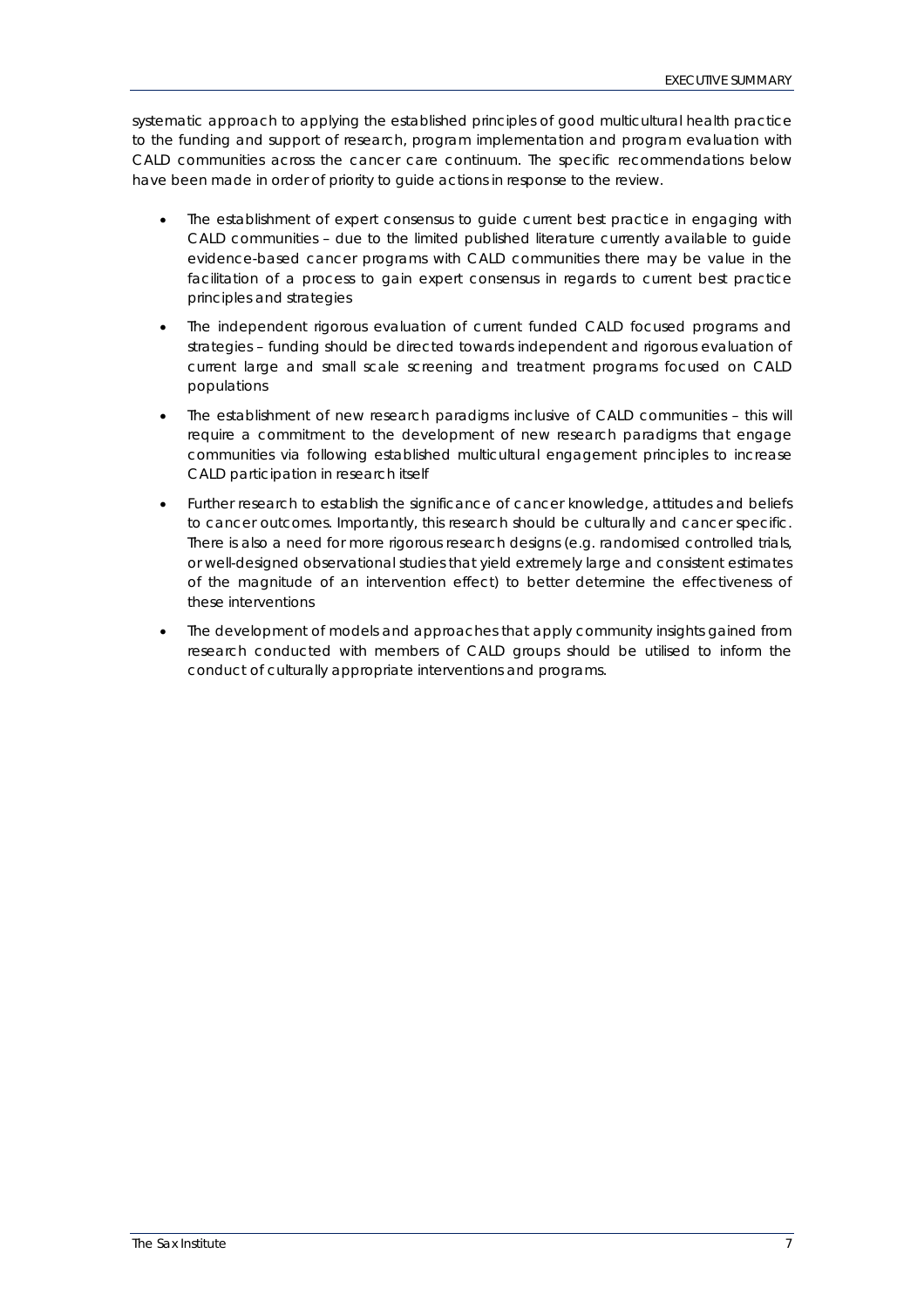systematic approach to applying the established principles of good multicultural health practice to the funding and support of research, program implementation and program evaluation with CALD communities across the cancer care continuum. The specific recommendations below have been made in order of priority to guide actions in response to the review.

- The establishment of expert consensus to guide current best practice in engaging with CALD communities – due to the limited published literature currently available to guide evidence-based cancer programs with CALD communities there may be value in the facilitation of a process to gain expert consensus in regards to current best practice principles and strategies
- The independent rigorous evaluation of current funded CALD focused programs and strategies – funding should be directed towards independent and rigorous evaluation of current large and small scale screening and treatment programs focused on CALD populations
- The establishment of new research paradigms inclusive of CALD communities – this will require a commitment to the development of new research paradigms that engage communities via following established multicultural engagement principles to increase CALD participation in research itself
- Further research to establish the significance of cancer knowledge, attitudes and beliefs to cancer outcomes. Importantly, this research should be culturally and cancer specific. There is also a need for more rigorous research designs (e.g. randomised controlled trials, or well-designed observational studies that yield extremely large and consistent estimates of the magnitude of an intervention effect) to better determine the effectiveness of these interventions
- The development of models and approaches that apply community insights gained from research conducted with members of CALD groups should be utilised to inform the conduct of culturally appropriate interventions and programs.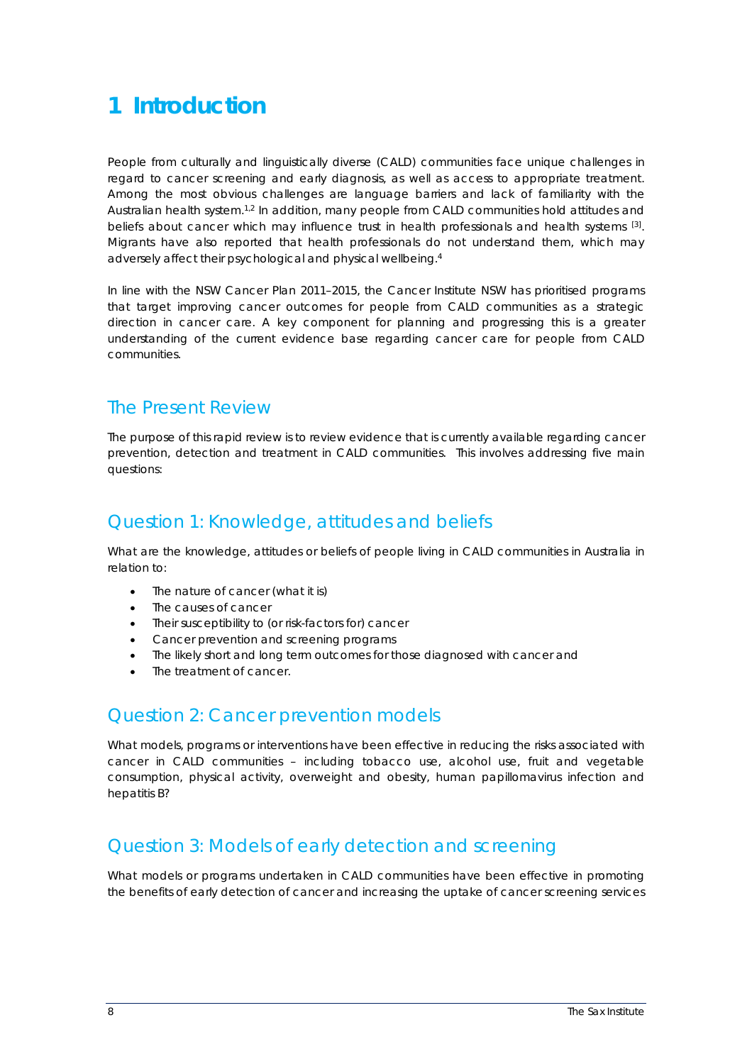# 1 Introduction

People from culturally and linguistically diverse (CALD) communities face unique challenges in regard to cancer screening and early diagnosis, as well as access to appropriate treatment. Among the most obvious challenges are language barriers and lack of familiarity with the Australian health system.[1,2] In addition, many people from CALD communities hold attitudes and beliefs about cancer which may influence trust in health professionals and health systems [3]. Migrants have also reported that health professionals do not understand them, which may adversely affect their psychological and physical wellbeing.[4]

In line with the NSW Cancer Plan 2011–2015, the Cancer Institute NSW has prioritised programs that target improving cancer outcomes for people from CALD communities as a strategic direction in cancer care. A key component for planning and progressing this is a greater understanding of the current evidence base regarding cancer care for people from CALD communities.

## The Present Review

The purpose of this rapid review is to review evidence that is currently available regarding cancer prevention, detection and treatment in CALD communities. This involves addressing five main questions:

## Question 1: Knowledge, attitudes and beliefs

What are the knowledge, attitudes or beliefs of people living in CALD communities in Australia in relation to:

- The nature of cancer (what it is)
- The causes of cancer
- Their susceptibility to (or risk-factors for) cancer
- Cancer prevention and screening programs
- The likely short and long term outcomes for those diagnosed with cancer and
- The treatment of cancer.

## Question 2: Cancer prevention models

What models, programs or interventions have been effective in reducing the risks associated with cancer in CALD communities – including tobacco use, alcohol use, fruit and vegetable consumption, physical activity, overweight and obesity, human papillomavirus infection and hepatitis B?

## Question 3: Models of early detection and screening

What models or programs undertaken in CALD communities have been effective in promoting the benefits of early detection of cancer and increasing the uptake of cancer screening services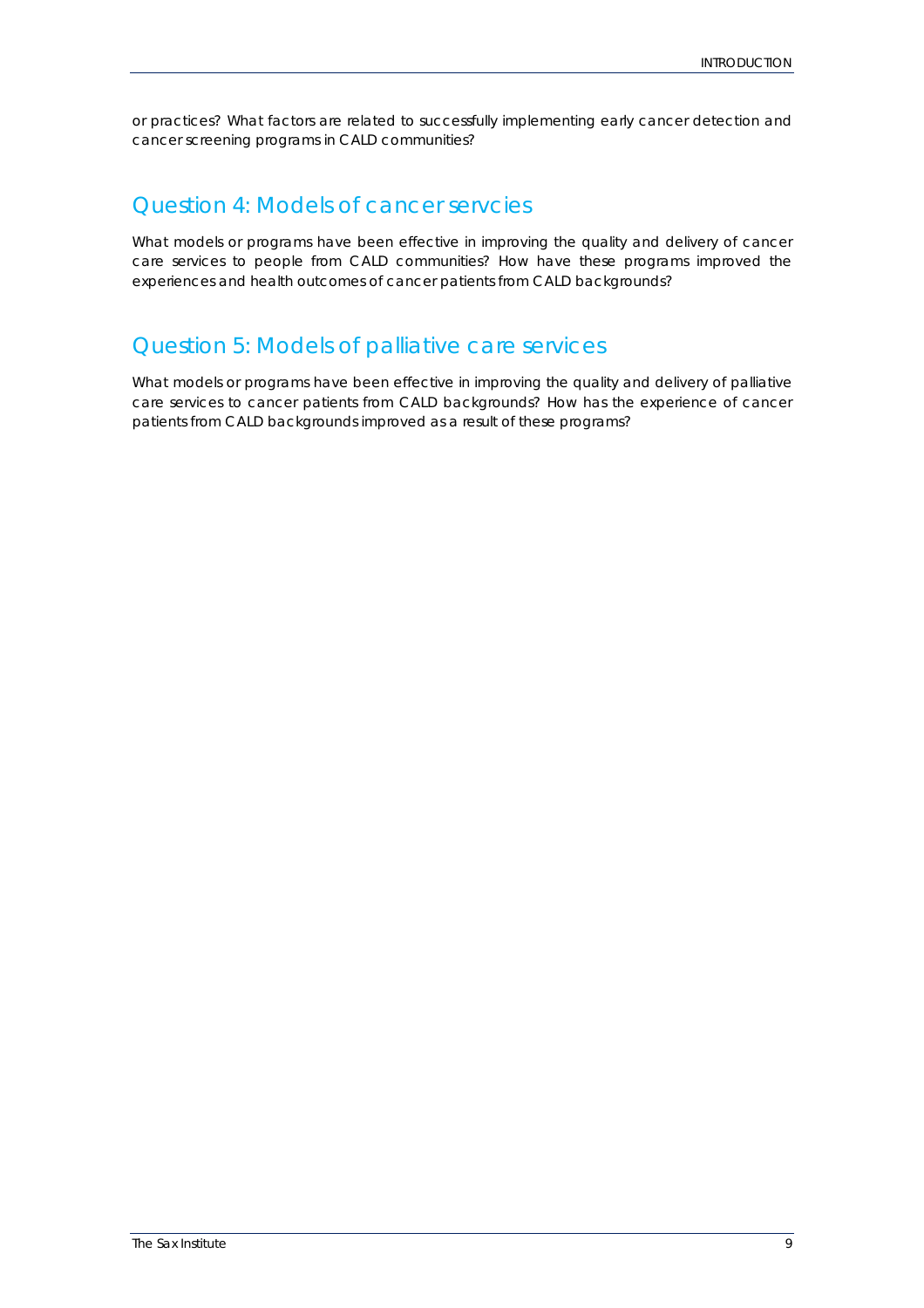or practices? What factors are related to successfully implementing early cancer detection and cancer screening programs in CALD communities?

## Question 4: Models of cancer servcies

What models or programs have been effective in improving the quality and delivery of cancer care services to people from CALD communities? How have these programs improved the experiences and health outcomes of cancer patients from CALD backgrounds?

## Question 5: Models of palliative care services

What models or programs have been effective in improving the quality and delivery of palliative care services to cancer patients from CALD backgrounds? How has the experience of cancer patients from CALD backgrounds improved as a result of these programs?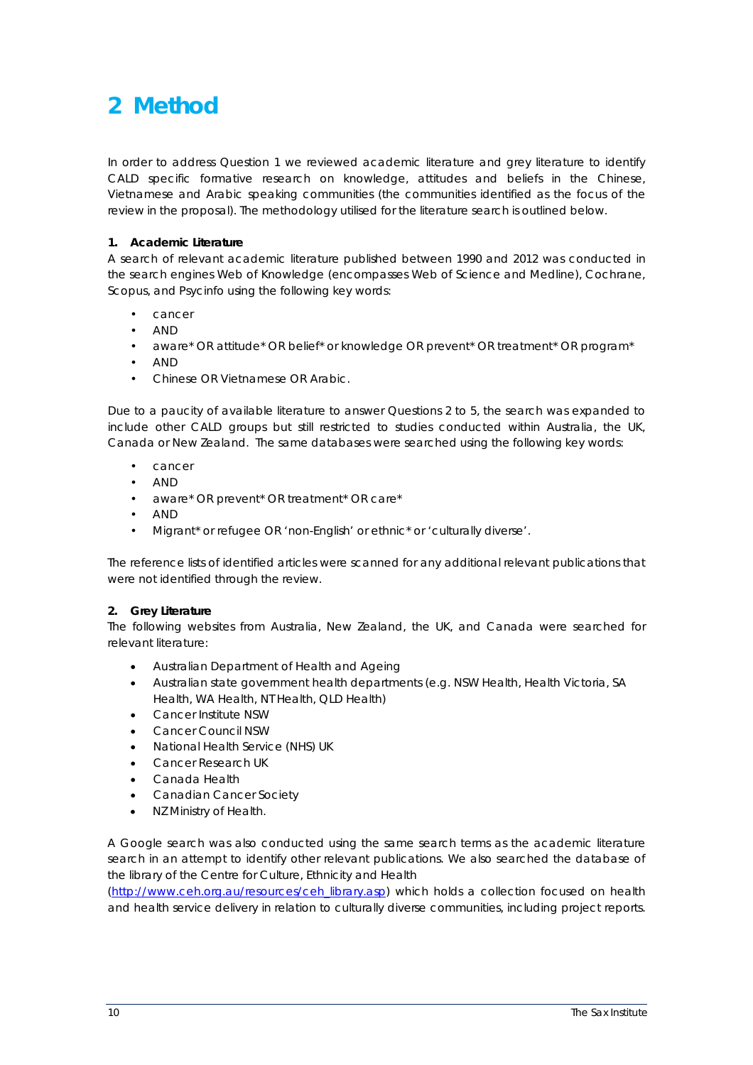# 2 Method

In order to address Question 1 we reviewed academic literature and grey literature to identify CALD specific formative research on knowledge, attitudes and beliefs in the Chinese, Vietnamese and Arabic speaking communities (the communities identified as the focus of the review in the proposal). The methodology utilised for the literature search is outlined below.

**1. Academic Literature**

A search of relevant academic literature published between 1990 and 2012 was conducted in the search engines Web of Knowledge (encompasses Web of Science and Medline), Cochrane, Scopus, and Psycinfo using the following key words:

- cancer
- AND
- aware* OR attitude* OR belief* or knowledge OR prevent* OR treatment* OR program*
- AND
- Chinese OR Vietnamese OR Arabic.

Due to a paucity of available literature to answer Questions 2 to 5, the search was expanded to include other CALD groups but still restricted to studies conducted within Australia, the UK, Canada or New Zealand. The same databases were searched using the following key words:

- cancer
- AND
- aware* OR prevent* OR treatment* OR care*
- AND
- Migrant* or refugee OR 'non-English' or ethnic* or 'culturally diverse'.

The reference lists of identified articles were scanned for any additional relevant publications that were not identified through the review.

**2. Grey Literature**

The following websites from Australia, New Zealand, the UK, and Canada were searched for relevant literature:

- Australian Department of Health and Ageing
- Australian state government health departments (e.g. NSW Health, Health Victoria, SA Health, WA Health, NT Health, QLD Health)
- Cancer Institute NSW
- Cancer Council NSW
- National Health Service (NHS) UK
- Cancer Research UK
- Canada Health
- Canadian Cancer Society
- NZ Ministry of Health.

A Google search was also conducted using the same search terms as the academic literature search in an attempt to identify other relevant publications. We also searched the database of the library of the Centre for Culture, Ethnicity and Health (http://www.ceh.org.au/resources/ceh_library.asp) which holds a collection focused on health and health service delivery in relation to culturally diverse communities, including project reports.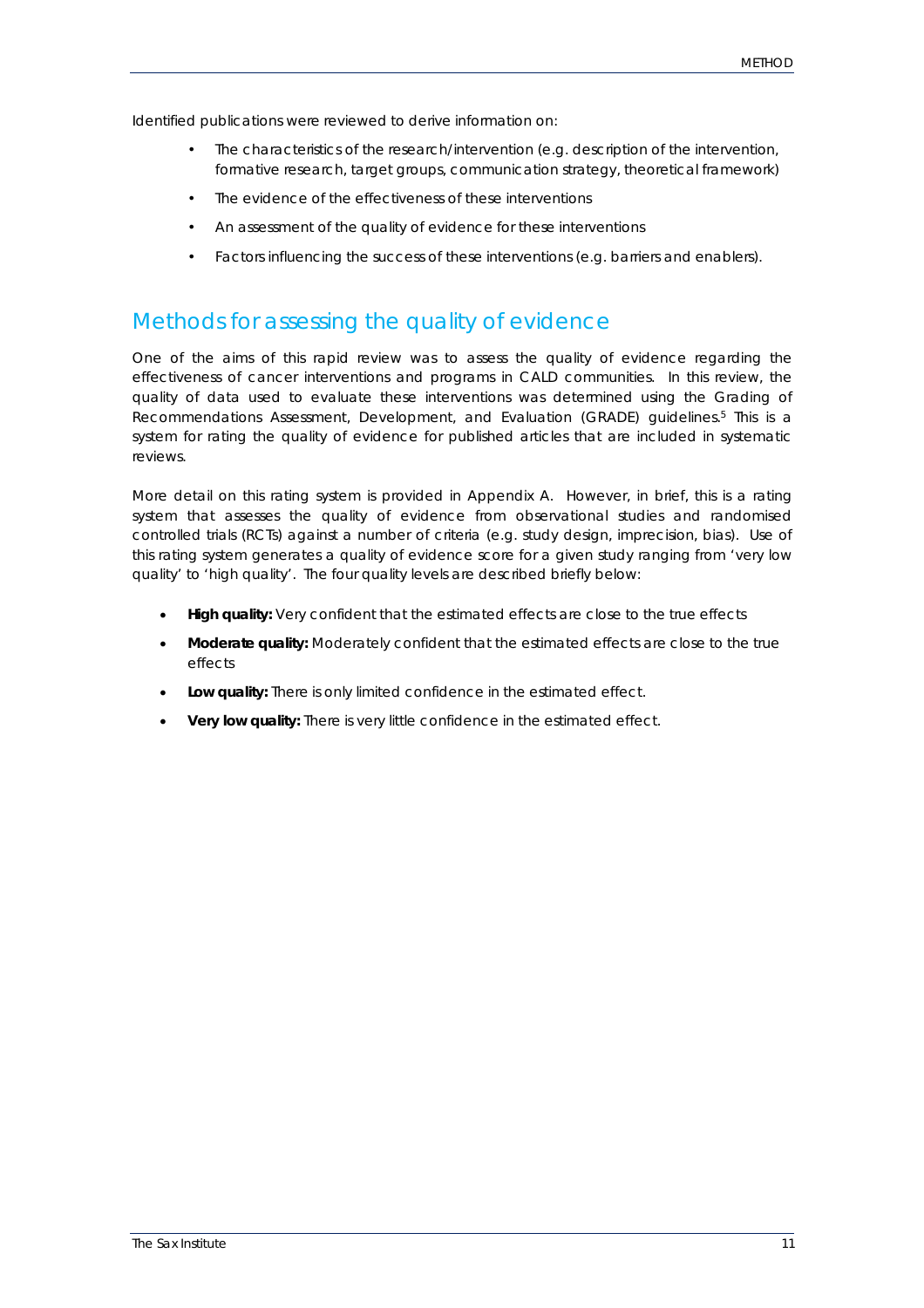Identified publications were reviewed to derive information on:

- The characteristics of the research/intervention (e.g. description of the intervention, formative research, target groups, communication strategy, theoretical framework)
- The evidence of the effectiveness of these interventions
- An assessment of the quality of evidence for these interventions
- Factors influencing the success of these interventions (e.g. barriers and enablers).

## Methods for assessing the quality of evidence

One of the aims of this rapid review was to assess the quality of evidence regarding the effectiveness of cancer interventions and programs in CALD communities. In this review, the quality of data used to evaluate these interventions was determined using the Grading of Recommendations Assessment, Development, and Evaluation (GRADE) guidelines.[5] This is a system for rating the quality of evidence for published articles that are included in systematic reviews.

More detail on this rating system is provided in Appendix A. However, in brief, this is a rating system that assesses the quality of evidence from observational studies and randomised controlled trials (RCTs) against a number of criteria (e.g. study design, imprecision, bias). Use of this rating system generates a quality of evidence score for a given study ranging from 'very low quality' to 'high quality'. The four quality levels are described briefly below:

- **High quality:** Very confident that the estimated effects are close to the true effects
- **Moderate quality:** Moderately confident that the estimated effects are close to the true effects
- **Low quality:** There is only limited confidence in the estimated effect.
- **Very low quality:** There is very little confidence in the estimated effect.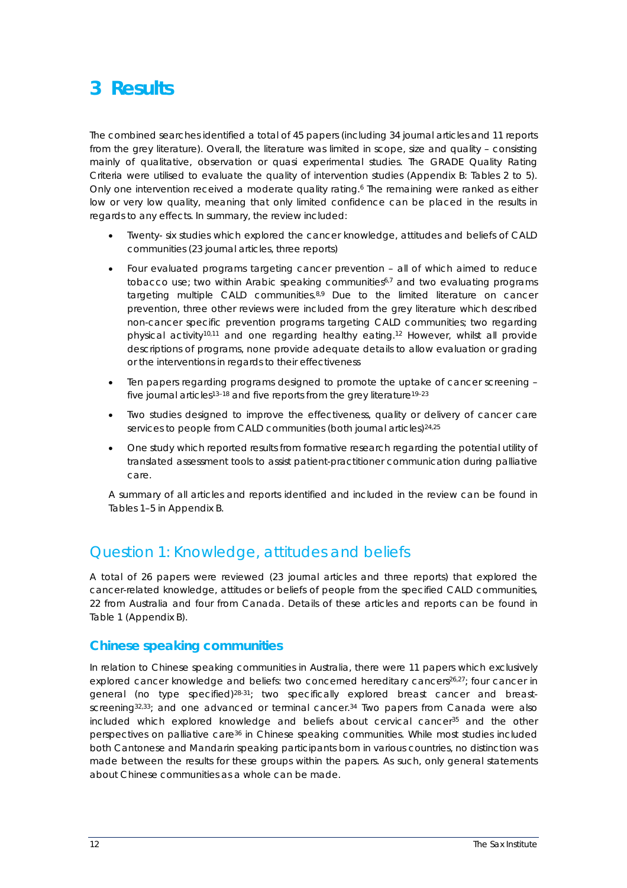# 3 Results

The combined searches identified a total of 45 papers (including 34 journal articles and 11 reports from the grey literature). Overall, the literature was limited in scope, size and quality – consisting mainly of qualitative, observation or quasi experimental studies. The GRADE Quality Rating Criteria were utilised to evaluate the quality of intervention studies (Appendix B: Tables 2 to 5). Only one intervention received a moderate quality rating.[6] The remaining were ranked as either low or very low quality, meaning that only limited confidence can be placed in the results in regards to any effects. In summary, the review included:

- Twenty- six studies which explored the cancer knowledge, attitudes and beliefs of CALD communities (23 journal articles, three reports)
- Four evaluated programs targeting cancer prevention – all of which aimed to reduce tobacco use; two within Arabic speaking communities[6,7] and two evaluating programs targeting multiple CALD communities.[8,9] Due to the limited literature on cancer prevention, three other reviews were included from the grey literature which described non-cancer specific prevention programs targeting CALD communities; two regarding physical activity[10,11] and one regarding healthy eating.[12] However, whilst all provide descriptions of programs, none provide adequate details to allow evaluation or grading or the interventions in regards to their effectiveness
- Ten papers regarding programs designed to promote the uptake of cancer screening – five journal articles[13–18] and five reports from the grey literature[19–23]
- Two studies designed to improve the effectiveness, quality or delivery of cancer care services to people from CALD communities (both journal articles)[24,25]
- One study which reported results from formative research regarding the potential utility of translated assessment tools to assist patient-practitioner communication during palliative care.

A summary of all articles and reports identified and included in the review can be found in Tables 1–5 in Appendix B.

## Question 1: Knowledge, attitudes and beliefs

A total of 26 papers were reviewed (23 journal articles and three reports) that explored the cancer-related knowledge, attitudes or beliefs of people from the specified CALD communities, 22 from Australia and four from Canada. Details of these articles and reports can be found in Table 1 (Appendix B).

### Chinese speaking communities

In relation to Chinese speaking communities in Australia, there were 11 papers which exclusively explored cancer knowledge and beliefs: two concerned hereditary cancers[26,27]; four cancer in general (no type specified)[28-31]; two specifically explored breast cancer and breast-screening[32,33]; and one advanced or terminal cancer.[34] Two papers from Canada were also included which explored knowledge and beliefs about cervical cancer[35] and the other perspectives on palliative care[36] in Chinese speaking communities. While most studies included both Cantonese and Mandarin speaking participants born in various countries, no distinction was made between the results for these groups within the papers. As such, only general statements about Chinese communities as a whole can be made.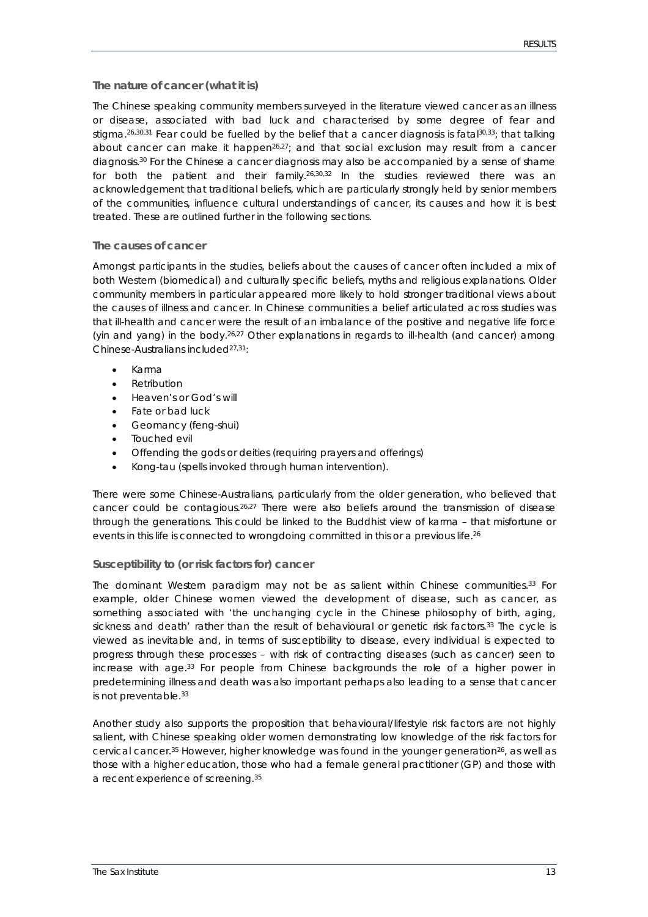### The nature of cancer (what it is)

The Chinese speaking community members surveyed in the literature viewed cancer as an illness or disease, associated with bad luck and characterised by some degree of fear and stigma.[26,30,31] Fear could be fuelled by the belief that a cancer diagnosis is fatal[30,33]; that talking about cancer can make it happen[26,27]; and that social exclusion may result from a cancer diagnosis.[30] For the Chinese a cancer diagnosis may also be accompanied by a sense of shame for both the patient and their family.[26,30,32] In the studies reviewed there was an acknowledgement that traditional beliefs, which are particularly strongly held by senior members of the communities, influence cultural understandings of cancer, its causes and how it is best treated. These are outlined further in the following sections.

### The causes of cancer

Amongst participants in the studies, beliefs about the causes of cancer often included a mix of both Western (biomedical) and culturally specific beliefs, myths and religious explanations. Older community members in particular appeared more likely to hold stronger traditional views about the causes of illness and cancer. In Chinese communities a belief articulated across studies was that ill-health and cancer were the result of an imbalance of the positive and negative life force (yin and yang) in the body.[26,27] Other explanations in regards to ill-health (and cancer) among Chinese-Australians included[27,31]:

- Karma
- Retribution
- Heaven's or God's will
- Fate or bad luck
- Geomancy (feng-shui)
- Touched evil
- Offending the gods or deities (requiring prayers and offerings)
- Kong-tau (spells invoked through human intervention).

There were some Chinese-Australians, particularly from the older generation, who believed that cancer could be contagious.[26,27] There were also beliefs around the transmission of disease through the generations. This could be linked to the Buddhist view of karma – that misfortune or events in this life is connected to wrongdoing committed in this or a previous life.[26]

### Susceptibility to (or risk factors for) cancer

The dominant Western paradigm may not be as salient within Chinese communities.[33] For example, older Chinese women viewed the development of disease, such as cancer, as something associated with 'the unchanging cycle in the Chinese philosophy of birth, aging, sickness and death' rather than the result of behavioural or genetic risk factors.[33] The cycle is viewed as inevitable and, in terms of susceptibility to disease, every individual is expected to progress through these processes – with risk of contracting diseases (such as cancer) seen to increase with age.[33] For people from Chinese backgrounds the role of a higher power in predetermining illness and death was also important perhaps also leading to a sense that cancer is not preventable.[33]

Another study also supports the proposition that behavioural/lifestyle risk factors are not highly salient, with Chinese speaking older women demonstrating low knowledge of the risk factors for cervical cancer.[35] However, higher knowledge was found in the younger generation[26], as well as those with a higher education, those who had a female general practitioner (GP) and those with a recent experience of screening.[35]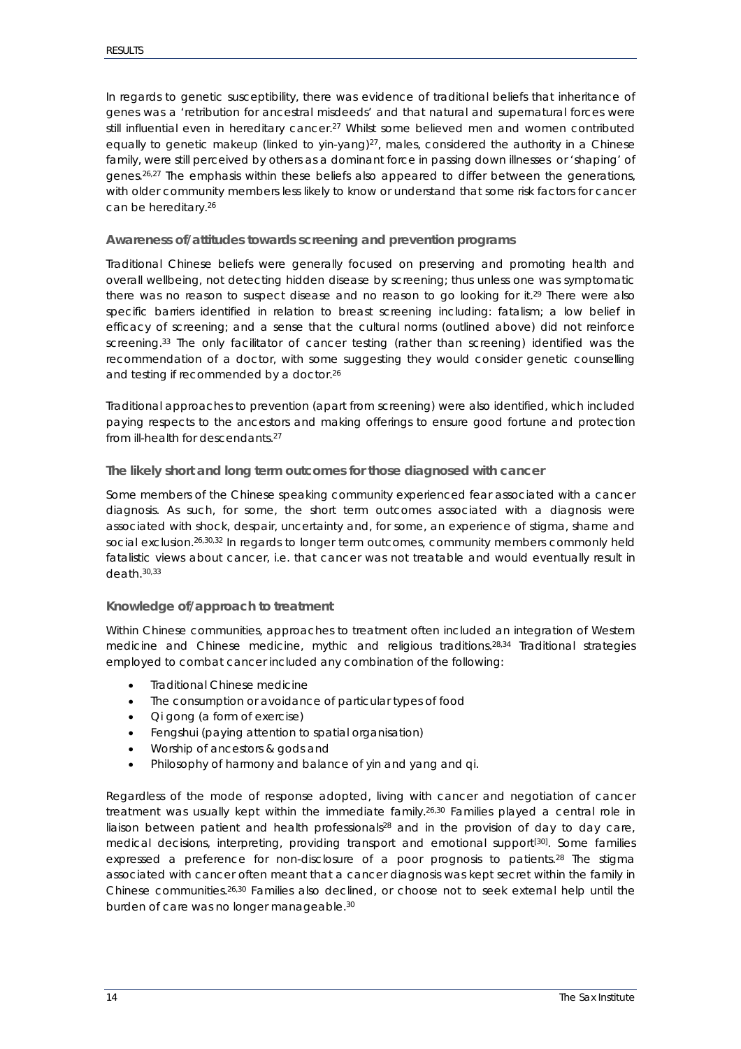In regards to genetic susceptibility, there was evidence of traditional beliefs that inheritance of genes was a 'retribution for ancestral misdeeds' and that natural and supernatural forces were still influential even in hereditary cancer.[27] Whilst some believed men and women contributed equally to genetic makeup (linked to yin-yang)[27], males, considered the authority in a Chinese family, were still perceived by others as a dominant force in passing down illnesses or 'shaping' of genes.[26,27] The emphasis within these beliefs also appeared to differ between the generations, with older community members less likely to know or understand that some risk factors for cancer can be hereditary.[26]

### Awareness of/attitudes towards screening and prevention programs

Traditional Chinese beliefs were generally focused on preserving and promoting health and overall wellbeing, not detecting hidden disease by screening; thus unless one was symptomatic there was no reason to suspect disease and no reason to go looking for it.[29] There were also specific barriers identified in relation to breast screening including: fatalism; a low belief in efficacy of screening; and a sense that the cultural norms (outlined above) did not reinforce screening.[33] The only facilitator of cancer testing (rather than screening) identified was the recommendation of a doctor, with some suggesting they would consider genetic counselling and testing if recommended by a doctor.[26]

Traditional approaches to prevention (apart from screening) were also identified, which included paying respects to the ancestors and making offerings to ensure good fortune and protection from ill-health for descendants.[27]

### The likely short and long term outcomes for those diagnosed with cancer

Some members of the Chinese speaking community experienced fear associated with a cancer diagnosis. As such, for some, the short term outcomes associated with a diagnosis were associated with shock, despair, uncertainty and, for some, an experience of stigma, shame and social exclusion.[26,30,32] In regards to longer term outcomes, community members commonly held fatalistic views about cancer, i.e. that cancer was not treatable and would eventually result in death.[30,33]

### Knowledge of/approach to treatment

Within Chinese communities, approaches to treatment often included an integration of Western medicine and Chinese medicine, mythic and religious traditions.[28,34] Traditional strategies employed to combat cancer included any combination of the following:

- Traditional Chinese medicine
- The consumption or avoidance of particular types of food
- Qi gong (a form of exercise)
- Fengshui (paying attention to spatial organisation)
- Worship of ancestors & gods and
- Philosophy of harmony and balance of yin and yang and qi.

Regardless of the mode of response adopted, living with cancer and negotiation of cancer treatment was usually kept within the immediate family.[26,30] Families played a central role in liaison between patient and health professionals[28] and in the provision of day to day care, medical decisions, interpreting, providing transport and emotional support[30]. Some families expressed a preference for non-disclosure of a poor prognosis to patients.[28] The stigma associated with cancer often meant that a cancer diagnosis was kept secret within the family in Chinese communities.[26,30] Families also declined, or choose not to seek external help until the burden of care was no longer manageable.[30]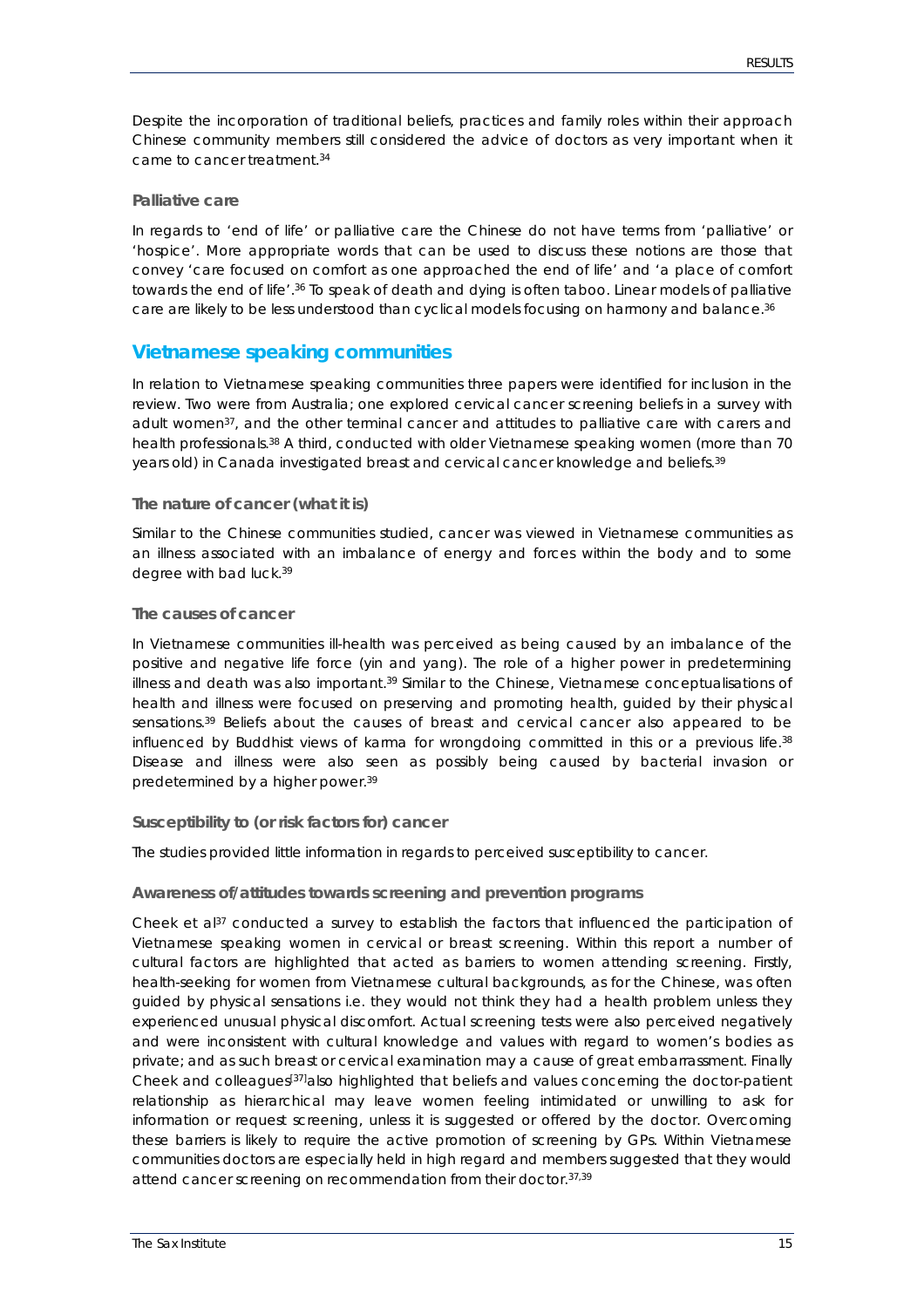Despite the incorporation of traditional beliefs, practices and family roles within their approach Chinese community members still considered the advice of doctors as very important when it came to cancer treatment.[34]

### Palliative care

In regards to 'end of life' or palliative care the Chinese do not have terms from 'palliative' or 'hospice'. More appropriate words that can be used to discuss these notions are those that convey 'care focused on comfort as one approached the end of life' and 'a place of comfort towards the end of life'.[36] To speak of death and dying is often taboo. Linear models of palliative care are likely to be less understood than cyclical models focusing on harmony and balance.[36]

## Vietnamese speaking communities

In relation to Vietnamese speaking communities three papers were identified for inclusion in the review. Two were from Australia; one explored cervical cancer screening beliefs in a survey with adult women[37], and the other terminal cancer and attitudes to palliative care with carers and health professionals.[38] A third, conducted with older Vietnamese speaking women (more than 70 years old) in Canada investigated breast and cervical cancer knowledge and beliefs.[39]

### The nature of cancer (what it is)

Similar to the Chinese communities studied, cancer was viewed in Vietnamese communities as an illness associated with an imbalance of energy and forces within the body and to some degree with bad luck.[39]

### The causes of cancer

In Vietnamese communities ill-health was perceived as being caused by an imbalance of the positive and negative life force (yin and yang). The role of a higher power in predetermining illness and death was also important.[39] Similar to the Chinese, Vietnamese conceptualisations of health and illness were focused on preserving and promoting health, guided by their physical sensations.[39] Beliefs about the causes of breast and cervical cancer also appeared to be influenced by Buddhist views of karma for wrongdoing committed in this or a previous life.[38] Disease and illness were also seen as possibly being caused by bacterial invasion or predetermined by a higher power.[39]

### Susceptibility to (or risk factors for) cancer

The studies provided little information in regards to perceived susceptibility to cancer.

### Awareness of/attitudes towards screening and prevention programs

Cheek et al[37] conducted a survey to establish the factors that influenced the participation of Vietnamese speaking women in cervical or breast screening. Within this report a number of cultural factors are highlighted that acted as barriers to women attending screening. Firstly, health-seeking for women from Vietnamese cultural backgrounds, as for the Chinese, was often guided by physical sensations i.e. they would not think they had a health problem unless they experienced unusual physical discomfort. Actual screening tests were also perceived negatively and were inconsistent with cultural knowledge and values with regard to women's bodies as private; and as such breast or cervical examination may a cause of great embarrassment. Finally Cheek and colleagues[37]also highlighted that beliefs and values concerning the doctor-patient relationship as hierarchical may leave women feeling intimidated or unwilling to ask for information or request screening, unless it is suggested or offered by the doctor. Overcoming these barriers is likely to require the active promotion of screening by GPs. Within Vietnamese communities doctors are especially held in high regard and members suggested that they would attend cancer screening on recommendation from their doctor.[37,39]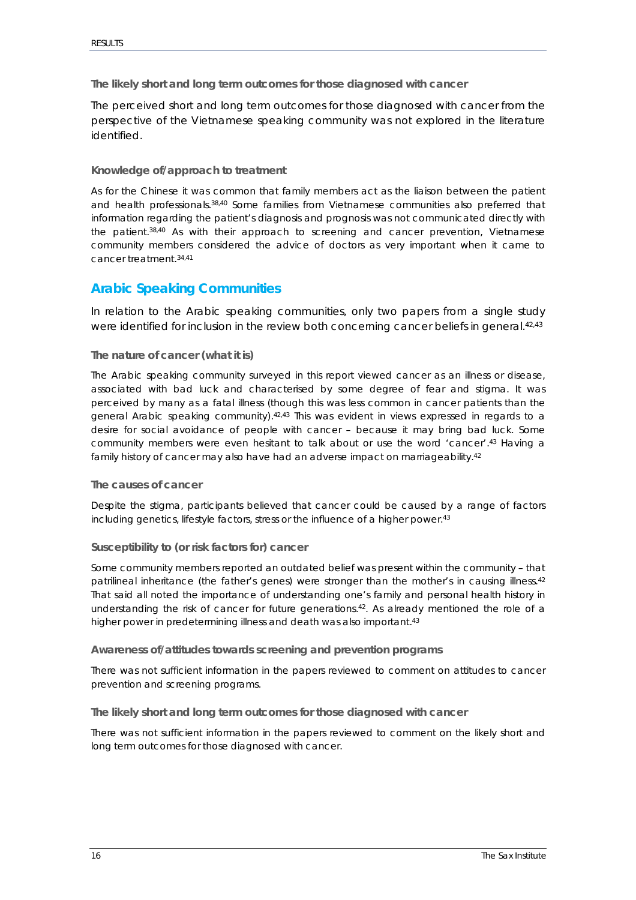### The likely short and long term outcomes for those diagnosed with cancer

The perceived short and long term outcomes for those diagnosed with cancer from the perspective of the Vietnamese speaking community was not explored in the literature identified.

### Knowledge of/approach to treatment

As for the Chinese it was common that family members act as the liaison between the patient and health professionals.[38,40] Some families from Vietnamese communities also preferred that information regarding the patient's diagnosis and prognosis was not communicated directly with the patient.[38,40] As with their approach to screening and cancer prevention, Vietnamese community members considered the advice of doctors as very important when it came to cancer treatment.[34,41]

## Arabic Speaking Communities

In relation to the Arabic speaking communities, only two papers from a single study were identified for inclusion in the review both concerning cancer beliefs in general.[42,43]

### The nature of cancer (what it is)

The Arabic speaking community surveyed in this report viewed cancer as an illness or disease, associated with bad luck and characterised by some degree of fear and stigma. It was perceived by many as a fatal illness (though this was less common in cancer patients than the general Arabic speaking community).[42,43] This was evident in views expressed in regards to a desire for social avoidance of people with cancer – because it may bring bad luck. Some community members were even hesitant to talk about or use the word 'cancer'.[43] Having a family history of cancer may also have had an adverse impact on marriageability.[42]

### The causes of cancer

Despite the stigma, participants believed that cancer could be caused by a range of factors including genetics, lifestyle factors, stress or the influence of a higher power.[43]

### Susceptibility to (or risk factors for) cancer

Some community members reported an outdated belief was present within the community – that patrilineal inheritance (the father's genes) were stronger than the mother's in causing illness.[42] That said all noted the importance of understanding one's family and personal health history in understanding the risk of cancer for future generations[42]. As already mentioned the role of a higher power in predetermining illness and death was also important.[43]

### Awareness of/attitudes towards screening and prevention programs

There was not sufficient information in the papers reviewed to comment on attitudes to cancer prevention and screening programs.

### The likely short and long term outcomes for those diagnosed with cancer

There was not sufficient information in the papers reviewed to comment on the likely short and long term outcomes for those diagnosed with cancer.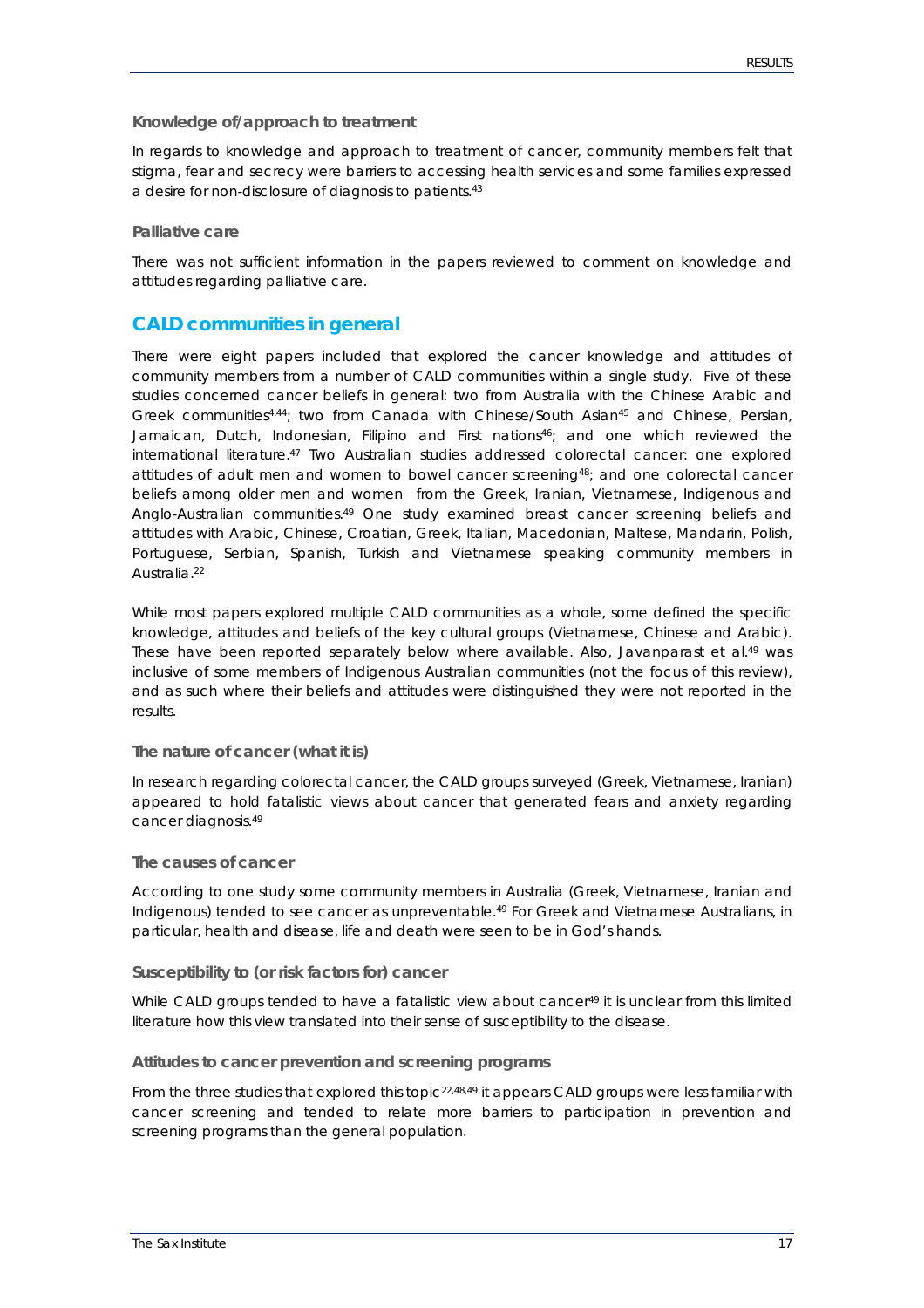### Knowledge of/approach to treatment

In regards to knowledge and approach to treatment of cancer, community members felt that stigma, fear and secrecy were barriers to accessing health services and some families expressed a desire for non-disclosure of diagnosis to patients.[43]

### Palliative care

There was not sufficient information in the papers reviewed to comment on knowledge and attitudes regarding palliative care.

## CALD communities in general

There were eight papers included that explored the cancer knowledge and attitudes of community members from a number of CALD communities within a single study. Five of these studies concerned cancer beliefs in general: two from Australia with the Chinese Arabic and Greek communities[4,44]; two from Canada with Chinese/South Asian[45] and Chinese, Persian, Jamaican, Dutch, Indonesian, Filipino and First nations[46]; and one which reviewed the international literature.[47] Two Australian studies addressed colorectal cancer: one explored attitudes of adult men and women to bowel cancer screening[48]; and one colorectal cancer beliefs among older men and women from the Greek, Iranian, Vietnamese, Indigenous and Anglo-Australian communities.[49] One study examined breast cancer screening beliefs and attitudes with Arabic, Chinese, Croatian, Greek, Italian, Macedonian, Maltese, Mandarin, Polish, Portuguese, Serbian, Spanish, Turkish and Vietnamese speaking community members in Australia.[22]

While most papers explored multiple CALD communities as a whole, some defined the specific knowledge, attitudes and beliefs of the key cultural groups (Vietnamese, Chinese and Arabic). These have been reported separately below where available. Also, Javanparast et al.[49] was inclusive of some members of Indigenous Australian communities (not the focus of this review), and as such where their beliefs and attitudes were distinguished they were not reported in the results.

### The nature of cancer (what it is)

In research regarding colorectal cancer, the CALD groups surveyed (Greek, Vietnamese, Iranian) appeared to hold fatalistic views about cancer that generated fears and anxiety regarding cancer diagnosis.[49]

### The causes of cancer

According to one study some community members in Australia (Greek, Vietnamese, Iranian and Indigenous) tended to see cancer as unpreventable.[49] For Greek and Vietnamese Australians, in particular, health and disease, life and death were seen to be in God's hands.

### Susceptibility to (or risk factors for) cancer

While CALD groups tended to have a fatalistic view about cancer[49] it is unclear from this limited literature how this view translated into their sense of susceptibility to the disease.

### Attitudes to cancer prevention and screening programs

From the three studies that explored this topic[22,48,49] it appears CALD groups were less familiar with cancer screening and tended to relate more barriers to participation in prevention and screening programs than the general population.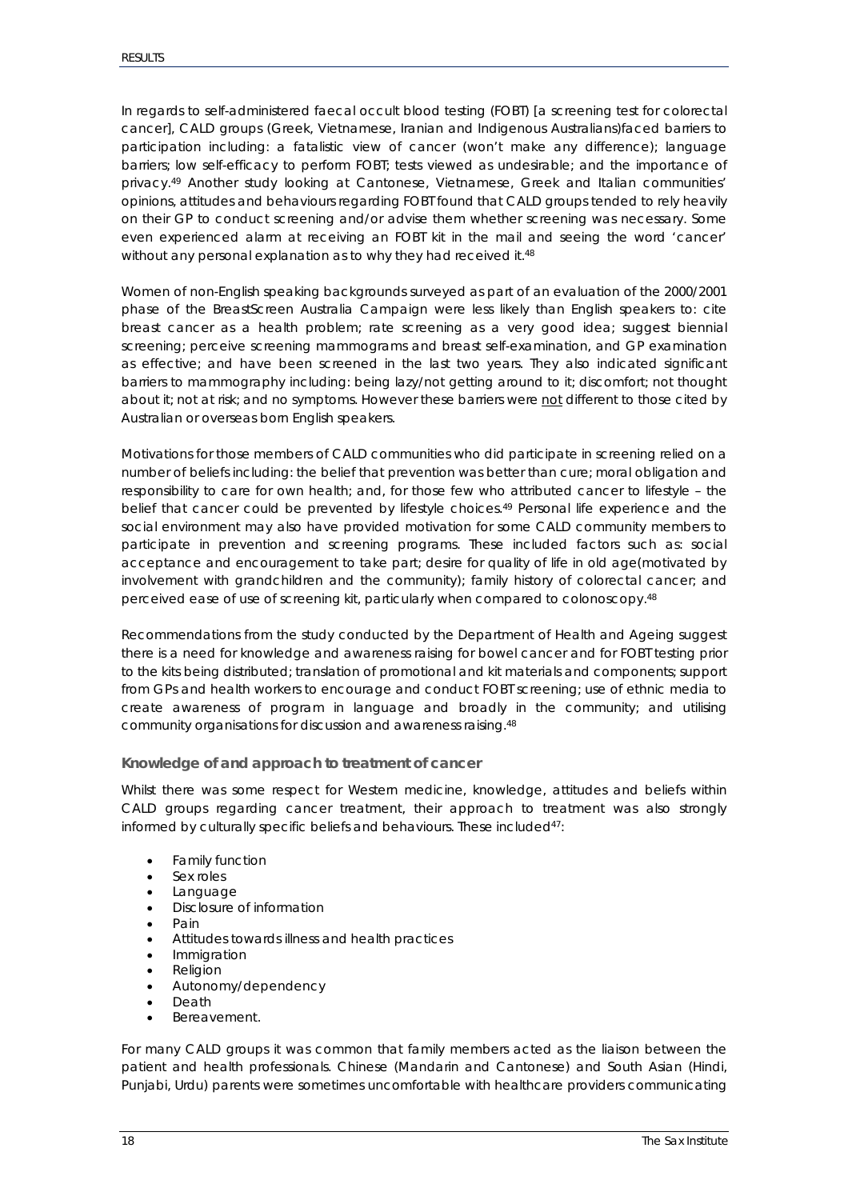In regards to self-administered faecal occult blood testing (FOBT) [a screening test for colorectal cancer], CALD groups (Greek, Vietnamese, Iranian and Indigenous Australians)faced barriers to participation including: a fatalistic view of cancer (won't make any difference); language barriers; low self-efficacy to perform FOBT; tests viewed as undesirable; and the importance of privacy.[49] Another study looking at Cantonese, Vietnamese, Greek and Italian communities' opinions, attitudes and behaviours regarding FOBT found that CALD groups tended to rely heavily on their GP to conduct screening and/or advise them whether screening was necessary. Some even experienced alarm at receiving an FOBT kit in the mail and seeing the word 'cancer' without any personal explanation as to why they had received it.[48]

Women of non-English speaking backgrounds surveyed as part of an evaluation of the 2000/2001 phase of the BreastScreen Australia Campaign were less likely than English speakers to: cite breast cancer as a health problem; rate screening as a very good idea; suggest biennial screening; perceive screening mammograms and breast self-examination, and GP examination as effective; and have been screened in the last two years. They also indicated significant barriers to mammography including: being lazy/not getting around to it; discomfort; not thought about it; not at risk; and no symptoms. However these barriers were <u>not</u> different to those cited by Australian or overseas born English speakers.

Motivations for those members of CALD communities who did participate in screening relied on a number of beliefs including: the belief that prevention was better than cure; moral obligation and responsibility to care for own health; and, for those few who attributed cancer to lifestyle – the belief that cancer could be prevented by lifestyle choices.[49] Personal life experience and the social environment may also have provided motivation for some CALD community members to participate in prevention and screening programs. These included factors such as: social acceptance and encouragement to take part; desire for quality of life in old age(motivated by involvement with grandchildren and the community); family history of colorectal cancer; and perceived ease of use of screening kit, particularly when compared to colonoscopy.[48]

Recommendations from the study conducted by the Department of Health and Ageing suggest there is a need for knowledge and awareness raising for bowel cancer and for FOBT testing prior to the kits being distributed; translation of promotional and kit materials and components; support from GPs and health workers to encourage and conduct FOBT screening; use of ethnic media to create awareness of program in language and broadly in the community; and utilising community organisations for discussion and awareness raising.[48]

### Knowledge of and approach to treatment of cancer

Whilst there was some respect for Western medicine, knowledge, attitudes and beliefs within CALD groups regarding cancer treatment, their approach to treatment was also strongly informed by culturally specific beliefs and behaviours. These included[47]:

- Family function
- Sex roles
- Language
- Disclosure of information
- Pain
- Attitudes towards illness and health practices
- Immigration
- Religion
- Autonomy/dependency
- Death
- Bereavement.

For many CALD groups it was common that family members acted as the liaison between the patient and health professionals. Chinese (Mandarin and Cantonese) and South Asian (Hindi, Punjabi, Urdu) parents were sometimes uncomfortable with healthcare providers communicating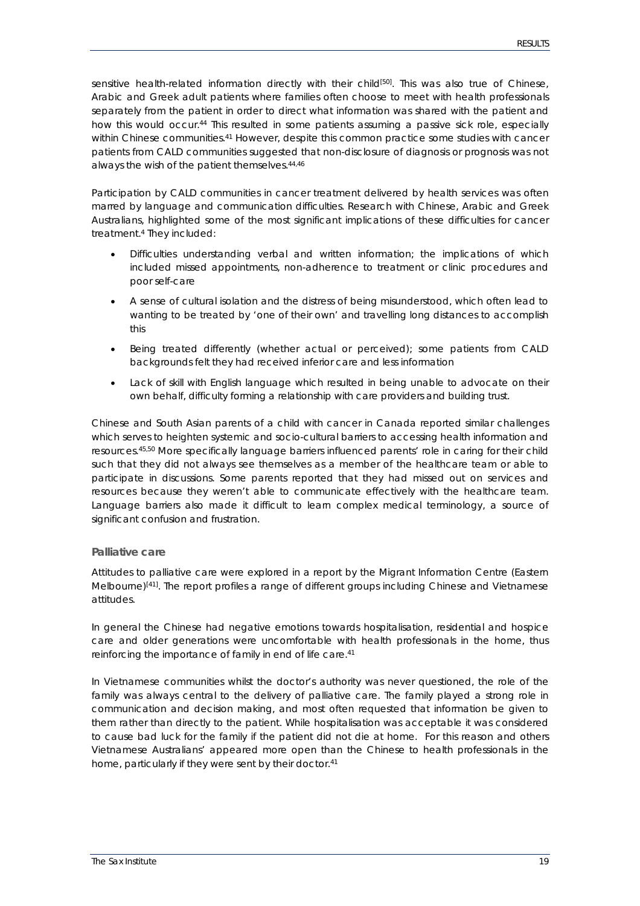sensitive health-related information directly with their child[50]. This was also true of Chinese, Arabic and Greek adult patients where families often choose to meet with health professionals separately from the patient in order to direct what information was shared with the patient and how this would occur.[44] This resulted in some patients assuming a passive sick role, especially within Chinese communities.[41] However, despite this common practice some studies with cancer patients from CALD communities suggested that non-disclosure of diagnosis or prognosis was not always the wish of the patient themselves.[44,46]

Participation by CALD communities in cancer treatment delivered by health services was often marred by language and communication difficulties. Research with Chinese, Arabic and Greek Australians, highlighted some of the most significant implications of these difficulties for cancer treatment.[4] They included:

- Difficulties understanding verbal and written information; the implications of which included missed appointments, non-adherence to treatment or clinic procedures and poor self-care
- A sense of cultural isolation and the distress of being misunderstood, which often lead to wanting to be treated by 'one of their own' and travelling long distances to accomplish this
- Being treated differently (whether actual or perceived); some patients from CALD backgrounds felt they had received inferior care and less information
- Lack of skill with English language which resulted in being unable to advocate on their own behalf, difficulty forming a relationship with care providers and building trust.

Chinese and South Asian parents of a child with cancer in Canada reported similar challenges which serves to heighten systemic and socio-cultural barriers to accessing health information and resources.[45,50] More specifically language barriers influenced parents' role in caring for their child such that they did not always see themselves as a member of the healthcare team or able to participate in discussions. Some parents reported that they had missed out on services and resources because they weren't able to communicate effectively with the healthcare team. Language barriers also made it difficult to learn complex medical terminology, a source of significant confusion and frustration.

### Palliative care

Attitudes to palliative care were explored in a report by the Migrant Information Centre (Eastern Melbourne)[41]. The report profiles a range of different groups including Chinese and Vietnamese attitudes.

In general the Chinese had negative emotions towards hospitalisation, residential and hospice care and older generations were uncomfortable with health professionals in the home, thus reinforcing the importance of family in end of life care.[41]

In Vietnamese communities whilst the doctor's authority was never questioned, the role of the family was always central to the delivery of palliative care. The family played a strong role in communication and decision making, and most often requested that information be given to them rather than directly to the patient. While hospitalisation was acceptable it was considered to cause bad luck for the family if the patient did not die at home. For this reason and others Vietnamese Australians' appeared more open than the Chinese to health professionals in the home, particularly if they were sent by their doctor.[41]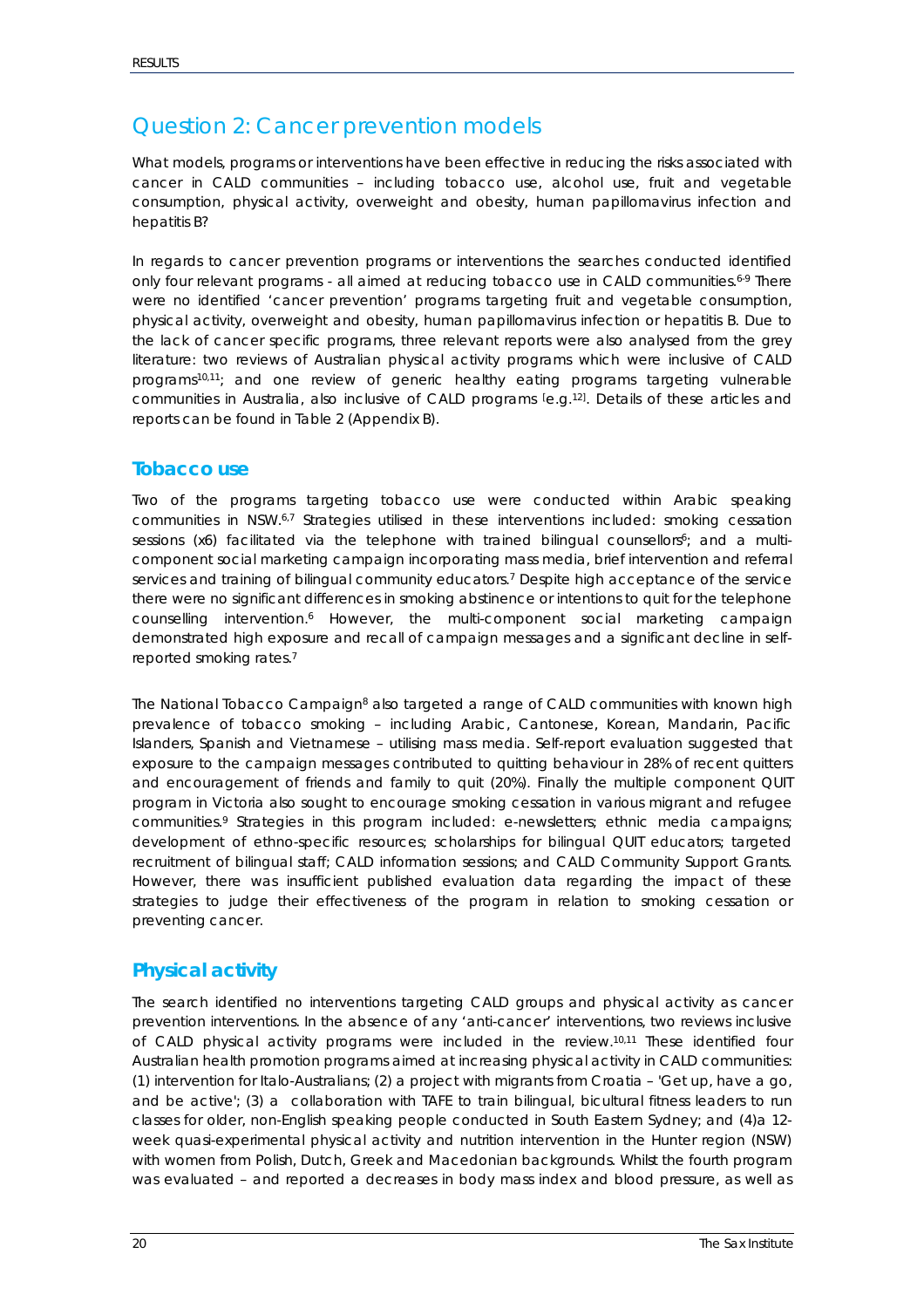## Question 2: Cancer prevention models

What models, programs or interventions have been effective in reducing the risks associated with cancer in CALD communities – including tobacco use, alcohol use, fruit and vegetable consumption, physical activity, overweight and obesity, human papillomavirus infection and hepatitis B?

In regards to cancer prevention programs or interventions the searches conducted identified only four relevant programs - all aimed at reducing tobacco use in CALD communities.[6-9] There were no identified 'cancer prevention' programs targeting fruit and vegetable consumption, physical activity, overweight and obesity, human papillomavirus infection or hepatitis B. Due to the lack of cancer specific programs, three relevant reports were also analysed from the grey literature: two reviews of Australian physical activity programs which were inclusive of CALD programs[10,11]; and one review of generic healthy eating programs targeting vulnerable communities in Australia, also inclusive of CALD programs [e.g.[12]]. Details of these articles and reports can be found in Table 2 (Appendix B).

### Tobacco use

Two of the programs targeting tobacco use were conducted within Arabic speaking communities in NSW.[6,7] Strategies utilised in these interventions included: smoking cessation sessions (x6) facilitated via the telephone with trained bilingual counsellors[6]; and a multi-component social marketing campaign incorporating mass media, brief intervention and referral services and training of bilingual community educators.[7] Despite high acceptance of the service there were no significant differences in smoking abstinence or intentions to quit for the telephone counselling intervention.[6] However, the multi-component social marketing campaign demonstrated high exposure and recall of campaign messages and a significant decline in self-reported smoking rates.[7]

The National Tobacco Campaign[8] also targeted a range of CALD communities with known high prevalence of tobacco smoking – including Arabic, Cantonese, Korean, Mandarin, Pacific Islanders, Spanish and Vietnamese – utilising mass media. Self-report evaluation suggested that exposure to the campaign messages contributed to quitting behaviour in 28% of recent quitters and encouragement of friends and family to quit (20%). Finally the multiple component QUIT program in Victoria also sought to encourage smoking cessation in various migrant and refugee communities.[9] Strategies in this program included: e-newsletters; ethnic media campaigns; development of ethno-specific resources; scholarships for bilingual QUIT educators; targeted recruitment of bilingual staff; CALD information sessions; and CALD Community Support Grants. However, there was insufficient published evaluation data regarding the impact of these strategies to judge their effectiveness of the program in relation to smoking cessation or preventing cancer.

### Physical activity

The search identified no interventions targeting CALD groups and physical activity as cancer prevention interventions. In the absence of any 'anti-cancer' interventions, two reviews inclusive of CALD physical activity programs were included in the review.[10,11] These identified four Australian health promotion programs aimed at increasing physical activity in CALD communities: (1) intervention for Italo-Australians; (2) a project with migrants from Croatia – 'Get up, have a go, and be active'; (3) a collaboration with TAFE to train bilingual, bicultural fitness leaders to run classes for older, non-English speaking people conducted in South Eastern Sydney; and (4)a 12-week quasi-experimental physical activity and nutrition intervention in the Hunter region (NSW) with women from Polish, Dutch, Greek and Macedonian backgrounds. Whilst the fourth program was evaluated – and reported a decreases in body mass index and blood pressure, as well as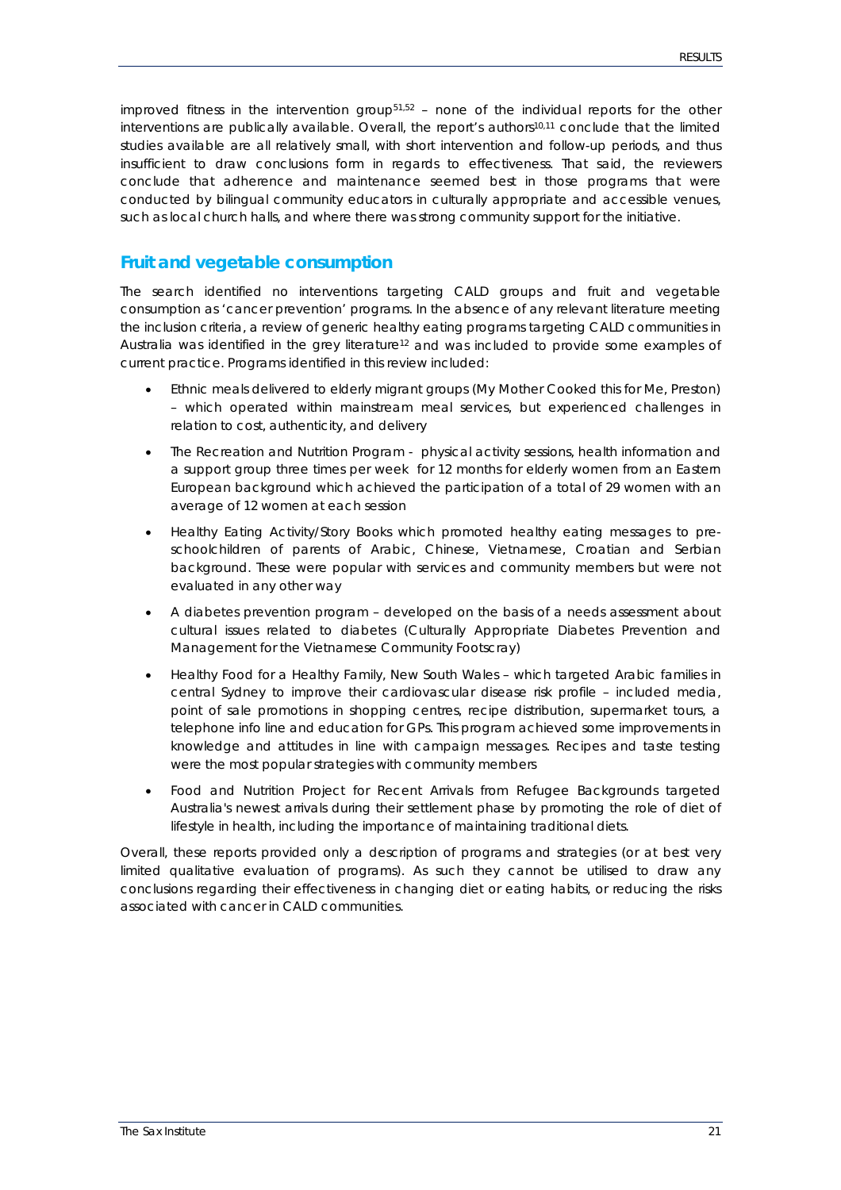improved fitness in the intervention group[51,52] – none of the individual reports for the other interventions are publically available. Overall, the report's authors[10,11] conclude that the limited studies available are all relatively small, with short intervention and follow-up periods, and thus insufficient to draw conclusions form in regards to effectiveness. That said, the reviewers conclude that adherence and maintenance seemed best in those programs that were conducted by bilingual community educators in culturally appropriate and accessible venues, such as local church halls, and where there was strong community support for the initiative.

## Fruit and vegetable consumption

The search identified no interventions targeting CALD groups and fruit and vegetable consumption as 'cancer prevention' programs. In the absence of any relevant literature meeting the inclusion criteria, a review of generic healthy eating programs targeting CALD communities in Australia was identified in the grey literature[12] and was included to provide some examples of current practice. Programs identified in this review included:

- Ethnic meals delivered to elderly migrant groups (My Mother Cooked this for Me, Preston) – which operated within mainstream meal services, but experienced challenges in relation to cost, authenticity, and delivery
- The Recreation and Nutrition Program - physical activity sessions, health information and a support group three times per week for 12 months for elderly women from an Eastern European background which achieved the participation of a total of 29 women with an average of 12 women at each session
- Healthy Eating Activity/Story Books which promoted healthy eating messages to pre-schoolchildren of parents of Arabic, Chinese, Vietnamese, Croatian and Serbian background. These were popular with services and community members but were not evaluated in any other way
- A diabetes prevention program – developed on the basis of a needs assessment about cultural issues related to diabetes (Culturally Appropriate Diabetes Prevention and Management for the Vietnamese Community Footscray)
- Healthy Food for a Healthy Family, New South Wales – which targeted Arabic families in central Sydney to improve their cardiovascular disease risk profile – included media, point of sale promotions in shopping centres, recipe distribution, supermarket tours, a telephone info line and education for GPs. This program achieved some improvements in knowledge and attitudes in line with campaign messages. Recipes and taste testing were the most popular strategies with community members
- Food and Nutrition Project for Recent Arrivals from Refugee Backgrounds targeted Australia's newest arrivals during their settlement phase by promoting the role of diet of lifestyle in health, including the importance of maintaining traditional diets.

Overall, these reports provided only a description of programs and strategies (or at best very limited qualitative evaluation of programs). As such they cannot be utilised to draw any conclusions regarding their effectiveness in changing diet or eating habits, or reducing the risks associated with cancer in CALD communities.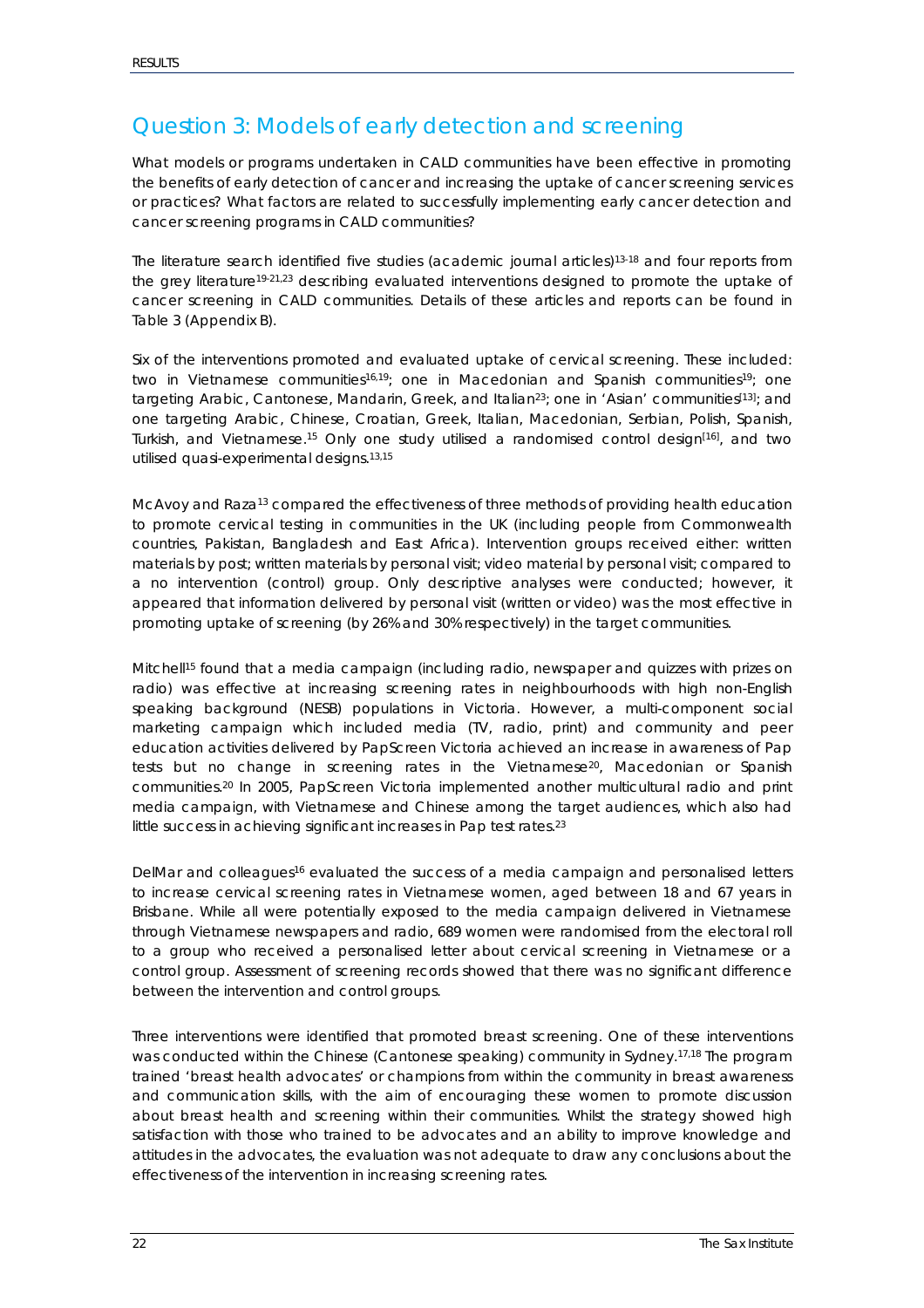## Question 3: Models of early detection and screening

What models or programs undertaken in CALD communities have been effective in promoting the benefits of early detection of cancer and increasing the uptake of cancer screening services or practices? What factors are related to successfully implementing early cancer detection and cancer screening programs in CALD communities?

The literature search identified five studies (academic journal articles)[13-18] and four reports from the grey literature[19-21,23] describing evaluated interventions designed to promote the uptake of cancer screening in CALD communities. Details of these articles and reports can be found in Table 3 (Appendix B).

Six of the interventions promoted and evaluated uptake of cervical screening. These included: two in Vietnamese communities[16,19]; one in Macedonian and Spanish communities[19]; one targeting Arabic, Cantonese, Mandarin, Greek, and Italian[23]; one in 'Asian' communities[13]; and one targeting Arabic, Chinese, Croatian, Greek, Italian, Macedonian, Serbian, Polish, Spanish, Turkish, and Vietnamese.[15] Only one study utilised a randomised control design[16], and two utilised quasi-experimental designs.[13,15]

McAvoy and Raza[13] compared the effectiveness of three methods of providing health education to promote cervical testing in communities in the UK (including people from Commonwealth countries, Pakistan, Bangladesh and East Africa). Intervention groups received either: written materials by post; written materials by personal visit; video material by personal visit; compared to a no intervention (control) group. Only descriptive analyses were conducted; however, it appeared that information delivered by personal visit (written or video) was the most effective in promoting uptake of screening (by 26% and 30% respectively) in the target communities.

Mitchell[15] found that a media campaign (including radio, newspaper and quizzes with prizes on radio) was effective at increasing screening rates in neighbourhoods with high non-English speaking background (NESB) populations in Victoria. However, a multi-component social marketing campaign which included media (TV, radio, print) and community and peer education activities delivered by PapScreen Victoria achieved an increase in awareness of Pap tests but no change in screening rates in the Vietnamese[20], Macedonian or Spanish communities.[20] In 2005, PapScreen Victoria implemented another multicultural radio and print media campaign, with Vietnamese and Chinese among the target audiences, which also had little success in achieving significant increases in Pap test rates.[23]

DelMar and colleagues[16] evaluated the success of a media campaign and personalised letters to increase cervical screening rates in Vietnamese women, aged between 18 and 67 years in Brisbane. While all were potentially exposed to the media campaign delivered in Vietnamese through Vietnamese newspapers and radio, 689 women were randomised from the electoral roll to a group who received a personalised letter about cervical screening in Vietnamese or a control group. Assessment of screening records showed that there was no significant difference between the intervention and control groups.

Three interventions were identified that promoted breast screening. One of these interventions was conducted within the Chinese (Cantonese speaking) community in Sydney.[17,18] The program trained 'breast health advocates' or champions from within the community in breast awareness and communication skills, with the aim of encouraging these women to promote discussion about breast health and screening within their communities. Whilst the strategy showed high satisfaction with those who trained to be advocates and an ability to improve knowledge and attitudes in the advocates, the evaluation was not adequate to draw any conclusions about the effectiveness of the intervention in increasing screening rates.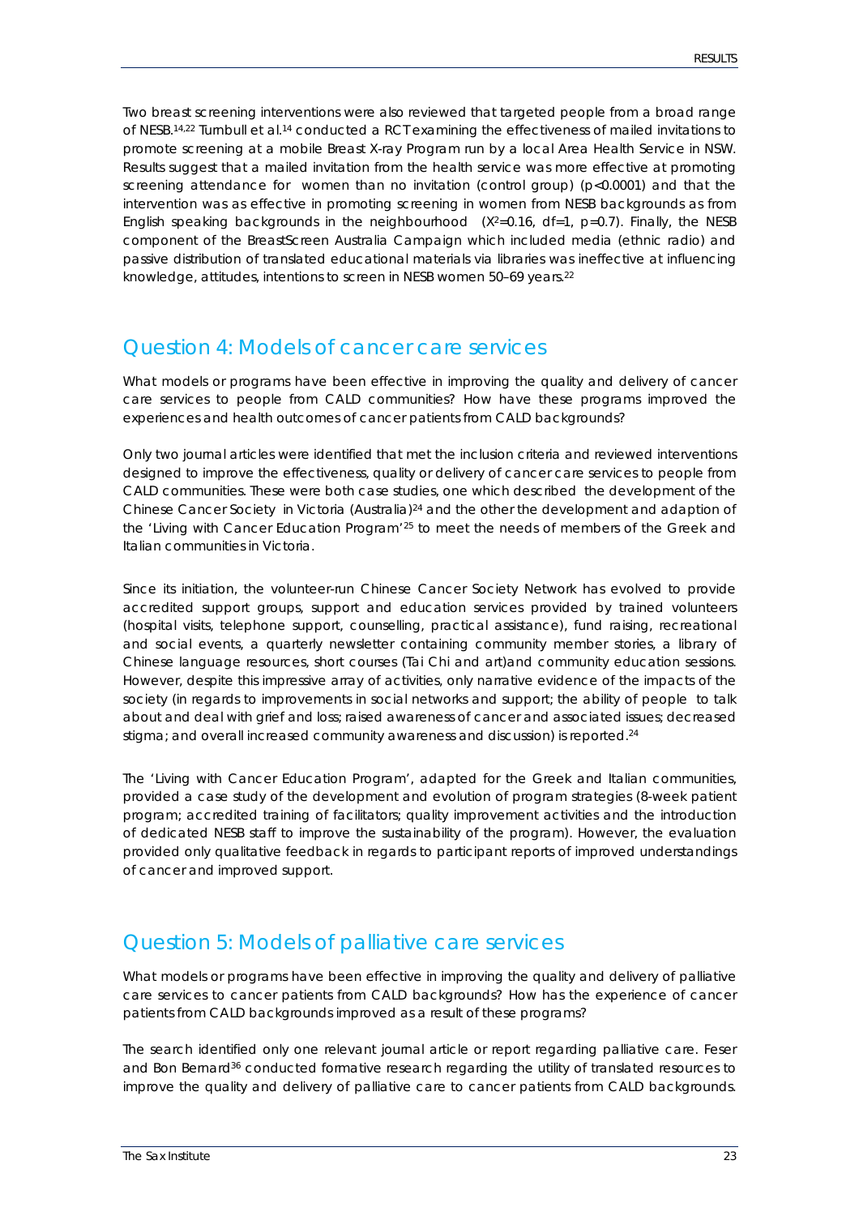Two breast screening interventions were also reviewed that targeted people from a broad range of NESB.[14,22] Turnbull et al.[14] conducted a RCT examining the effectiveness of mailed invitations to promote screening at a mobile Breast X-ray Program run by a local Area Health Service in NSW. Results suggest that a mailed invitation from the health service was more effective at promoting screening attendance for women than no invitation (control group) ($p<0.0001$) and that the intervention was as effective in promoting screening in women from NESB backgrounds as from English speaking backgrounds in the neighbourhood ($X^2=0.16$, df=1, $p=0.7$). Finally, the NESB component of the BreastScreen Australia Campaign which included media (ethnic radio) and passive distribution of translated educational materials via libraries was ineffective at influencing knowledge, attitudes, intentions to screen in NESB women 50–69 years.[22]

## Question 4: Models of cancer care services

What models or programs have been effective in improving the quality and delivery of cancer care services to people from CALD communities? How have these programs improved the experiences and health outcomes of cancer patients from CALD backgrounds?

Only two journal articles were identified that met the inclusion criteria and reviewed interventions designed to improve the effectiveness, quality or delivery of cancer care services to people from CALD communities. These were both case studies, one which described the development of the Chinese Cancer Society in Victoria (Australia)[24] and the other the development and adaption of the 'Living with Cancer Education Program'[25] to meet the needs of members of the Greek and Italian communities in Victoria.

Since its initiation, the volunteer-run Chinese Cancer Society Network has evolved to provide accredited support groups, support and education services provided by trained volunteers (hospital visits, telephone support, counselling, practical assistance), fund raising, recreational and social events, a quarterly newsletter containing community member stories, a library of Chinese language resources, short courses (Tai Chi and art)and community education sessions. However, despite this impressive array of activities, only narrative evidence of the impacts of the society (in regards to improvements in social networks and support; the ability of people to talk about and deal with grief and loss; raised awareness of cancer and associated issues; decreased stigma; and overall increased community awareness and discussion) is reported.[24]

The 'Living with Cancer Education Program', adapted for the Greek and Italian communities, provided a case study of the development and evolution of program strategies (8-week patient program; accredited training of facilitators; quality improvement activities and the introduction of dedicated NESB staff to improve the sustainability of the program). However, the evaluation provided only qualitative feedback in regards to participant reports of improved understandings of cancer and improved support.

## Question 5: Models of palliative care services

What models or programs have been effective in improving the quality and delivery of palliative care services to cancer patients from CALD backgrounds? How has the experience of cancer patients from CALD backgrounds improved as a result of these programs?

The search identified only one relevant journal article or report regarding palliative care. Feser and Bon Bernard[36] conducted formative research regarding the utility of translated resources to improve the quality and delivery of palliative care to cancer patients from CALD backgrounds.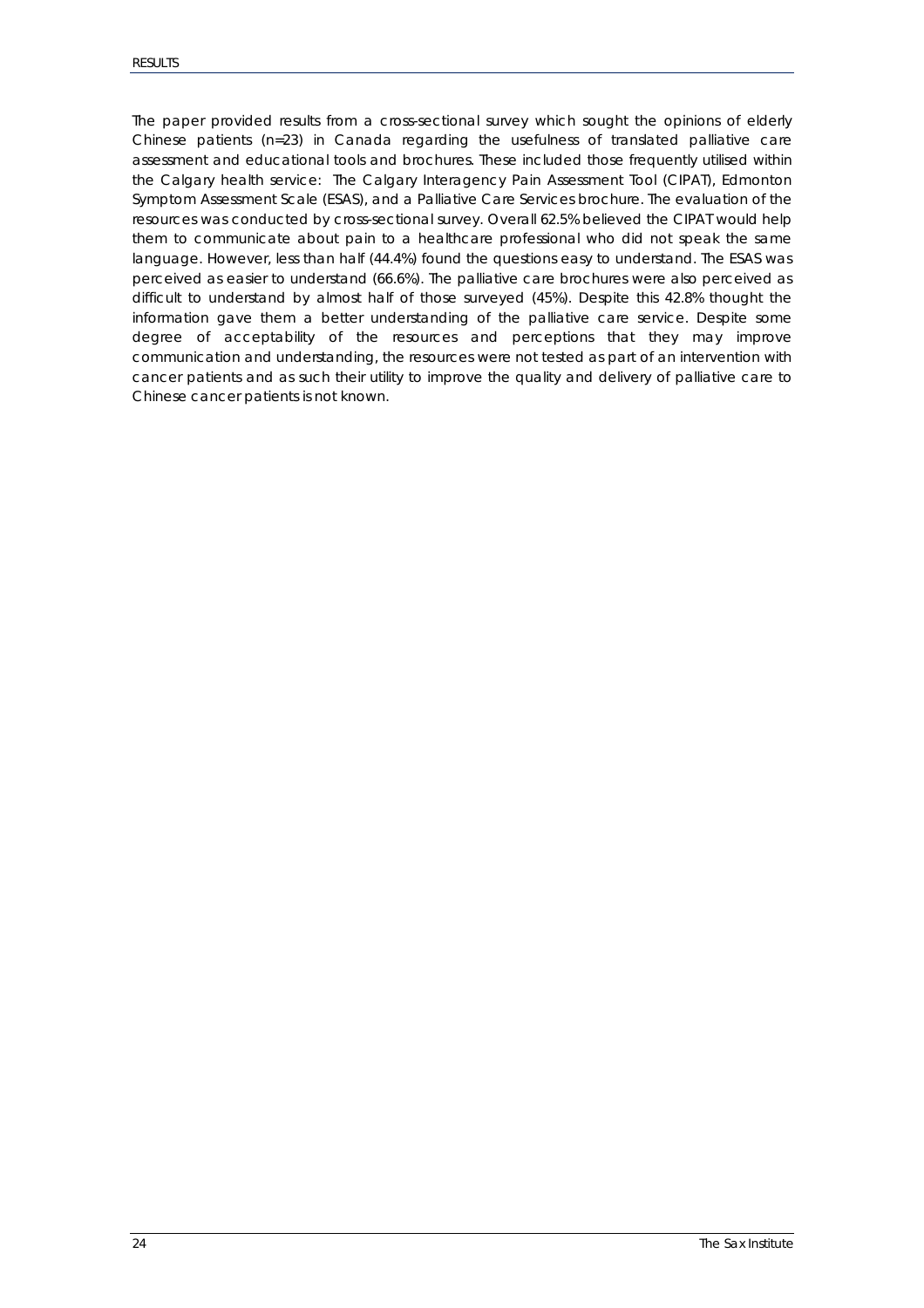The paper provided results from a cross-sectional survey which sought the opinions of elderly Chinese patients (n=23) in Canada regarding the usefulness of translated palliative care assessment and educational tools and brochures. These included those frequently utilised within the Calgary health service: The Calgary Interagency Pain Assessment Tool (CIPAT), Edmonton Symptom Assessment Scale (ESAS), and a Palliative Care Services brochure. The evaluation of the resources was conducted by cross-sectional survey. Overall 62.5% believed the CIPAT would help them to communicate about pain to a healthcare professional who did not speak the same language. However, less than half (44.4%) found the questions easy to understand. The ESAS was perceived as easier to understand (66.6%). The palliative care brochures were also perceived as difficult to understand by almost half of those surveyed (45%). Despite this 42.8% thought the information gave them a better understanding of the palliative care service. Despite some degree of acceptability of the resources and perceptions that they may improve communication and understanding, the resources were not tested as part of an intervention with cancer patients and as such their utility to improve the quality and delivery of palliative care to Chinese cancer patients is not known.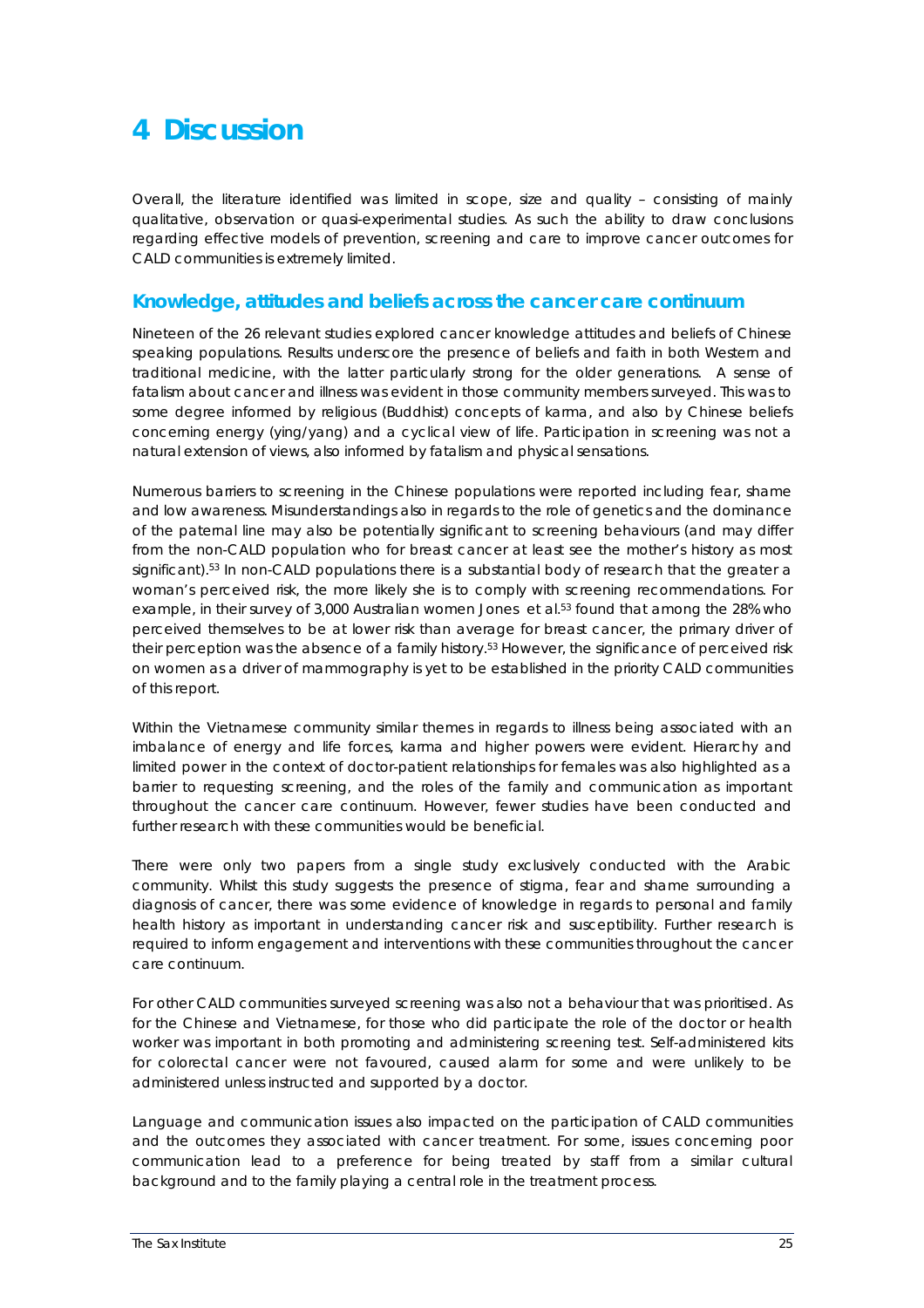# 4 Discussion

Overall, the literature identified was limited in scope, size and quality – consisting of mainly qualitative, observation or quasi-experimental studies. As such the ability to draw conclusions regarding effective models of prevention, screening and care to improve cancer outcomes for CALD communities is extremely limited.

## Knowledge, attitudes and beliefs across the cancer care continuum

Nineteen of the 26 relevant studies explored cancer knowledge attitudes and beliefs of Chinese speaking populations. Results underscore the presence of beliefs and faith in both Western and traditional medicine, with the latter particularly strong for the older generations. A sense of fatalism about cancer and illness was evident in those community members surveyed. This was to some degree informed by religious (Buddhist) concepts of karma, and also by Chinese beliefs concerning energy (ying/yang) and a cyclical view of life. Participation in screening was not a natural extension of views, also informed by fatalism and physical sensations.

Numerous barriers to screening in the Chinese populations were reported including fear, shame and low awareness. Misunderstandings also in regards to the role of genetics and the dominance of the paternal line may also be potentially significant to screening behaviours (and may differ from the non-CALD population who for breast cancer at least see the mother's history as most significant).[53] In non-CALD populations there is a substantial body of research that the greater a woman's perceived risk, the more likely she is to comply with screening recommendations. For example, in their survey of 3,000 Australian women Jones et al.[53] found that among the 28% who perceived themselves to be at lower risk than average for breast cancer, the primary driver of their perception was the absence of a family history.[53] However, the significance of perceived risk on women as a driver of mammography is yet to be established in the priority CALD communities of this report.

Within the Vietnamese community similar themes in regards to illness being associated with an imbalance of energy and life forces, karma and higher powers were evident. Hierarchy and limited power in the context of doctor-patient relationships for females was also highlighted as a barrier to requesting screening, and the roles of the family and communication as important throughout the cancer care continuum. However, fewer studies have been conducted and further research with these communities would be beneficial.

There were only two papers from a single study exclusively conducted with the Arabic community. Whilst this study suggests the presence of stigma, fear and shame surrounding a diagnosis of cancer, there was some evidence of knowledge in regards to personal and family health history as important in understanding cancer risk and susceptibility. Further research is required to inform engagement and interventions with these communities throughout the cancer care continuum.

For other CALD communities surveyed screening was also not a behaviour that was prioritised. As for the Chinese and Vietnamese, for those who did participate the role of the doctor or health worker was important in both promoting and administering screening test. Self-administered kits for colorectal cancer were not favoured, caused alarm for some and were unlikely to be administered unless instructed and supported by a doctor.

Language and communication issues also impacted on the participation of CALD communities and the outcomes they associated with cancer treatment. For some, issues concerning poor communication lead to a preference for being treated by staff from a similar cultural background and to the family playing a central role in the treatment process.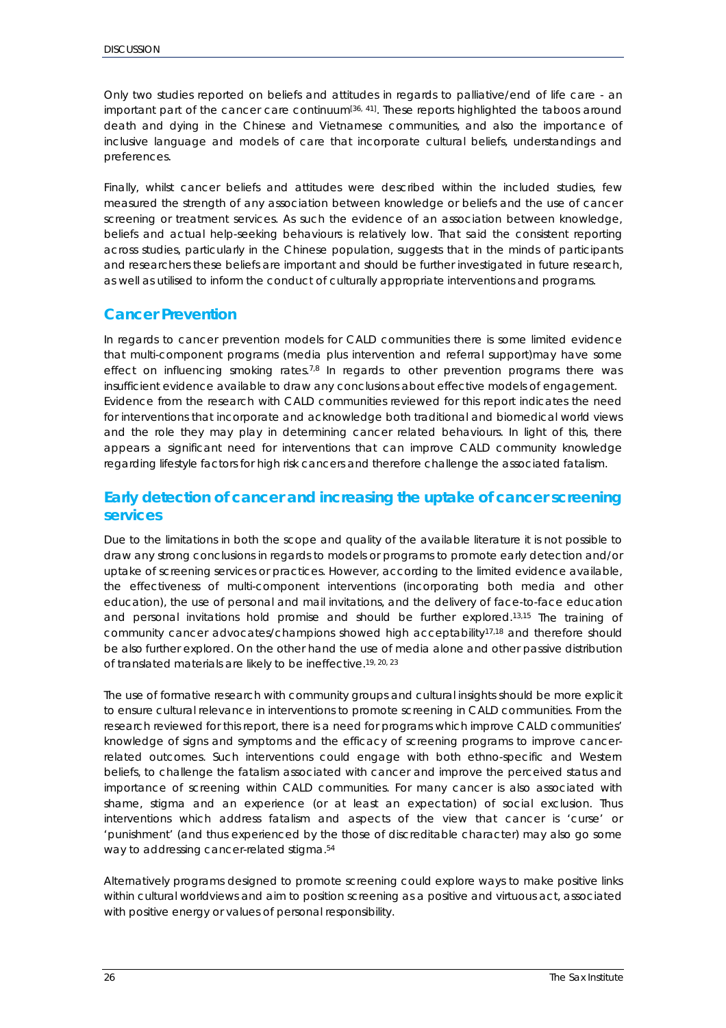Only two studies reported on beliefs and attitudes in regards to palliative/end of life care - an important part of the cancer care continuum[36, 41]. These reports highlighted the taboos around death and dying in the Chinese and Vietnamese communities, and also the importance of inclusive language and models of care that incorporate cultural beliefs, understandings and preferences.

Finally, whilst cancer beliefs and attitudes were described within the included studies, few measured the strength of any association between knowledge or beliefs and the use of cancer screening or treatment services. As such the evidence of an association between knowledge, beliefs and actual help-seeking behaviours is relatively low. That said the consistent reporting across studies, particularly in the Chinese population, suggests that in the minds of participants and researchers these beliefs are important and should be further investigated in future research, as well as utilised to inform the conduct of culturally appropriate interventions and programs.

## Cancer Prevention

In regards to cancer prevention models for CALD communities there is some limited evidence that multi-component programs (media plus intervention and referral support)may have some effect on influencing smoking rates.[7,8] In regards to other prevention programs there was insufficient evidence available to draw any conclusions about effective models of engagement. Evidence from the research with CALD communities reviewed for this report indicates the need for interventions that incorporate and acknowledge both traditional and biomedical world views and the role they may play in determining cancer related behaviours. In light of this, there appears a significant need for interventions that can improve CALD community knowledge regarding lifestyle factors for high risk cancers and therefore challenge the associated fatalism.

## Early detection of cancer and increasing the uptake of cancer screening services

Due to the limitations in both the scope and quality of the available literature it is not possible to draw any strong conclusions in regards to models or programs to promote early detection and/or uptake of screening services or practices. However, according to the limited evidence available, the effectiveness of multi-component interventions (incorporating both media and other education), the use of personal and mail invitations, and the delivery of face-to-face education and personal invitations hold promise and should be further explored.[13,15] The training of community cancer advocates/champions showed high acceptability[17,18] and therefore should be also further explored. On the other hand the use of media alone and other passive distribution of translated materials are likely to be ineffective.[19, 20, 23]

The use of formative research with community groups and cultural insights should be more explicit to ensure cultural relevance in interventions to promote screening in CALD communities. From the research reviewed for this report, there is a need for programs which improve CALD communities' knowledge of signs and symptoms and the efficacy of screening programs to improve cancer-related outcomes. Such interventions could engage with both ethno-specific and Western beliefs, to challenge the fatalism associated with cancer and improve the perceived status and importance of screening within CALD communities. For many cancer is also associated with shame, stigma and an experience (or at least an expectation) of social exclusion. Thus interventions which address fatalism and aspects of the view that cancer is 'curse' or 'punishment' (and thus experienced by the those of discreditable character) may also go some way to addressing cancer-related stigma.[54]

Alternatively programs designed to promote screening could explore ways to make positive links within cultural worldviews and aim to position screening as a positive and virtuous act, associated with positive energy or values of personal responsibility.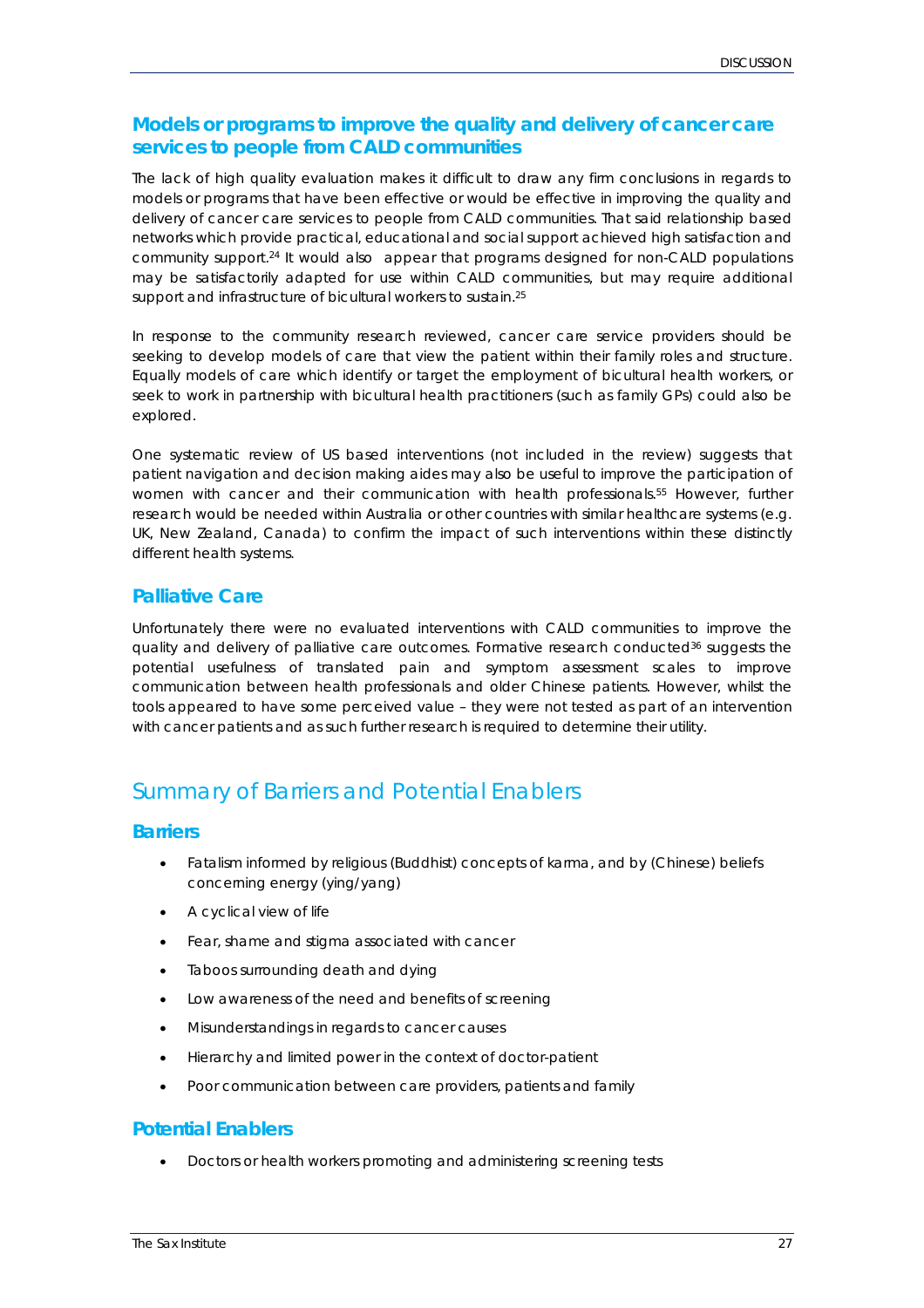### Models or programs to improve the quality and delivery of cancer care services to people from CALD communities

The lack of high quality evaluation makes it difficult to draw any firm conclusions in regards to models or programs that have been effective or would be effective in improving the quality and delivery of cancer care services to people from CALD communities. That said relationship based networks which provide practical, educational and social support achieved high satisfaction and community support.[24] It would also appear that programs designed for non-CALD populations may be satisfactorily adapted for use within CALD communities, but may require additional support and infrastructure of bicultural workers to sustain.[25]

In response to the community research reviewed, cancer care service providers should be seeking to develop models of care that view the patient within their family roles and structure. Equally models of care which identify or target the employment of bicultural health workers, or seek to work in partnership with bicultural health practitioners (such as family GPs) could also be explored.

One systematic review of US based interventions (not included in the review) suggests that patient navigation and decision making aides may also be useful to improve the participation of women with cancer and their communication with health professionals.[55] However, further research would be needed within Australia or other countries with similar healthcare systems (e.g. UK, New Zealand, Canada) to confirm the impact of such interventions within these distinctly different health systems.

### Palliative Care

Unfortunately there were no evaluated interventions with CALD communities to improve the quality and delivery of palliative care outcomes. Formative research conducted[36] suggests the potential usefulness of translated pain and symptom assessment scales to improve communication between health professionals and older Chinese patients. However, whilst the tools appeared to have some perceived value – they were not tested as part of an intervention with cancer patients and as such further research is required to determine their utility.

## Summary of Barriers and Potential Enablers

### Barriers

- Fatalism informed by religious (Buddhist) concepts of karma, and by (Chinese) beliefs concerning energy (ying/yang)
- A cyclical view of life
- Fear, shame and stigma associated with cancer
- Taboos surrounding death and dying
- Low awareness of the need and benefits of screening
- Misunderstandings in regards to cancer causes
- Hierarchy and limited power in the context of doctor-patient
- Poor communication between care providers, patients and family

### Potential Enablers

- Doctors or health workers promoting and administering screening tests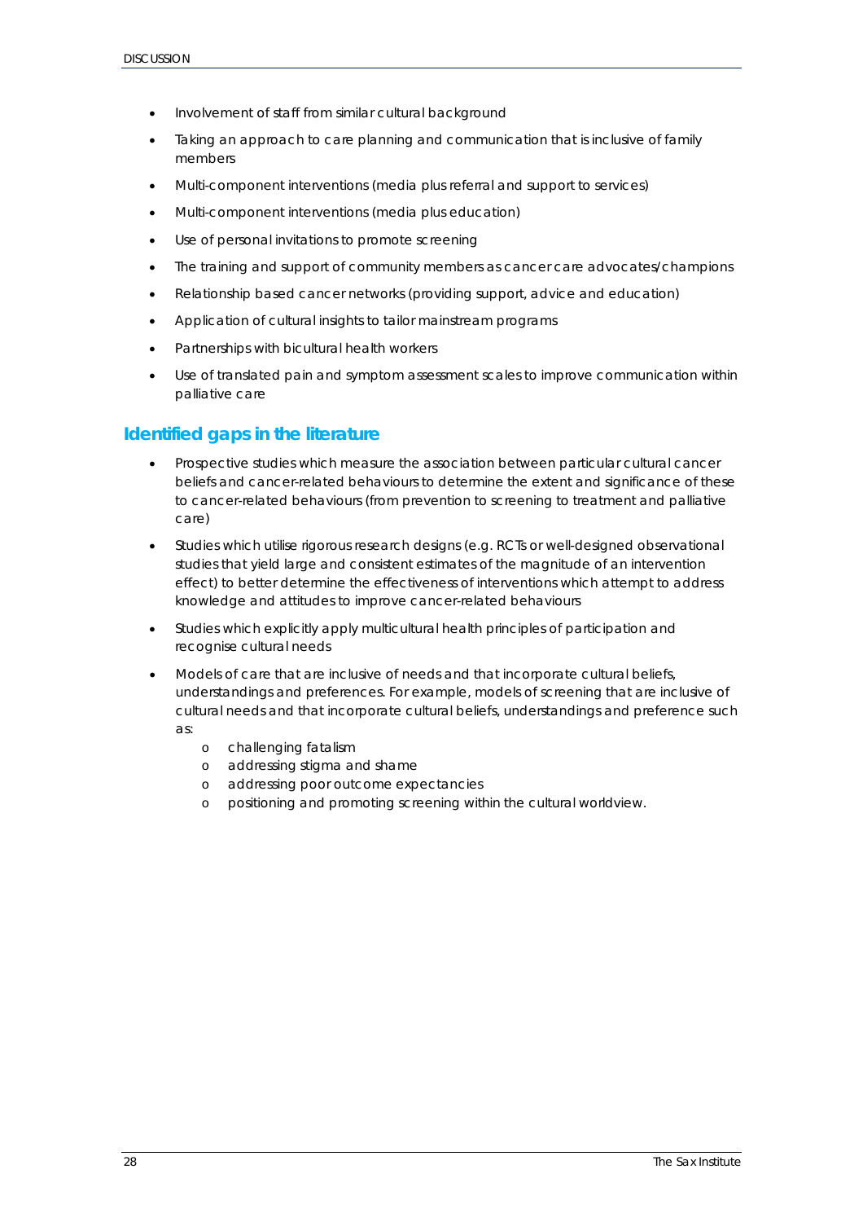- Involvement of staff from similar cultural background
- Taking an approach to care planning and communication that is inclusive of family members
- Multi-component interventions (media plus referral and support to services)
- Multi-component interventions (media plus education)
- Use of personal invitations to promote screening
- The training and support of community members as cancer care advocates/champions
- Relationship based cancer networks (providing support, advice and education)
- Application of cultural insights to tailor mainstream programs
- Partnerships with bicultural health workers
- Use of translated pain and symptom assessment scales to improve communication within palliative care

## Identified gaps in the literature

- Prospective studies which measure the association between particular cultural cancer beliefs and cancer-related behaviours to determine the extent and significance of these to cancer-related behaviours (from prevention to screening to treatment and palliative care)
- Studies which utilise rigorous research designs (e.g. RCTs or well-designed observational studies that yield large and consistent estimates of the magnitude of an intervention effect) to better determine the effectiveness of interventions which attempt to address knowledge and attitudes to improve cancer-related behaviours
- Studies which explicitly apply multicultural health principles of participation and recognise cultural needs
- Models of care that are inclusive of needs and that incorporate cultural beliefs, understandings and preferences. For example, models of screening that are inclusive of cultural needs and that incorporate cultural beliefs, understandings and preference such as:
    - challenging fatalism
    - addressing stigma and shame
    - addressing poor outcome expectancies
    - positioning and promoting screening within the cultural worldview.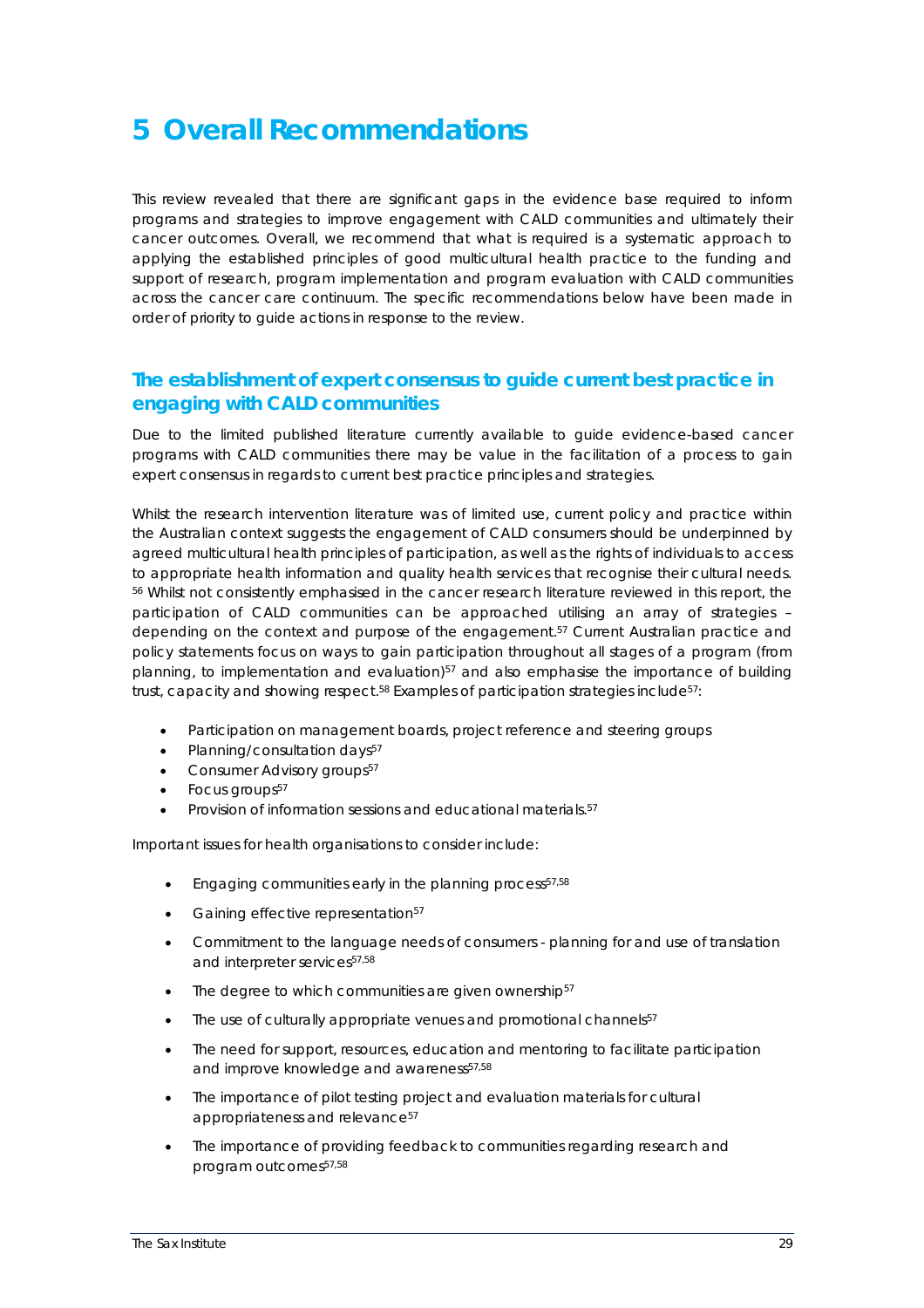# 5 Overall Recommendations

This review revealed that there are significant gaps in the evidence base required to inform programs and strategies to improve engagement with CALD communities and ultimately their cancer outcomes. Overall, we recommend that what is required is a systematic approach to applying the established principles of good multicultural health practice to the funding and support of research, program implementation and program evaluation with CALD communities across the cancer care continuum. The specific recommendations below have been made in order of priority to guide actions in response to the review.

## The establishment of expert consensus to guide current best practice in engaging with CALD communities

Due to the limited published literature currently available to guide evidence-based cancer programs with CALD communities there may be value in the facilitation of a process to gain expert consensus in regards to current best practice principles and strategies.

Whilst the research intervention literature was of limited use, current policy and practice within the Australian context suggests the engagement of CALD consumers should be underpinned by agreed multicultural health principles of participation, as well as the rights of individuals to access to appropriate health information and quality health services that recognise their cultural needs.[56] Whilst not consistently emphasised in the cancer research literature reviewed in this report, the participation of CALD communities can be approached utilising an array of strategies – depending on the context and purpose of the engagement.[57] Current Australian practice and policy statements focus on ways to gain participation throughout all stages of a program (from planning, to implementation and evaluation)[57] and also emphasise the importance of building trust, capacity and showing respect.[58] Examples of participation strategies include[57]:

- Participation on management boards, project reference and steering groups
- Planning/consultation days[57]
- Consumer Advisory groups[57]
- Focus groups[57]
- Provision of information sessions and educational materials.[57]

Important issues for health organisations to consider include:

- Engaging communities early in the planning process[57,58]
- Gaining effective representation[57]
- Commitment to the language needs of consumers - planning for and use of translation and interpreter services[57,58]
- The degree to which communities are given ownership[57]
- The use of culturally appropriate venues and promotional channels[57]
- The need for support, resources, education and mentoring to facilitate participation and improve knowledge and awareness[57,58]
- The importance of pilot testing project and evaluation materials for cultural appropriateness and relevance[57]
- The importance of providing feedback to communities regarding research and program outcomes[57,58]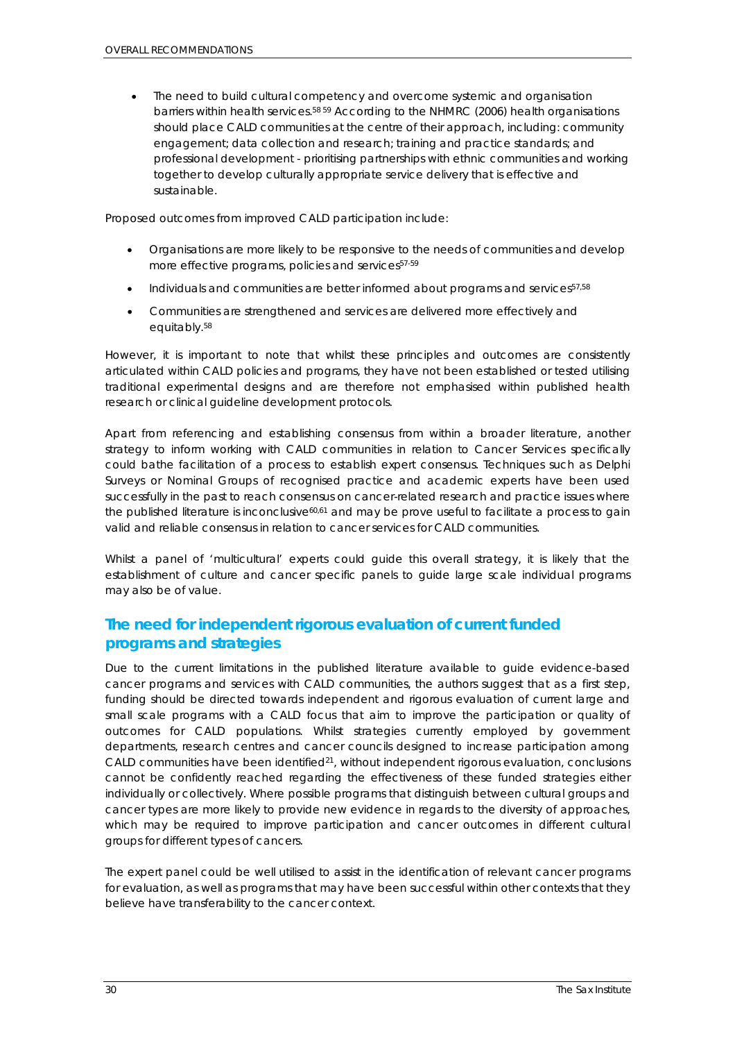- The need to build cultural competency and overcome systemic and organisation barriers within health services.[58 59] According to the NHMRC (2006) health organisations should place CALD communities at the centre of their approach, including: community engagement; data collection and research; training and practice standards; and professional development - prioritising partnerships with ethnic communities and working together to develop culturally appropriate service delivery that is effective and sustainable.

Proposed outcomes from improved CALD participation include:

- Organisations are more likely to be responsive to the needs of communities and develop more effective programs, policies and services[57-59]
- Individuals and communities are better informed about programs and services[57,58]
- Communities are strengthened and services are delivered more effectively and equitably.[58]

However, it is important to note that whilst these principles and outcomes are consistently articulated within CALD policies and programs, they have not been established or tested utilising traditional experimental designs and are therefore not emphasised within published health research or clinical guideline development protocols.

Apart from referencing and establishing consensus from within a broader literature, another strategy to inform working with CALD communities in relation to Cancer Services specifically could bathe facilitation of a process to establish expert consensus. Techniques such as Delphi Surveys or Nominal Groups of recognised practice and academic experts have been used successfully in the past to reach consensus on cancer-related research and practice issues where the published literature is inconclusive[60,61] and may be prove useful to facilitate a process to gain valid and reliable consensus in relation to cancer services for CALD communities.

Whilst a panel of 'multicultural' experts could guide this overall strategy, it is likely that the establishment of culture and cancer specific panels to guide large scale individual programs may also be of value.

## The need for independent rigorous evaluation of current funded programs and strategies

Due to the current limitations in the published literature available to guide evidence-based cancer programs and services with CALD communities, the authors suggest that as a first step, funding should be directed towards independent and rigorous evaluation of current large and small scale programs with a CALD focus that aim to improve the participation or quality of outcomes for CALD populations. Whilst strategies currently employed by government departments, research centres and cancer councils designed to increase participation among CALD communities have been identified[21], without independent rigorous evaluation, conclusions cannot be confidently reached regarding the effectiveness of these funded strategies either individually or collectively. Where possible programs that distinguish between cultural groups and cancer types are more likely to provide new evidence in regards to the diversity of approaches, which may be required to improve participation and cancer outcomes in different cultural groups for different types of cancers.

The expert panel could be well utilised to assist in the identification of relevant cancer programs for evaluation, as well as programs that may have been successful within other contexts that they believe have transferability to the cancer context.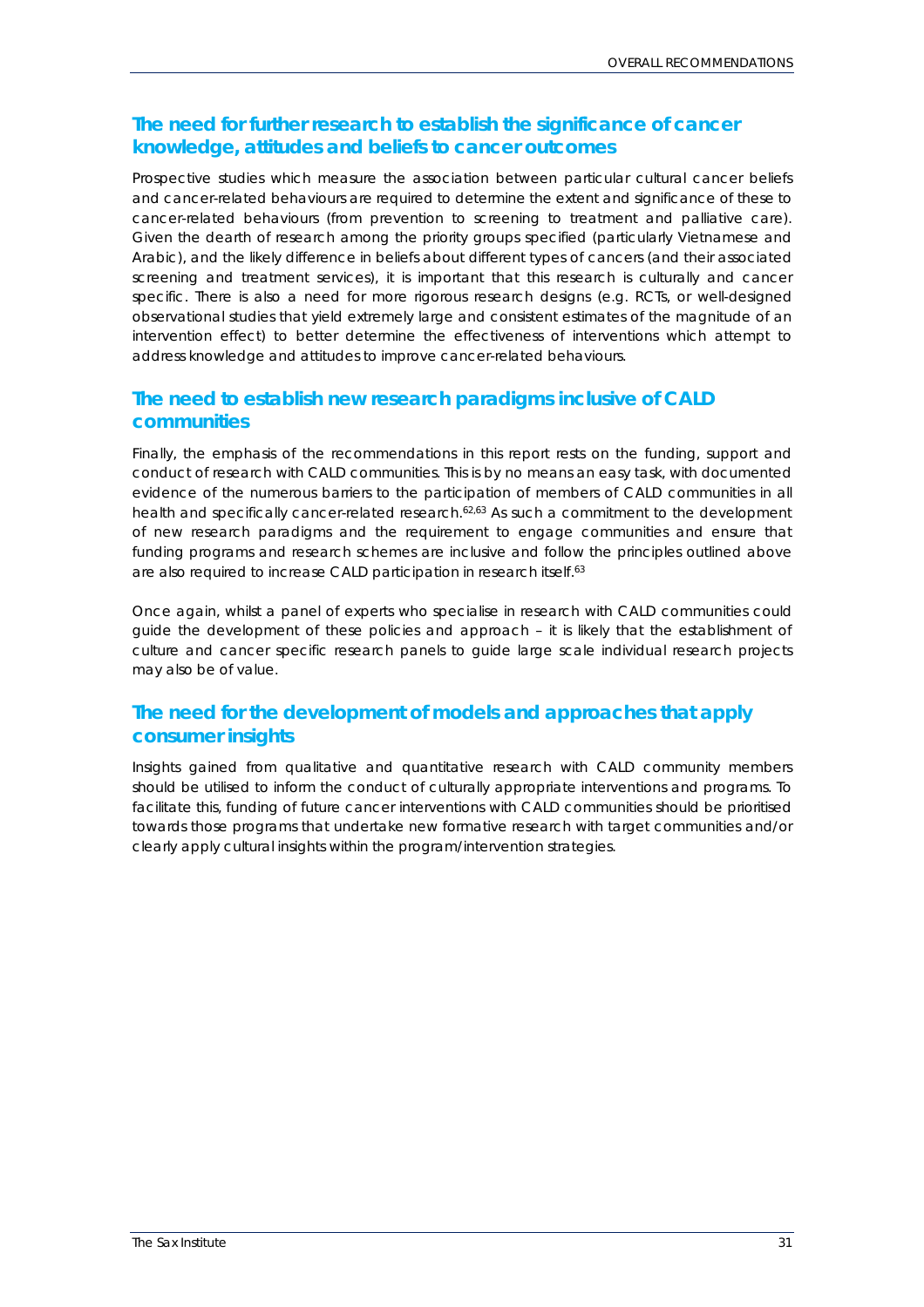## The need for further research to establish the significance of cancer knowledge, attitudes and beliefs to cancer outcomes

Prospective studies which measure the association between particular cultural cancer beliefs and cancer-related behaviours are required to determine the extent and significance of these to cancer-related behaviours (from prevention to screening to treatment and palliative care). Given the dearth of research among the priority groups specified (particularly Vietnamese and Arabic), and the likely difference in beliefs about different types of cancers (and their associated screening and treatment services), it is important that this research is culturally and cancer specific. There is also a need for more rigorous research designs (e.g. RCTs, or well-designed observational studies that yield extremely large and consistent estimates of the magnitude of an intervention effect) to better determine the effectiveness of interventions which attempt to address knowledge and attitudes to improve cancer-related behaviours.

## The need to establish new research paradigms inclusive of CALD communities

Finally, the emphasis of the recommendations in this report rests on the funding, support and conduct of research with CALD communities. This is by no means an easy task, with documented evidence of the numerous barriers to the participation of members of CALD communities in all health and specifically cancer-related research.[62,63] As such a commitment to the development of new research paradigms and the requirement to engage communities and ensure that funding programs and research schemes are inclusive and follow the principles outlined above are also required to increase CALD participation in research itself.[63]

Once again, whilst a panel of experts who specialise in research with CALD communities could guide the development of these policies and approach – it is likely that the establishment of culture and cancer specific research panels to guide large scale individual research projects may also be of value.

## The need for the development of models and approaches that apply consumer insights

Insights gained from qualitative and quantitative research with CALD community members should be utilised to inform the conduct of culturally appropriate interventions and programs. To facilitate this, funding of future cancer interventions with CALD communities should be prioritised towards those programs that undertake new formative research with target communities and/or clearly apply cultural insights within the program/intervention strategies.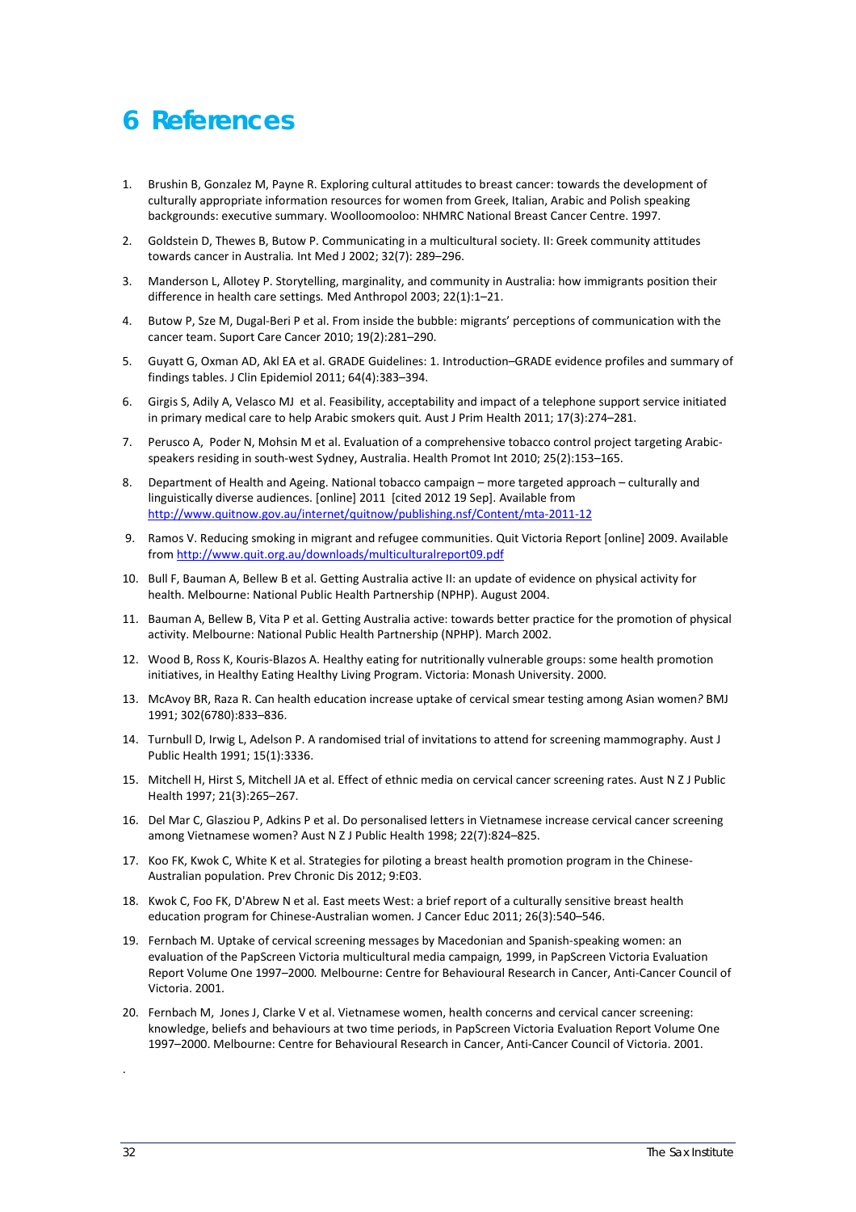# 6 References

1. Brushin B, Gonzalez M, Payne R. Exploring cultural attitudes to breast cancer: towards the development of culturally appropriate information resources for women from Greek, Italian, Arabic and Polish speaking backgrounds: executive summary. Woolloomooloo: NHMRC National Breast Cancer Centre. 1997.
2. Goldstein D, Thewes B, Butow P. Communicating in a multicultural society. II: Greek community attitudes towards cancer in Australia. Int Med J 2002; 32(7): 289–296.
3. Manderson L, Allotey P. Storytelling, marginality, and community in Australia: how immigrants position their difference in health care settings. Med Anthropol 2003; 22(1):1–21.
4. Butow P, Sze M, Dugal-Beri P et al. From inside the bubble: migrants' perceptions of communication with the cancer team. Suport Care Cancer 2010; 19(2):281–290.
5. Guyatt G, Oxman AD, Akl EA et al. GRADE Guidelines: 1. Introduction–GRADE evidence profiles and summary of findings tables. J Clin Epidemiol 2011; 64(4):383–394.
6. Girgis S, Adily A, Velasco MJ et al. Feasibility, acceptability and impact of a telephone support service initiated in primary medical care to help Arabic smokers quit. Aust J Prim Health 2011; 17(3):274–281.
7. Perusco A, Poder N, Mohsin M et al. Evaluation of a comprehensive tobacco control project targeting Arabic-speakers residing in south-west Sydney, Australia. Health Promot Int 2010; 25(2):153–165.
8. Department of Health and Ageing. National tobacco campaign – more targeted approach – culturally and linguistically diverse audiences. [online] 2011 [cited 2012 19 Sep]. Available from http://www.quitnow.gov.au/internet/quitnow/publishing.nsf/Content/mta-2011-12
9. Ramos V. Reducing smoking in migrant and refugee communities. Quit Victoria Report [online] 2009. Available from http://www.quit.org.au/downloads/multiculturalreport09.pdf
10. Bull F, Bauman A, Bellew B et al. Getting Australia active II: an update of evidence on physical activity for health. Melbourne: National Public Health Partnership (NPHP). August 2004.
11. Bauman A, Bellew B, Vita P et al. Getting Australia active: towards better practice for the promotion of physical activity. Melbourne: National Public Health Partnership (NPHP). March 2002.
12. Wood B, Ross K, Kouris-Blazos A. Healthy eating for nutritionally vulnerable groups: some health promotion initiatives, in Healthy Eating Healthy Living Program. Victoria: Monash University. 2000.
13. McAvoy BR, Raza R. Can health education increase uptake of cervical smear testing among Asian women? BMJ 1991; 302(6780):833–836.
14. Turnbull D, Irwig L, Adelson P. A randomised trial of invitations to attend for screening mammography. Aust J Public Health 1991; 15(1):3336.
15. Mitchell H, Hirst S, Mitchell JA et al. Effect of ethnic media on cervical cancer screening rates. Aust N Z J Public Health 1997; 21(3):265–267.
16. Del Mar C, Glasziou P, Adkins P et al. Do personalised letters in Vietnamese increase cervical cancer screening among Vietnamese women? Aust N Z J Public Health 1998; 22(7):824–825.
17. Koo FK, Kwok C, White K et al. Strategies for piloting a breast health promotion program in the Chinese-Australian population. Prev Chronic Dis 2012; 9:E03.
18. Kwok C, Foo FK, D'Abrew N et al. East meets West: a brief report of a culturally sensitive breast health education program for Chinese-Australian women. J Cancer Educ 2011; 26(3):540–546.
19. Fernbach M. Uptake of cervical screening messages by Macedonian and Spanish-speaking women: an evaluation of the PapScreen Victoria multicultural media campaign, 1999, in PapScreen Victoria Evaluation Report Volume One 1997–2000. Melbourne: Centre for Behavioural Research in Cancer, Anti-Cancer Council of Victoria. 2001.
20. Fernbach M, Jones J, Clarke V et al. Vietnamese women, health concerns and cervical cancer screening: knowledge, beliefs and behaviours at two time periods, in PapScreen Victoria Evaluation Report Volume One 1997–2000. Melbourne: Centre for Behavioural Research in Cancer, Anti-Cancer Council of Victoria. 2001.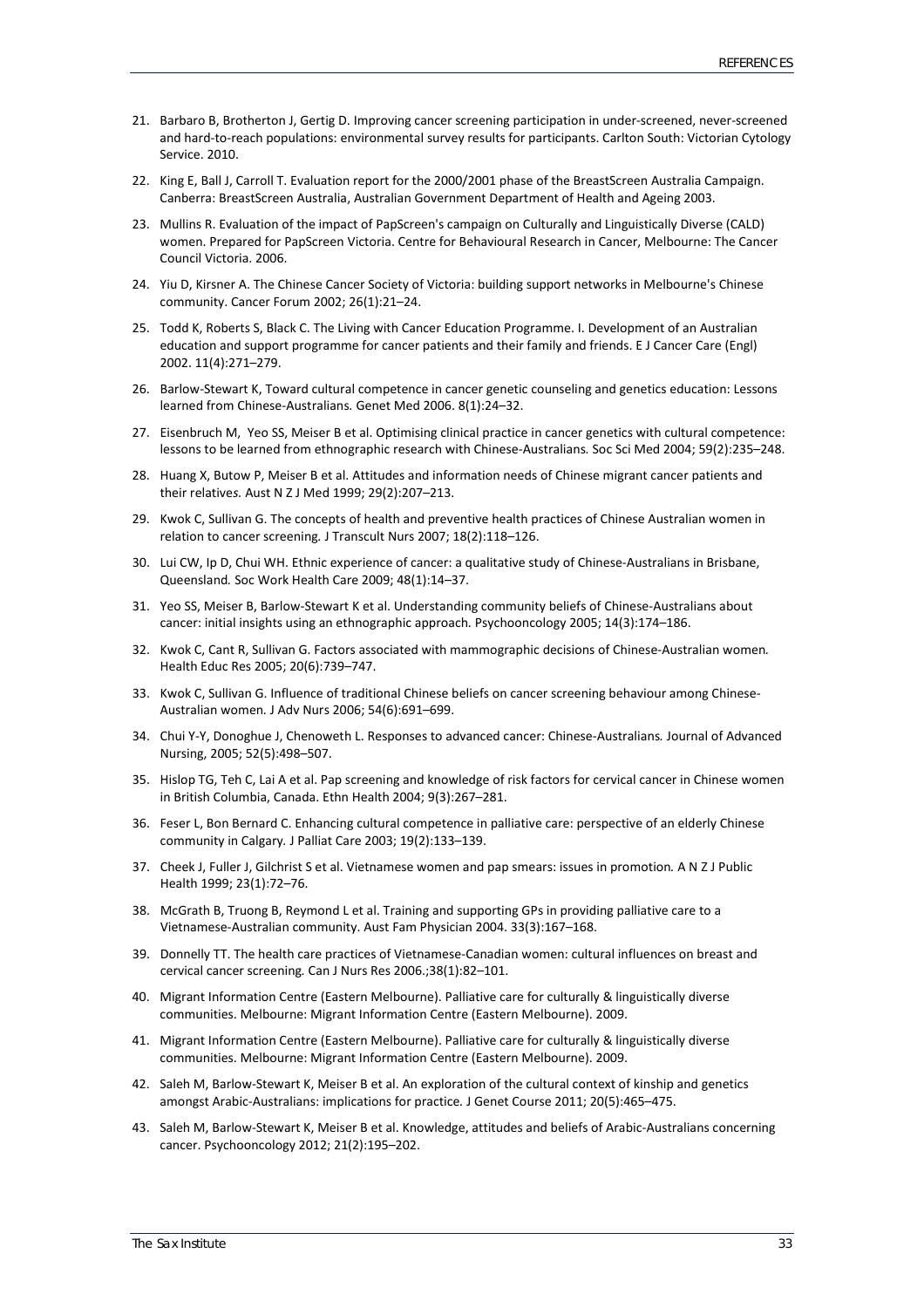21. Barbaro B, Brotherton J, Gertig D. Improving cancer screening participation in under-screened, never-screened and hard-to-reach populations: environmental survey results for participants. Carlton South: Victorian Cytology Service. 2010.

22. King E, Ball J, Carroll T. Evaluation report for the 2000/2001 phase of the BreastScreen Australia Campaign. Canberra: BreastScreen Australia, Australian Government Department of Health and Ageing 2003.

23. Mullins R. Evaluation of the impact of PapScreen's campaign on Culturally and Linguistically Diverse (CALD) women. Prepared for PapScreen Victoria. Centre for Behavioural Research in Cancer, Melbourne: The Cancer Council Victoria. 2006.

24. Yiu D, Kirsner A. The Chinese Cancer Society of Victoria: building support networks in Melbourne's Chinese community. Cancer Forum 2002; 26(1):21–24.

25. Todd K, Roberts S, Black C. The Living with Cancer Education Programme. I. Development of an Australian education and support programme for cancer patients and their family and friends. E J Cancer Care (Engl) 2002. 11(4):271–279.

26. Barlow-Stewart K, Toward cultural competence in cancer genetic counseling and genetics education: Lessons learned from Chinese-Australians. *Genet Med* 2006. 8(1):24–32.

27. Eisenbruch M, Yeo SS, Meiser B et al. Optimising clinical practice in cancer genetics with cultural competence: lessons to be learned from ethnographic research with Chinese-Australians. *Soc Sci Med* 2004; 59(2):235–248.

28. Huang X, Butow P, Meiser B et al. Attitudes and information needs of Chinese migrant cancer patients and their relatives. *Aust N Z J Med* 1999; 29(2):207–213.

29. Kwok C, Sullivan G. The concepts of health and preventive health practices of Chinese Australian women in relation to cancer screening. *J Transcult Nurs* 2007; 18(2):118–126.

30. Lui CW, Ip D, Chui WH. Ethnic experience of cancer: a qualitative study of Chinese-Australians in Brisbane, Queensland. *Soc Work Health Care* 2009; 48(1):14–37.

31. Yeo SS, Meiser B, Barlow-Stewart K et al. Understanding community beliefs of Chinese-Australians about cancer: initial insights using an ethnographic approach. *Psychooncology* 2005; 14(3):174–186.

32. Kwok C, Cant R, Sullivan G. Factors associated with mammographic decisions of Chinese-Australian women. *Health Educ Res* 2005; 20(6):739–747.

33. Kwok C, Sullivan G. Influence of traditional Chinese beliefs on cancer screening behaviour among Chinese-Australian women. *J Adv Nurs* 2006; 54(6):691–699.

34. Chui Y-Y, Donoghue J, Chenoweth L. Responses to advanced cancer: Chinese-Australians. *Journal of Advanced Nursing*, 2005; 52(5):498–507.

35. Hislop TG, Teh C, Lai A et al. Pap screening and knowledge of risk factors for cervical cancer in Chinese women in British Columbia, Canada. Ethn Health 2004; 9(3):267–281.

36. Feser L, Bon Bernard C. Enhancing cultural competence in palliative care: perspective of an elderly Chinese community in Calgary. *J Palliat Care* 2003; 19(2):133–139.

37. Cheek J, Fuller J, Gilchrist S et al. Vietnamese women and pap smears: issues in promotion. *A N Z J Public Health* 1999; 23(1):72–76.

38. McGrath B, Truong B, Reymond L et al. Training and supporting GPs in providing palliative care to a Vietnamese-Australian community. Aust Fam Physician 2004. 33(3):167–168.

39. Donnelly TT. The health care practices of Vietnamese-Canadian women: cultural influences on breast and cervical cancer screening. *Can J Nurs Res* 2006.;38(1):82–101.

40. Migrant Information Centre (Eastern Melbourne). Palliative care for culturally & linguistically diverse communities. Melbourne: Migrant Information Centre (Eastern Melbourne). 2009.

41. Migrant Information Centre (Eastern Melbourne). Palliative care for culturally & linguistically diverse communities. Melbourne: Migrant Information Centre (Eastern Melbourne). 2009.

42. Saleh M, Barlow-Stewart K, Meiser B et al. An exploration of the cultural context of kinship and genetics amongst Arabic-Australians: implications for practice. *J Genet Course* 2011; 20(5):465–475.

43. Saleh M, Barlow-Stewart K, Meiser B et al. Knowledge, attitudes and beliefs of Arabic-Australians concerning cancer. Psychooncology 2012; 21(2):195–202.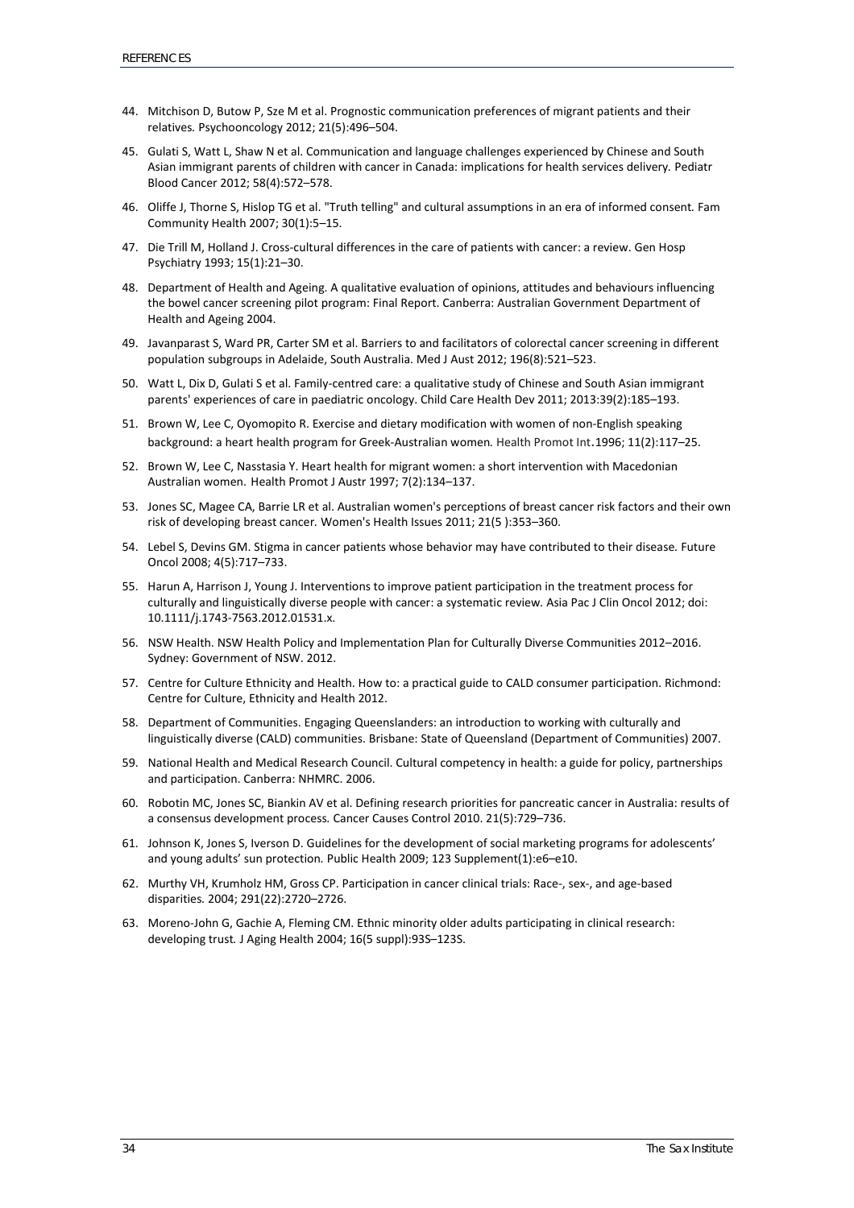44. Mitchison D, Butow P, Sze M et al. Prognostic communication preferences of migrant patients and their relatives. Psychooncology 2012; 21(5):496–504.

45. Gulati S, Watt L, Shaw N et al. Communication and language challenges experienced by Chinese and South Asian immigrant parents of children with cancer in Canada: implications for health services delivery. Pediatr Blood Cancer 2012; 58(4):572–578.

46. Oliffe J, Thorne S, Hislop TG et al. "Truth telling" and cultural assumptions in an era of informed consent. Fam Community Health 2007; 30(1):5–15.

47. Die Trill M, Holland J. Cross-cultural differences in the care of patients with cancer: a review. Gen Hosp Psychiatry 1993; 15(1):21–30.

48. Department of Health and Ageing. A qualitative evaluation of opinions, attitudes and behaviours influencing the bowel cancer screening pilot program: Final Report. Canberra: Australian Government Department of Health and Ageing 2004.

49. Javanparast S, Ward PR, Carter SM et al. Barriers to and facilitators of colorectal cancer screening in different population subgroups in Adelaide, South Australia. Med J Aust 2012; 196(8):521–523.

50. Watt L, Dix D, Gulati S et al. Family-centred care: a qualitative study of Chinese and South Asian immigrant parents' experiences of care in paediatric oncology. Child Care Health Dev 2011; 2013:39(2):185–193.

51. Brown W, Lee C, Oyomopito R. Exercise and dietary modification with women of non-English speaking background: a heart health program for Greek-Australian women. Health Promot Int.1996; 11(2):117–25.

52. Brown W, Lee C, Nasstasia Y. Heart health for migrant women: a short intervention with Macedonian Australian women. Health Promot J Austr 1997; 7(2):134–137.

53. Jones SC, Magee CA, Barrie LR et al. Australian women's perceptions of breast cancer risk factors and their own risk of developing breast cancer. Women's Health Issues 2011; 21(5 ):353–360.

54. Lebel S, Devins GM. Stigma in cancer patients whose behavior may have contributed to their disease. Future Oncol 2008; 4(5):717–733.

55. Harun A, Harrison J, Young J. Interventions to improve patient participation in the treatment process for culturally and linguistically diverse people with cancer: a systematic review. Asia Pac J Clin Oncol 2012; doi: 10.1111/j.1743-7563.2012.01531.x.

56. NSW Health. NSW Health Policy and Implementation Plan for Culturally Diverse Communities 2012–2016. Sydney: Government of NSW. 2012.

57. Centre for Culture Ethnicity and Health. How to: a practical guide to CALD consumer participation. Richmond: Centre for Culture, Ethnicity and Health 2012.

58. Department of Communities. Engaging Queenslanders: an introduction to working with culturally and linguistically diverse (CALD) communities. Brisbane: State of Queensland (Department of Communities) 2007.

59. National Health and Medical Research Council. Cultural competency in health: a guide for policy, partnerships and participation. Canberra: NHMRC. 2006.

60. Robotin MC, Jones SC, Biankin AV et al. Defining research priorities for pancreatic cancer in Australia: results of a consensus development process. Cancer Causes Control 2010. 21(5):729–736.

61. Johnson K, Jones S, Iverson D. Guidelines for the development of social marketing programs for adolescents' and young adults' sun protection. Public Health 2009; 123 Supplement(1):e6–e10.

62. Murthy VH, Krumholz HM, Gross CP. Participation in cancer clinical trials: Race-, sex-, and age-based disparities. 2004; 291(22):2720–2726.

63. Moreno-John G, Gachie A, Fleming CM. Ethnic minority older adults participating in clinical research: developing trust. J Aging Health 2004; 16(5 suppl):93S–123S.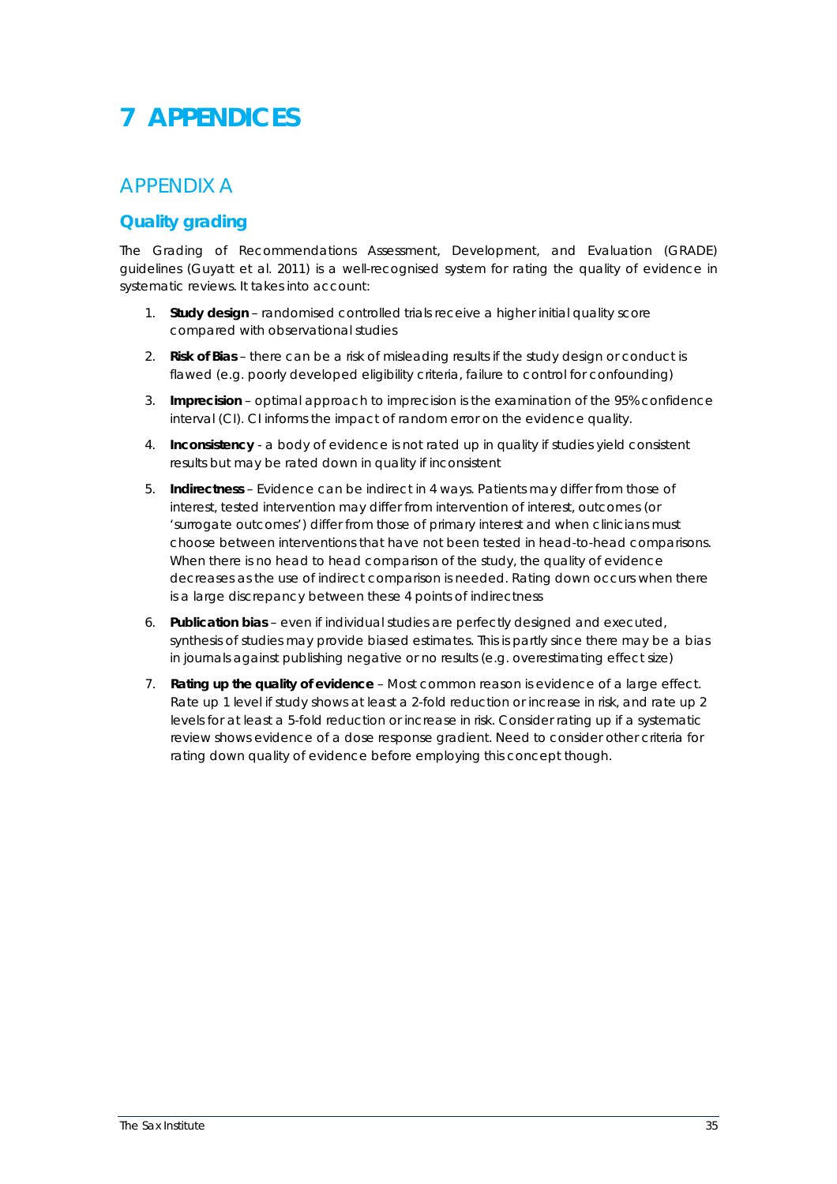# 7 APPENDICES

## APPENDIX A

### Quality grading

The Grading of Recommendations Assessment, Development, and Evaluation (GRADE) guidelines (Guyatt et al. 2011) is a well-recognised system for rating the quality of evidence in systematic reviews. It takes into account:

1. **Study design** – randomised controlled trials receive a higher initial quality score compared with observational studies
2. **Risk of Bias** – there can be a risk of misleading results if the study design or conduct is flawed (e.g. poorly developed eligibility criteria, failure to control for confounding)
3. **Imprecision** – optimal approach to imprecision is the examination of the 95% confidence interval (CI). CI informs the impact of random error on the evidence quality.
4. **Inconsistency** - a body of evidence is not rated up in quality if studies yield consistent results but may be rated down in quality if inconsistent
5. **Indirectness** – Evidence can be indirect in 4 ways. Patients may differ from those of interest, tested intervention may differ from intervention of interest, outcomes (or 'surrogate outcomes') differ from those of primary interest and when clinicians must choose between interventions that have not been tested in head-to-head comparisons. When there is no head to head comparison of the study, the quality of evidence decreases as the use of indirect comparison is needed. Rating down occurs when there is a large discrepancy between these 4 points of indirectness
6. **Publication bias** – even if individual studies are perfectly designed and executed, synthesis of studies may provide biased estimates. This is partly since there may be a bias in journals against publishing negative or no results (e.g. overestimating effect size)
7. **Rating up the quality of evidence** – Most common reason is evidence of a large effect. Rate up 1 level if study shows at least a 2-fold reduction or increase in risk, and rate up 2 levels for at least a 5-fold reduction or increase in risk. Consider rating up if a systematic review shows evidence of a dose response gradient. Need to consider other criteria for rating down quality of evidence before employing this concept though.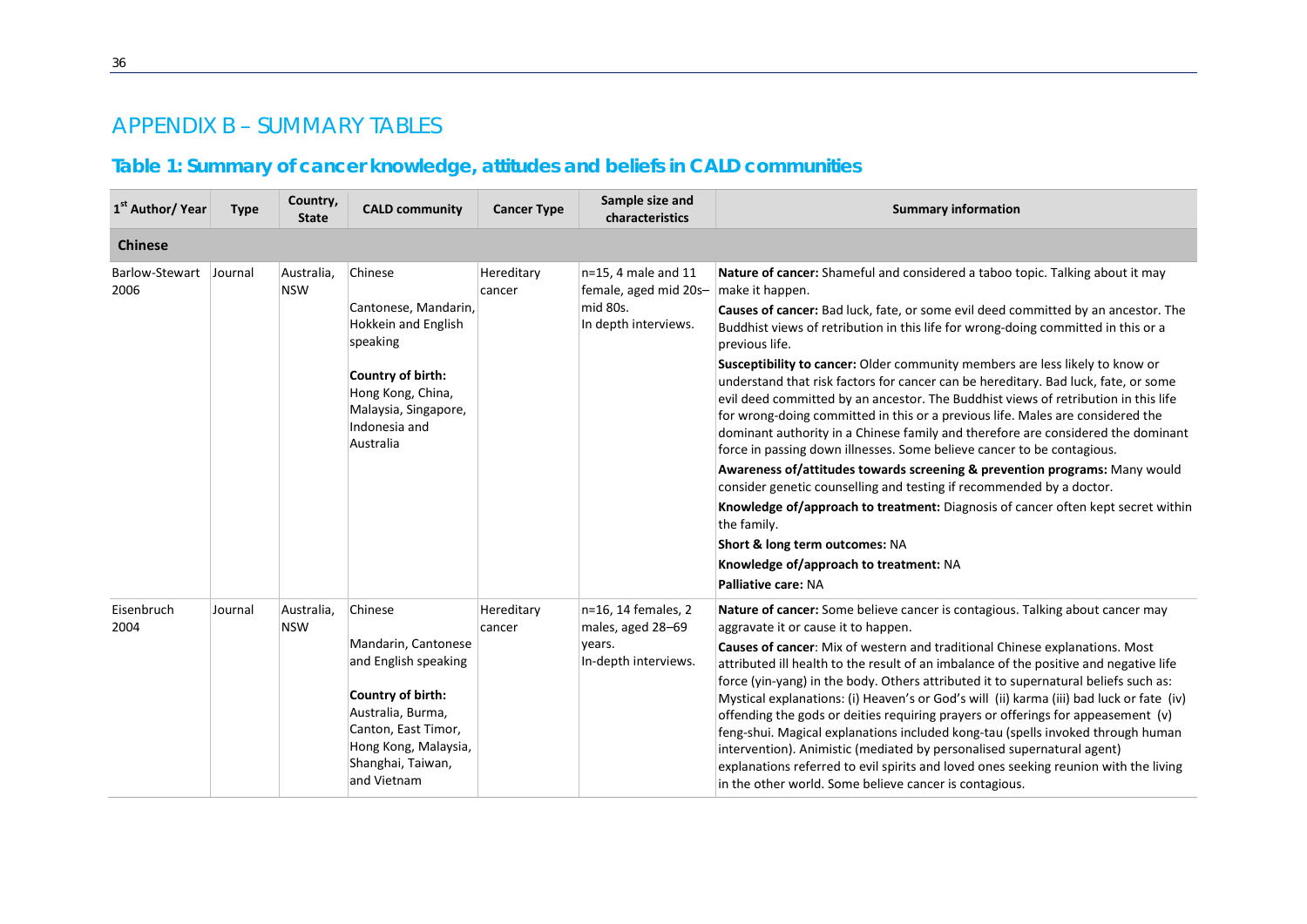# APPENDIX B – SUMMARY TABLES

## Table 1: Summary of cancer knowledge, attitudes and beliefs in CALD communities

| 1st Author/ Year | Type | Country, State | CALD community | Cancer Type | Sample size and characteristics | Summary information |
|---|---|---|---|---|---|---|
| **Chinese** | | | | | | |
| Barlow-Stewart 2006 | Journal | Australia, NSW | Chinese<br><br>Cantonese, Mandarin, Hokkein and English speaking<br><br>**Country of birth:** Hong Kong, China, Malaysia, Singapore, Indonesia and Australia | Hereditary cancer | n=15, 4 male and 11 female, aged mid 20s–mid 80s.<br>In depth interviews. | **Nature of cancer:** Shameful and considered a taboo topic. Talking about it may make it happen.<br>**Causes of cancer:** Bad luck, fate, or some evil deed committed by an ancestor. The Buddhist views of retribution in this life for wrong-doing committed in this or a previous life.<br>**Susceptibility to cancer:** Older community members are less likely to know or understand that risk factors for cancer can be hereditary. Bad luck, fate, or some evil deed committed by an ancestor. The Buddhist views of retribution in this life for wrong-doing committed in this or a previous life. Males are considered the dominant authority in a Chinese family and therefore are considered the dominant force in passing down illnesses. Some believe cancer to be contagious.<br>**Awareness of/attitudes towards screening & prevention programs:** Many would consider genetic counselling and testing if recommended by a doctor.<br>**Knowledge of/approach to treatment:** Diagnosis of cancer often kept secret within the family.<br>**Short & long term outcomes:** NA<br>**Knowledge of/approach to treatment:** NA<br>**Palliative care:** NA |
| Eisenbruch 2004 | Journal | Australia, NSW | Chinese<br><br>Mandarin, Cantonese and English speaking<br><br>**Country of birth:** Australia, Burma, Canton, East Timor, Hong Kong, Malaysia, Shanghai, Taiwan, and Vietnam | Hereditary cancer | n=16, 14 females, 2 males, aged 28–69 years.<br>In-depth interviews. | **Nature of cancer:** Some believe cancer is contagious. Talking about cancer may aggravate it or cause it to happen.<br>**Causes of cancer**: Mix of western and traditional Chinese explanations. Most attributed ill health to the result of an imbalance of the positive and negative life force (yin-yang) in the body. Others attributed it to supernatural beliefs such as: Mystical explanations: (i) Heaven's or God's will (ii) karma (iii) bad luck or fate (iv) offending the gods or deities requiring prayers or offerings for appeasement (v) feng-shui. Magical explanations included kong-tau (spells invoked through human intervention). Animistic (mediated by personalised supernatural agent) explanations referred to evil spirits and loved ones seeking reunion with the living in the other world. Some believe cancer is contagious. |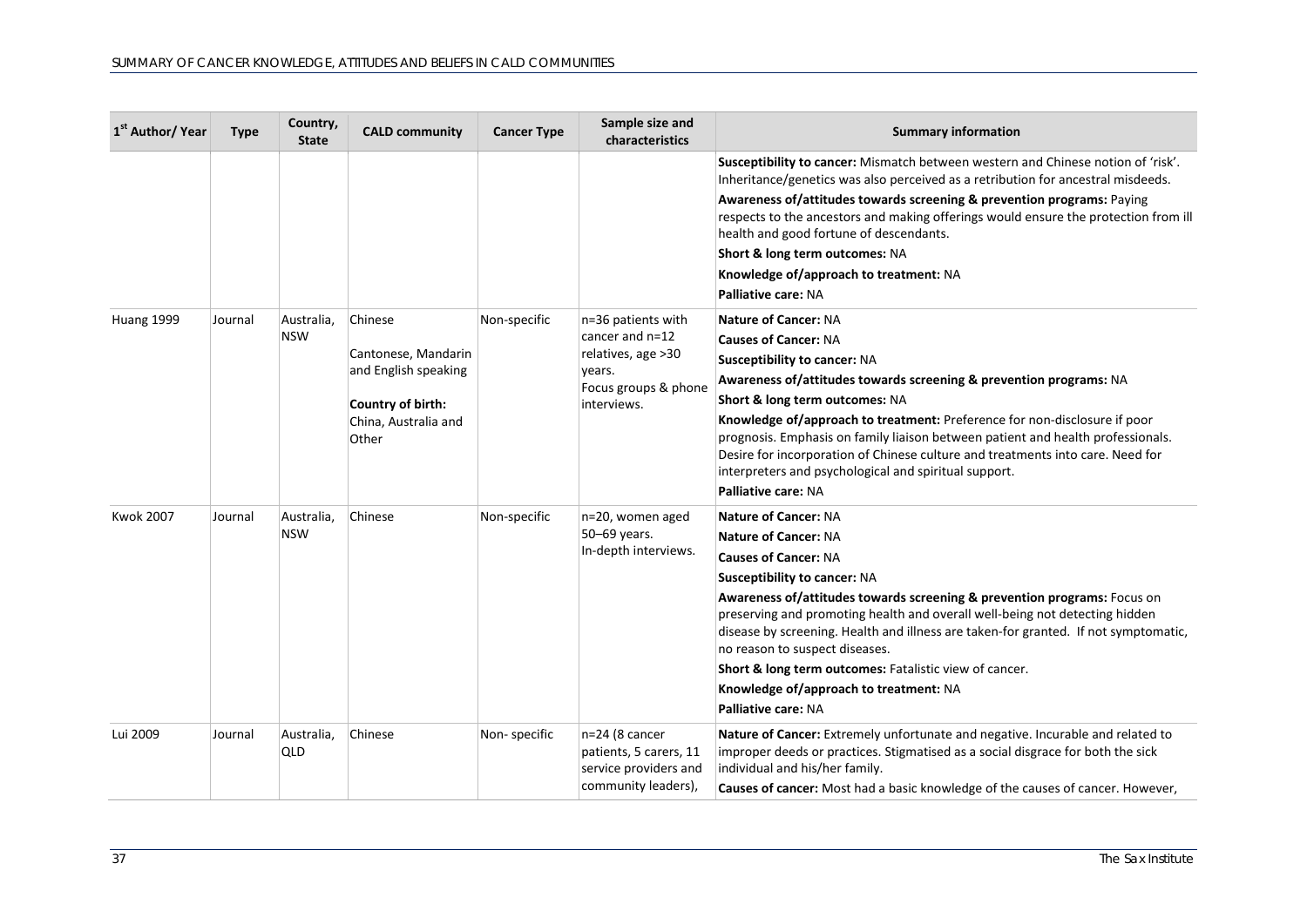| 1[st] Author/ Year | Type | Country, State | CALD community | Cancer Type | Sample size and characteristics | Summary information |
|---|---|---|---|---|---|---|
| | | | | | | **Susceptibility to cancer:** Mismatch between western and Chinese notion of 'risk'. Inheritance/genetics was also perceived as a retribution for ancestral misdeeds.<br>**Awareness of/attitudes towards screening & prevention programs:** Paying respects to the ancestors and making offerings would ensure the protection from ill health and good fortune of descendants.<br>**Short & long term outcomes:** NA<br>**Knowledge of/approach to treatment:** NA<br>**Palliative care:** NA |
| Huang 1999 | Journal | Australia, NSW | Chinese<br>Cantonese, Mandarin and English speaking<br>**Country of birth:** China, Australia and Other | Non-specific | n=36 patients with cancer and n=12 relatives, age >30 years.<br>Focus groups & phone interviews. | **Nature of Cancer:** NA<br>**Causes of Cancer:** NA<br>**Susceptibility to cancer:** NA<br>**Awareness of/attitudes towards screening & prevention programs:** NA<br>**Short & long term outcomes:** NA<br>**Knowledge of/approach to treatment:** Preference for non-disclosure if poor prognosis. Emphasis on family liaison between patient and health professionals. Desire for incorporation of Chinese culture and treatments into care. Need for interpreters and psychological and spiritual support.<br>**Palliative care:** NA |
| Kwok 2007 | Journal | Australia, NSW | Chinese | Non-specific | n=20, women aged 50–69 years.<br>In-depth interviews. | **Nature of Cancer:** NA<br>**Nature of Cancer:** NA<br>**Causes of Cancer:** NA<br>**Susceptibility to cancer:** NA<br>**Awareness of/attitudes towards screening & prevention programs:** Focus on preserving and promoting health and overall well-being not detecting hidden disease by screening. Health and illness are taken-for granted. If not symptomatic, no reason to suspect diseases.<br>**Short & long term outcomes:** Fatalistic view of cancer.<br>**Knowledge of/approach to treatment:** NA<br>**Palliative care:** NA |
| Lui 2009 | Journal | Australia, QLD | Chinese | Non- specific | n=24 (8 cancer patients, 5 carers, 11 service providers and community leaders), | **Nature of Cancer:** Extremely unfortunate and negative. Incurable and related to improper deeds or practices. Stigmatised as a social disgrace for both the sick individual and his/her family.<br>**Causes of cancer:** Most had a basic knowledge of the causes of cancer. However, |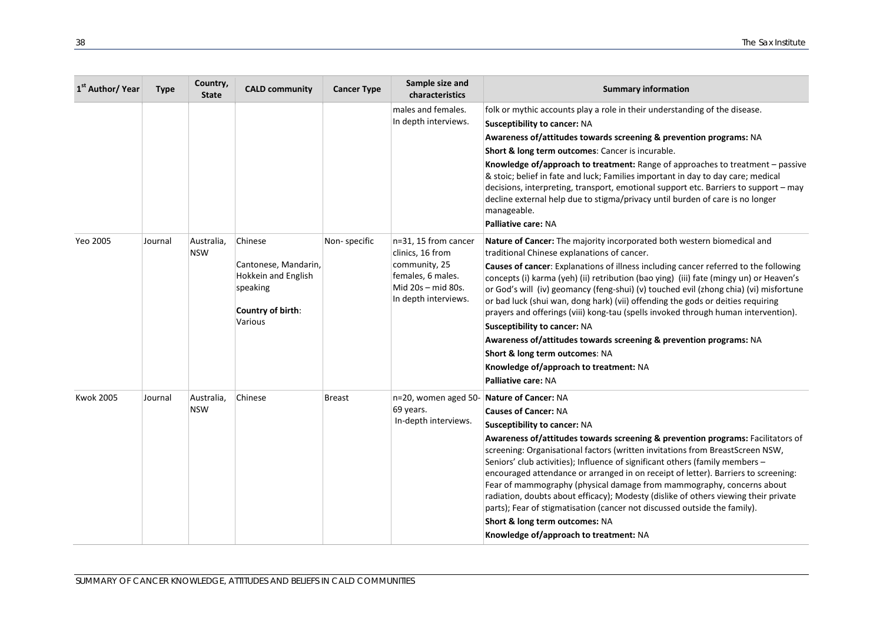| 1[st] Author/ Year | Type | Country, State | CALD community | Cancer Type | Sample size and characteristics | Summary information |
|---|---|---|---|---|---|---|
| | | | | | males and females. In depth interviews. | folk or mythic accounts play a role in their understanding of the disease.<br>**Susceptibility to cancer:** NA<br>**Awareness of/attitudes towards screening & prevention programs:** NA<br>**Short & long term outcomes**: Cancer is incurable.<br>**Knowledge of/approach to treatment:** Range of approaches to treatment – passive & stoic; belief in fate and luck; Families important in day to day care; medical decisions, interpreting, transport, emotional support etc. Barriers to support – may decline external help due to stigma/privacy until burden of care is no longer manageable.<br>**Palliative care:** NA |
| Yeo 2005 | Journal | Australia, NSW | Chinese<br><br>Cantonese, Mandarin, Hokkein and English speaking<br><br>**Country of birth**: Various | Non- specific | n=31, 15 from cancer clinics, 16 from community, 25 females, 6 males. Mid 20s – mid 80s. In depth interviews. | **Nature of Cancer:** The majority incorporated both western biomedical and traditional Chinese explanations of cancer.<br>**Causes of cancer**: Explanations of illness including cancer referred to the following concepts (i) karma (yeh) (ii) retribution (bao ying) (iii) fate (mingy un) or Heaven's or God's will (iv) geomancy (feng-shui) (v) touched evil (zhong chia) (vi) misfortune or bad luck (shui wan, dong hark) (vii) offending the gods or deities requiring prayers and offerings (viii) kong-tau (spells invoked through human intervention).<br>**Susceptibility to cancer:** NA<br>**Awareness of/attitudes towards screening & prevention programs:** NA<br>**Short & long term outcomes**: NA<br>**Knowledge of/approach to treatment:** NA<br>**Palliative care:** NA |
| Kwok 2005 | Journal | Australia, NSW | Chinese | Breast | n=20, women aged 50-69 years.<br>In-depth interviews. | **Nature of Cancer:** NA<br>**Causes of Cancer:** NA<br>**Susceptibility to cancer:** NA<br>**Awareness of/attitudes towards screening & prevention programs:** Facilitators of screening: Organisational factors (written invitations from BreastScreen NSW, Seniors' club activities); Influence of significant others (family members – encouraged attendance or arranged in on receipt of letter). Barriers to screening: Fear of mammography (physical damage from mammography, concerns about radiation, doubts about efficacy); Modesty (dislike of others viewing their private parts); Fear of stigmatisation (cancer not discussed outside the family).<br>**Short & long term outcomes:** NA<br>**Knowledge of/approach to treatment:** NA |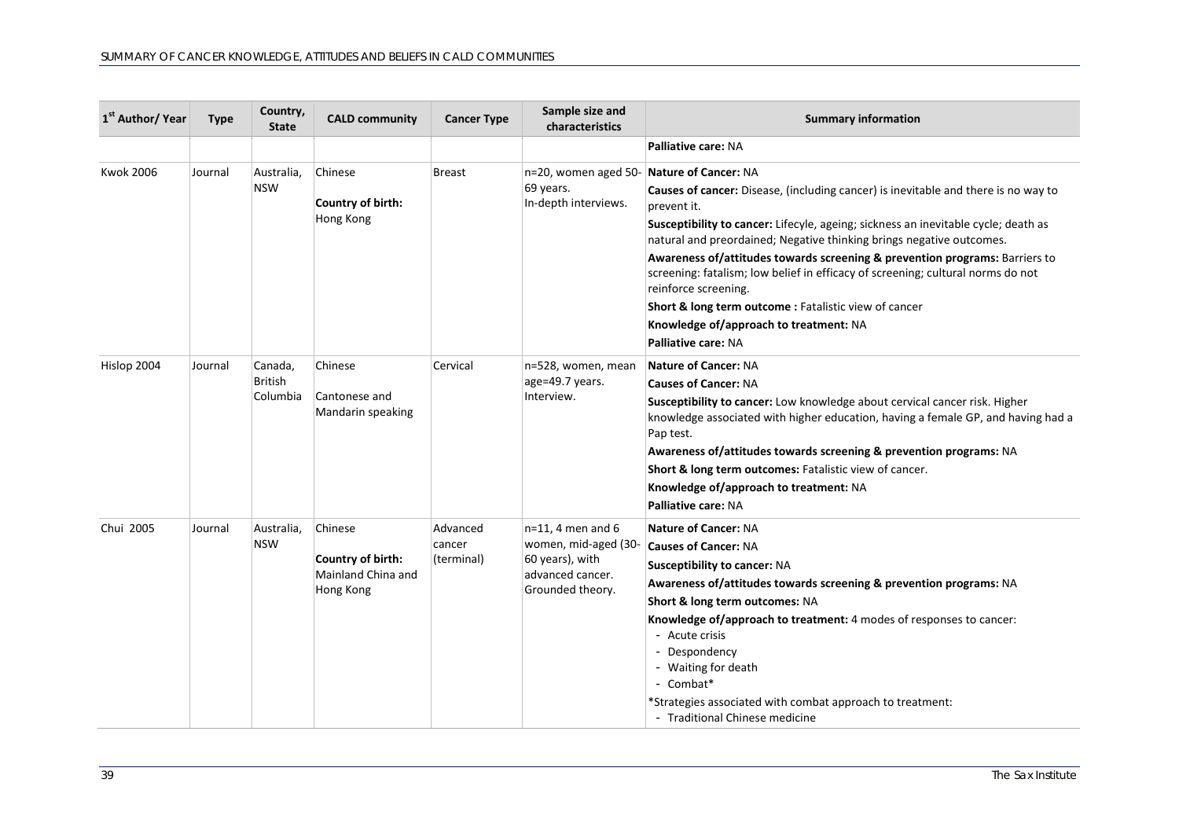| 1st Author/ Year | Type | Country, State | CALD community | Cancer Type | Sample size and characteristics | Summary information |
|---|---|---|---|---|---|---|
| | | | | | | **Palliative care:** NA |
| Kwok 2006 | Journal | Australia, NSW | Chinese<br><br>**Country of birth:** Hong Kong | Breast | n=20, women aged 50-69 years. In-depth interviews. | **Nature of Cancer:** NA<br>**Causes of cancer:** Disease, (including cancer) is inevitable and there is no way to prevent it.<br>**Susceptibility to cancer:** Lifecyle, ageing; sickness an inevitable cycle; death as natural and preordained; Negative thinking brings negative outcomes.<br>**Awareness of/attitudes towards screening & prevention programs:** Barriers to screening: fatalism; low belief in efficacy of screening; cultural norms do not reinforce screening.<br>**Short & long term outcome :** Fatalistic view of cancer<br>**Knowledge of/approach to treatment:** NA<br>**Palliative care:** NA |
| Hislop 2004 | Journal | Canada, British Columbia | Chinese<br><br>Cantonese and Mandarin speaking | Cervical | n=528, women, mean age=49.7 years. Interview. | **Nature of Cancer:** NA<br>**Causes of Cancer:** NA<br>**Susceptibility to cancer:** Low knowledge about cervical cancer risk. Higher knowledge associated with higher education, having a female GP, and having had a Pap test.<br>**Awareness of/attitudes towards screening & prevention programs:** NA<br>**Short & long term outcomes:** Fatalistic view of cancer.<br>**Knowledge of/approach to treatment:** NA<br>**Palliative care:** NA |
| Chui 2005 | Journal | Australia, NSW | Chinese<br><br>**Country of birth:** Mainland China and Hong Kong | Advanced cancer (terminal) | n=11, 4 men and 6 women, mid-aged (30-60 years), with advanced cancer. Grounded theory. | **Nature of Cancer:** NA<br>**Causes of Cancer:** NA<br>**Susceptibility to cancer:** NA<br>**Awareness of/attitudes towards screening & prevention programs:** NA<br>**Short & long term outcomes:** NA<br>**Knowledge of/approach to treatment:** 4 modes of responses to cancer:<br>- Acute crisis<br>- Despondency<br>- Waiting for death<br>- Combat*<br><br>*Strategies associated with combat approach to treatment:<br>- Traditional Chinese medicine |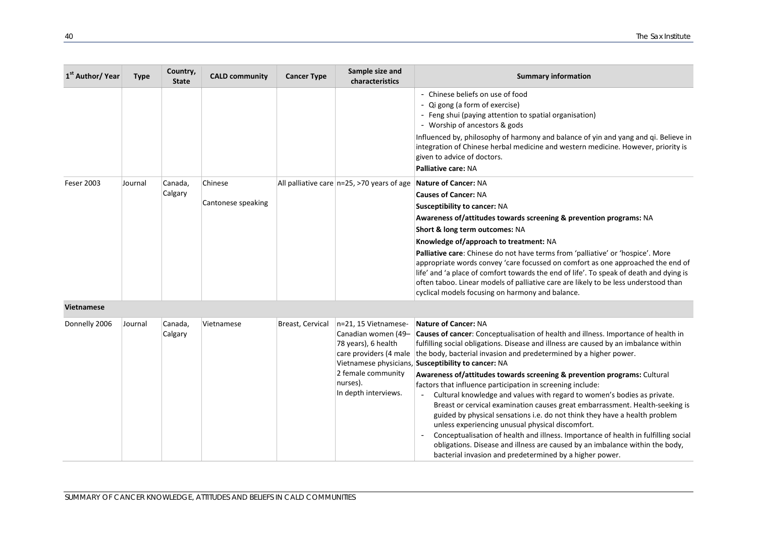| 1[st] Author/ Year | Type | Country, State | CALD community | Cancer Type | Sample size and characteristics | Summary information |
|---|---|---|---|---|---|---|
| | | | | | | - Chinese beliefs on use of food<br>- Qi gong (a form of exercise)<br>- Feng shui (paying attention to spatial organisation)<br>- Worship of ancestors & gods<br><br>Influenced by, philosophy of harmony and balance of yin and yang and qi. Believe in integration of Chinese herbal medicine and western medicine. However, priority is given to advice of doctors.<br>**Palliative care:** NA |
| Feser 2003 | Journal | Canada, Calgary | Chinese<br><br>Cantonese speaking | All palliative care | n=25, >70 years of age | **Nature of Cancer:** NA<br>**Causes of Cancer:** NA<br>**Susceptibility to cancer:** NA<br>**Awareness of/attitudes towards screening & prevention programs:** NA<br>**Short & long term outcomes:** NA<br>**Knowledge of/approach to treatment:** NA<br>**Palliative care**: Chinese do not have terms from 'palliative' or 'hospice'. More appropriate words convey 'care focussed on comfort as one approached the end of life' and 'a place of comfort towards the end of life'. To speak of death and dying is often taboo. Linear models of palliative care are likely to be less understood than cyclical models focusing on harmony and balance. |
| **Vietnamese** | | | | | | |
| Donnelly 2006 | Journal | Canada, Calgary | Vietnamese | Breast, Cervical | n=21, 15 Vietnamese-Canadian women (49–78 years), 6 health care providers (4 male Vietnamese physicians, 2 female community nurses).<br>In depth interviews. | **Nature of Cancer:** NA<br>**Causes of cancer**: Conceptualisation of health and illness. Importance of health in fulfilling social obligations. Disease and illness are caused by an imbalance within the body, bacterial invasion and predetermined by a higher power.<br>**Susceptibility to cancer:** NA<br>**Awareness of/attitudes towards screening & prevention programs:** Cultural factors that influence participation in screening include:<br>- Cultural knowledge and values with regard to women's bodies as private. Breast or cervical examination causes great embarrassment. Health-seeking is guided by physical sensations i.e. do not think they have a health problem unless experiencing unusual physical discomfort.<br>- Conceptualisation of health and illness. Importance of health in fulfilling social obligations. Disease and illness are caused by an imbalance within the body, bacterial invasion and predetermined by a higher power. |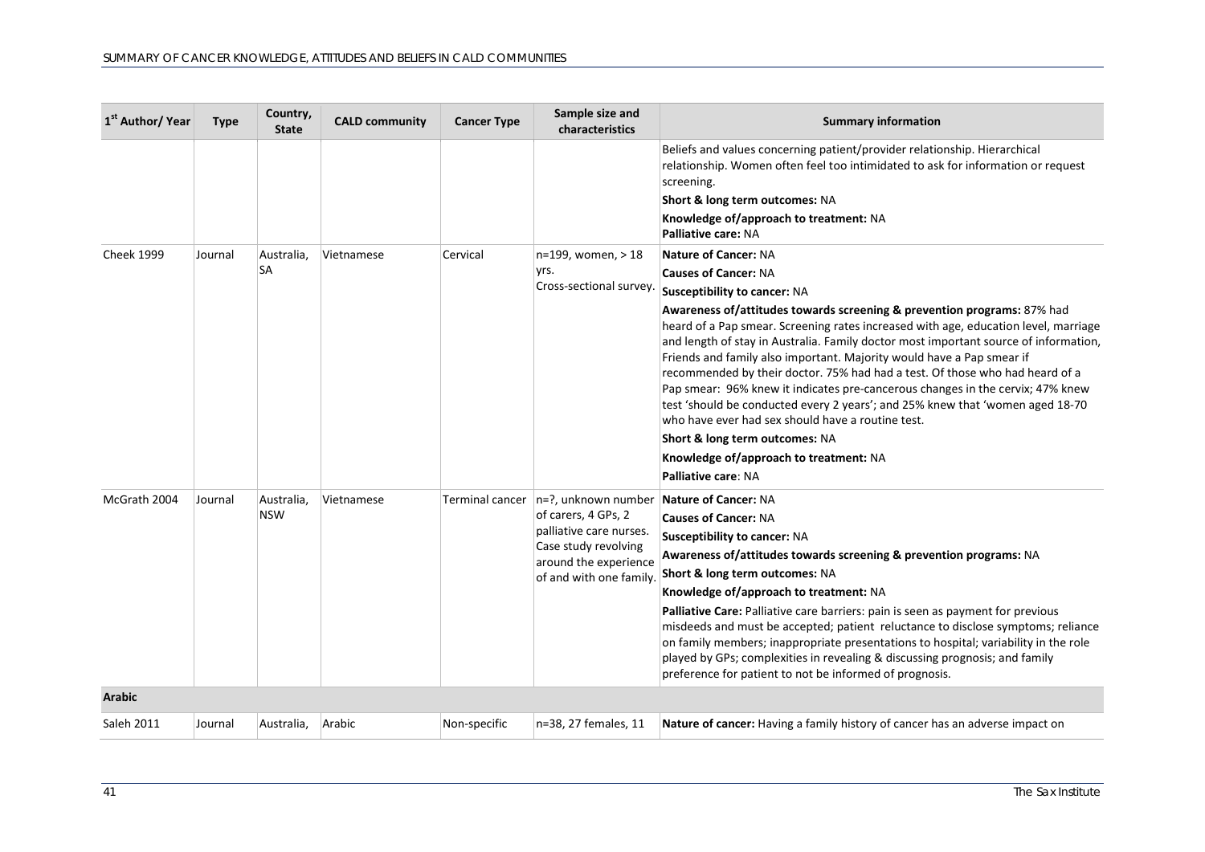| 1[st] Author/ Year | Type | Country, State | CALD community | Cancer Type | Sample size and characteristics | Summary information |
|---|---|---|---|---|---|---|
| | | | | | | Beliefs and values concerning patient/provider relationship. Hierarchical relationship. Women often feel too intimidated to ask for information or request screening.<br>**Short & long term outcomes:** NA<br>**Knowledge of/approach to treatment:** NA<br>**Palliative care:** NA |
| Cheek 1999 | Journal | Australia, SA | Vietnamese | Cervical | n=199, women, > 18 yrs.<br>Cross-sectional survey. | **Nature of Cancer:** NA<br>**Causes of Cancer:** NA<br>**Susceptibility to cancer:** NA<br>**Awareness of/attitudes towards screening & prevention programs:** 87% had heard of a Pap smear. Screening rates increased with age, education level, marriage and length of stay in Australia. Family doctor most important source of information, Friends and family also important. Majority would have a Pap smear if recommended by their doctor. 75% had had a test. Of those who had heard of a Pap smear: 96% knew it indicates pre-cancerous changes in the cervix; 47% knew test 'should be conducted every 2 years'; and 25% knew that 'women aged 18-70 who have ever had sex should have a routine test.<br>**Short & long term outcomes:** NA<br>**Knowledge of/approach to treatment:** NA<br>**Palliative care**: NA |
| McGrath 2004 | Journal | Australia, NSW | Vietnamese | Terminal cancer | n=?, unknown number of carers, 4 GPs, 2 palliative care nurses. Case study revolving around the experience of and with one family. | **Nature of Cancer:** NA<br>**Causes of Cancer:** NA<br>**Susceptibility to cancer:** NA<br>**Awareness of/attitudes towards screening & prevention programs:** NA<br>**Short & long term outcomes:** NA<br>**Knowledge of/approach to treatment:** NA<br>**Palliative Care:** Palliative care barriers: pain is seen as payment for previous misdeeds and must be accepted; patient reluctance to disclose symptoms; reliance on family members; inappropriate presentations to hospital; variability in the role played by GPs; complexities in revealing & discussing prognosis; and family preference for patient to not be informed of prognosis. |
| **Arabic** | | | | | | |
| Saleh 2011 | Journal | Australia, | Arabic | Non-specific | n=38, 27 females, 11 | **Nature of cancer:** Having a family history of cancer has an adverse impact on |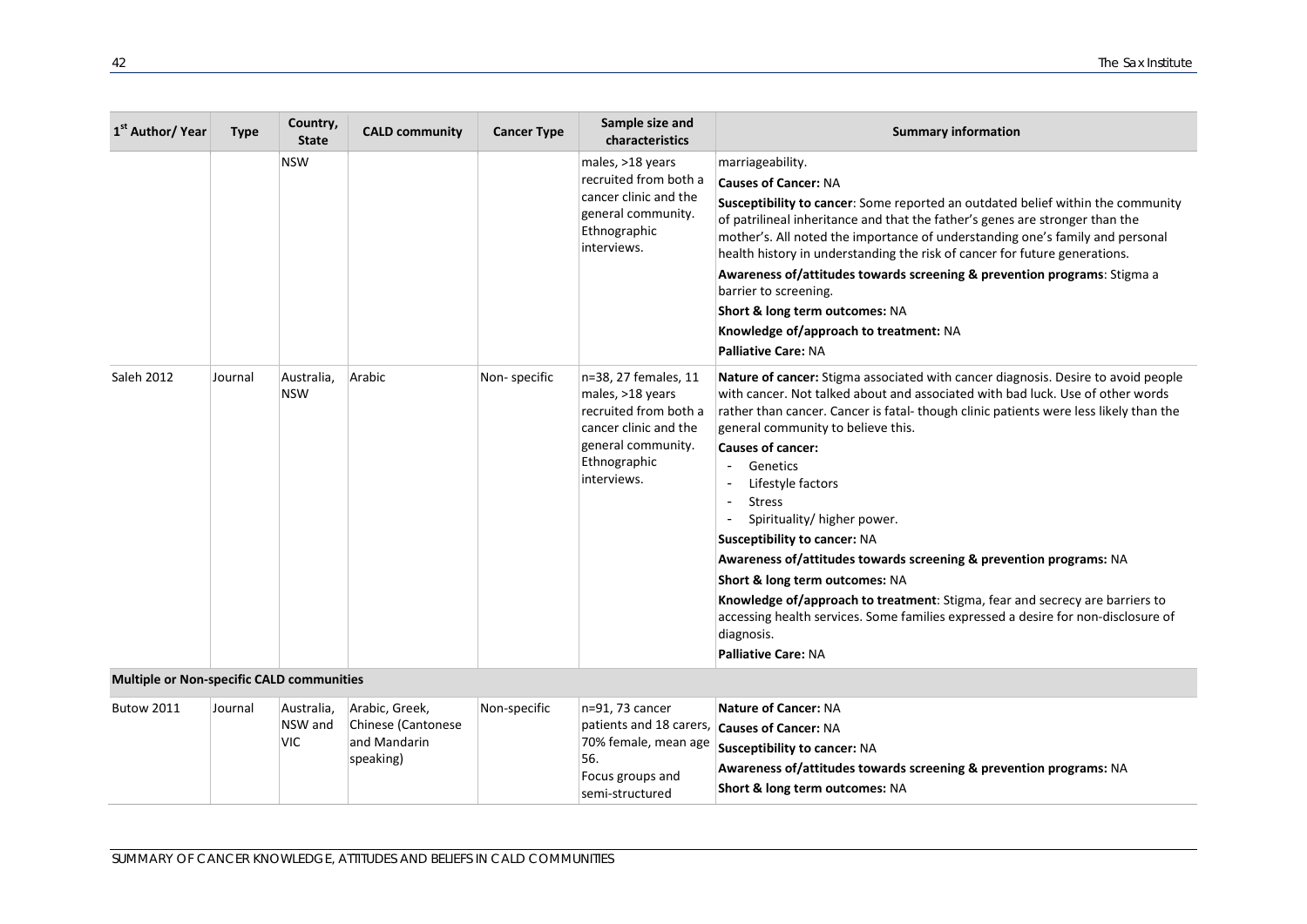| 1[st] Author/ Year | Type | Country, State | CALD community | Cancer Type | Sample size and characteristics | Summary information |
|---|---|---|---|---|---|---|
| | | NSW | | | males, >18 years recruited from both a cancer clinic and the general community. Ethnographic interviews. | marriageability.<br>**Causes of Cancer:** NA<br>**Susceptibility to cancer**: Some reported an outdated belief within the community of patrilineal inheritance and that the father's genes are stronger than the mother's. All noted the importance of understanding one's family and personal health history in understanding the risk of cancer for future generations.<br>**Awareness of/attitudes towards screening & prevention programs**: Stigma a barrier to screening.<br>**Short & long term outcomes:** NA<br>**Knowledge of/approach to treatment:** NA<br>**Palliative Care:** NA |
| Saleh 2012 | Journal | Australia, NSW | Arabic | Non- specific | n=38, 27 females, 11 males, >18 years recruited from both a cancer clinic and the general community. Ethnographic interviews. | **Nature of cancer:** Stigma associated with cancer diagnosis. Desire to avoid people with cancer. Not talked about and associated with bad luck. Use of other words rather than cancer. Cancer is fatal- though clinic patients were less likely than the general community to believe this.<br>**Causes of cancer:**<br>- Genetics<br>- Lifestyle factors<br>- Stress<br>- Spirituality/ higher power.<br>**Susceptibility to cancer:** NA<br>**Awareness of/attitudes towards screening & prevention programs:** NA<br>**Short & long term outcomes:** NA<br>**Knowledge of/approach to treatment**: Stigma, fear and secrecy are barriers to accessing health services. Some families expressed a desire for non-disclosure of diagnosis.<br>**Palliative Care:** NA |
| **Multiple or Non-specific CALD communities** | | | | | | |
| Butow 2011 | Journal | Australia, NSW and VIC | Arabic, Greek, Chinese (Cantonese and Mandarin speaking) | Non-specific | n=91, 73 cancer patients and 18 carers, 70% female, mean age 56. Focus groups and semi-structured | **Nature of Cancer:** NA<br>**Causes of Cancer:** NA<br>**Susceptibility to cancer:** NA<br>**Awareness of/attitudes towards screening & prevention programs:** NA<br>**Short & long term outcomes:** NA |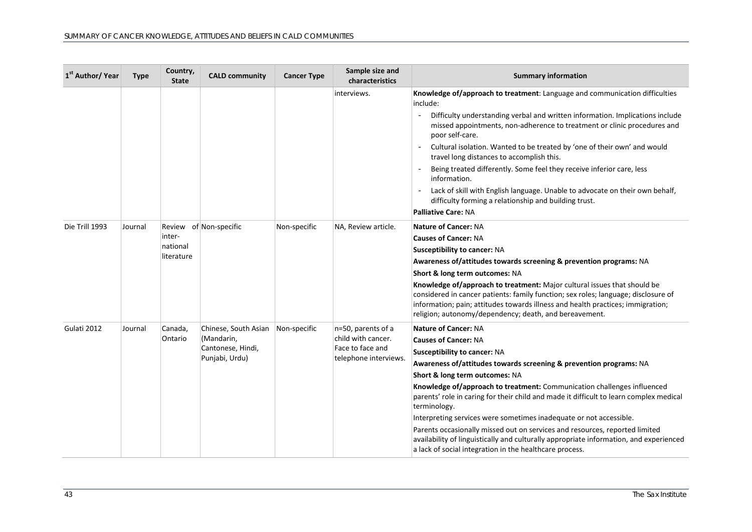| 1st Author/ Year | Type | Country, State | CALD community | Cancer Type | Sample size and characteristics | Summary information |
|---|---|---|---|---|---|---|
| | | | | | interviews. | **Knowledge of/approach to treatment**: Language and communication difficulties include:<br>- Difficulty understanding verbal and written information. Implications include missed appointments, non-adherence to treatment or clinic procedures and poor self-care.<br>- Cultural isolation. Wanted to be treated by 'one of their own' and would travel long distances to accomplish this.<br>- Being treated differently. Some feel they receive inferior care, less information.<br>- Lack of skill with English language. Unable to advocate on their own behalf, difficulty forming a relationship and building trust.<br>**Palliative Care:** NA |
| Die Trill 1993 | Journal | Review of inter-national literature | Non-specific | Non-specific | NA, Review article. | **Nature of Cancer:** NA<br>**Causes of Cancer:** NA<br>**Susceptibility to cancer:** NA<br>**Awareness of/attitudes towards screening & prevention programs:** NA<br>**Short & long term outcomes:** NA<br>**Knowledge of/approach to treatment:** Major cultural issues that should be considered in cancer patients: family function; sex roles; language; disclosure of information; pain; attitudes towards illness and health practices; immigration; religion; autonomy/dependency; death, and bereavement. |
| Gulati 2012 | Journal | Canada, Ontario | Chinese, South Asian (Mandarin, Cantonese, Hindi, Punjabi, Urdu) | Non-specific | n=50, parents of a child with cancer. Face to face and telephone interviews. | **Nature of Cancer:** NA<br>**Causes of Cancer:** NA<br>**Susceptibility to cancer:** NA<br>**Awareness of/attitudes towards screening & prevention programs:** NA<br>**Short & long term outcomes:** NA<br>**Knowledge of/approach to treatment:** Communication challenges influenced parents' role in caring for their child and made it difficult to learn complex medical terminology.<br>Interpreting services were sometimes inadequate or not accessible.<br>Parents occasionally missed out on services and resources, reported limited availability of linguistically and culturally appropriate information, and experienced a lack of social integration in the healthcare process. |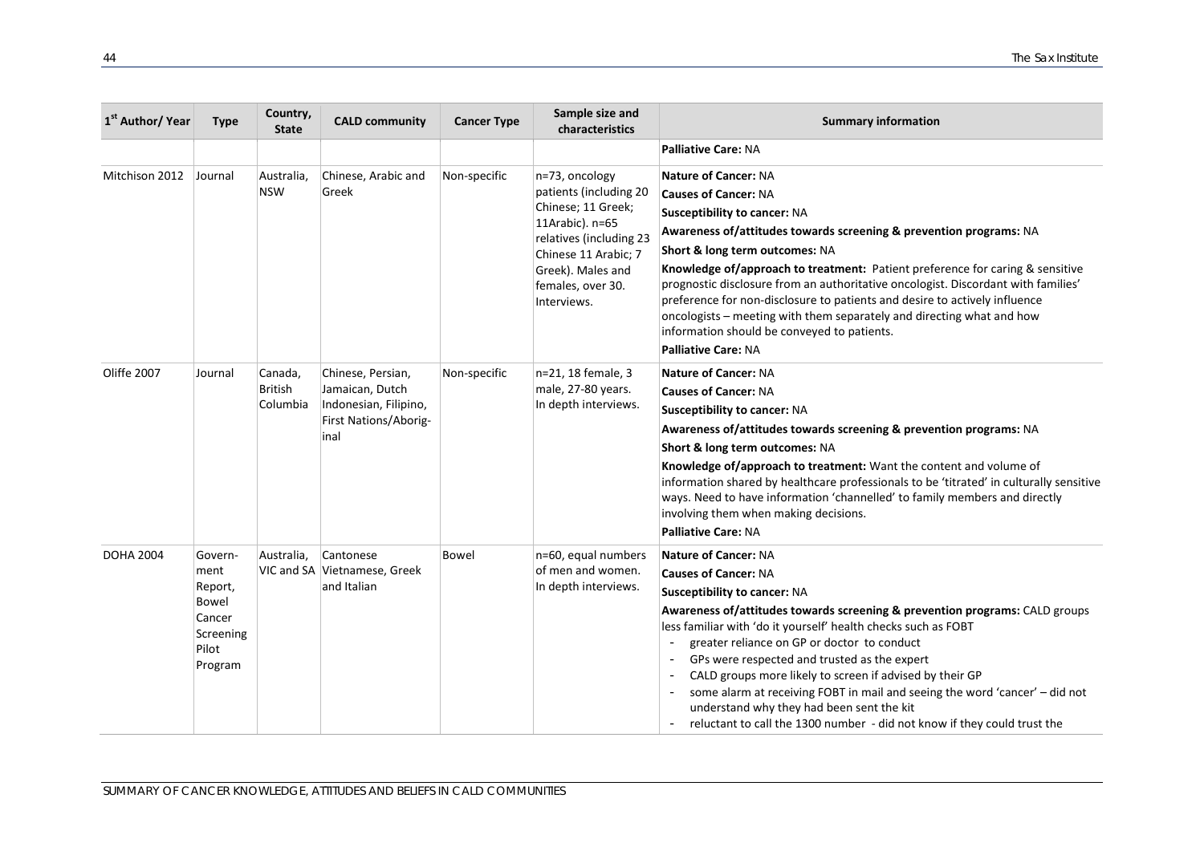| 1[st] Author/ Year | Type | Country, State | CALD community | Cancer Type | Sample size and characteristics | Summary information |
|---|---|---|---|---|---|---|
| | | | | | | **Palliative Care:** NA |
| Mitchison 2012 | Journal | Australia, NSW | Chinese, Arabic and Greek | Non-specific | n=73, oncology patients (including 20 Chinese; 11 Greek; 11Arabic). n=65 relatives (including 23 Chinese 11 Arabic; 7 Greek). Males and females, over 30. Interviews. | **Nature of Cancer:** NA<br>**Causes of Cancer:** NA<br>**Susceptibility to cancer:** NA<br>**Awareness of/attitudes towards screening & prevention programs:** NA<br>**Short & long term outcomes:** NA<br>**Knowledge of/approach to treatment:** Patient preference for caring & sensitive prognostic disclosure from an authoritative oncologist. Discordant with families' preference for non-disclosure to patients and desire to actively influence oncologists – meeting with them separately and directing what and how information should be conveyed to patients.<br>**Palliative Care:** NA |
| Oliffe 2007 | Journal | Canada, British Columbia | Chinese, Persian, Jamaican, Dutch Indonesian, Filipino, First Nations/Aboriginal | Non-specific | n=21, 18 female, 3 male, 27-80 years. In depth interviews. | **Nature of Cancer:** NA<br>**Causes of Cancer:** NA<br>**Susceptibility to cancer:** NA<br>**Awareness of/attitudes towards screening & prevention programs:** NA<br>**Short & long term outcomes:** NA<br>**Knowledge of/approach to treatment:** Want the content and volume of information shared by healthcare professionals to be 'titrated' in culturally sensitive ways. Need to have information 'channelled' to family members and directly involving them when making decisions.<br>**Palliative Care:** NA |
| DOHA 2004 | Government Report, Bowel Cancer Screening Pilot Program | Australia, VIC and SA | Cantonese Vietnamese, Greek and Italian | Bowel | n=60, equal numbers of men and women. In depth interviews. | **Nature of Cancer:** NA<br>**Causes of Cancer:** NA<br>**Susceptibility to cancer:** NA<br>**Awareness of/attitudes towards screening & prevention programs:** CALD groups less familiar with 'do it yourself' health checks such as FOBT<br>- greater reliance on GP or doctor to conduct<br>- GPs were respected and trusted as the expert<br>- CALD groups more likely to screen if advised by their GP<br>- some alarm at receiving FOBT in mail and seeing the word 'cancer' – did not understand why they had been sent the kit<br>- reluctant to call the 1300 number - did not know if they could trust the |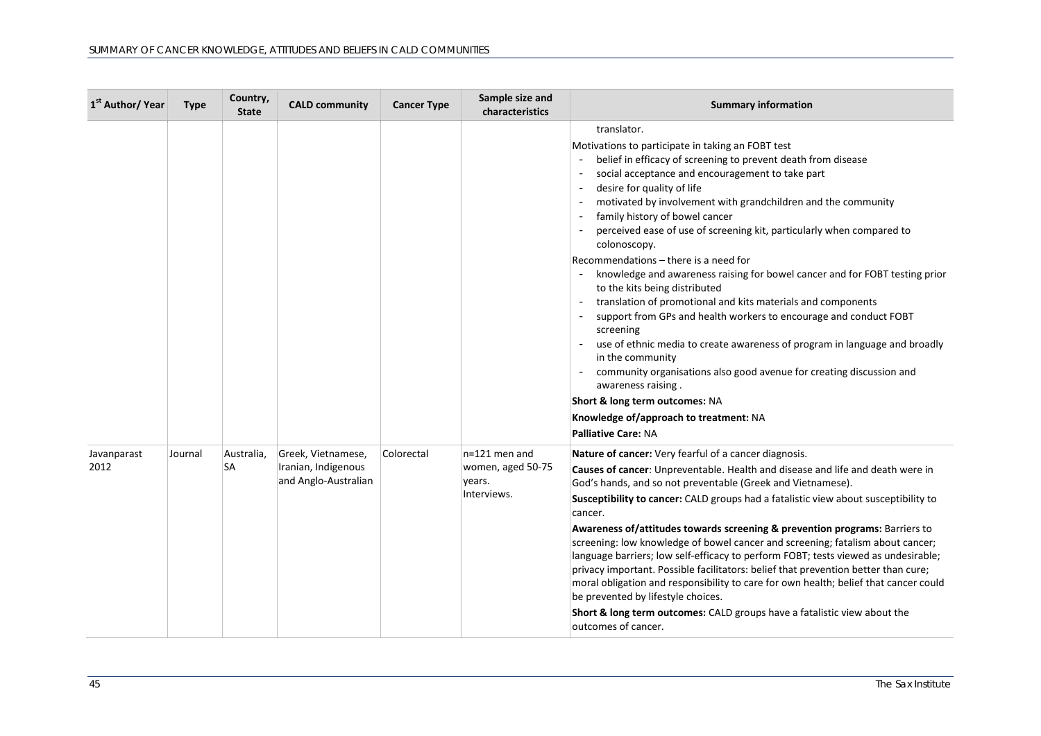| 1st Author/ Year | Type | Country, State | CALD community | Cancer Type | Sample size and characteristics | Summary information |
|---|---|---|---|---|---|---|
| | | | | | | translator.<br>Motivations to participate in taking an FOBT test<br>- belief in efficacy of screening to prevent death from disease<br>- social acceptance and encouragement to take part<br>- desire for quality of life<br>- motivated by involvement with grandchildren and the community<br>- family history of bowel cancer<br>- perceived ease of use of screening kit, particularly when compared to colonoscopy.<br>Recommendations – there is a need for<br>- knowledge and awareness raising for bowel cancer and for FOBT testing prior to the kits being distributed<br>- translation of promotional and kits materials and components<br>- support from GPs and health workers to encourage and conduct FOBT screening<br>- use of ethnic media to create awareness of program in language and broadly in the community<br>- community organisations also good avenue for creating discussion and awareness raising .<br>**Short & long term outcomes:** NA<br>**Knowledge of/approach to treatment:** NA<br>**Palliative Care:** NA |
| Javanparast 2012 | Journal | Australia, SA | Greek, Vietnamese, Iranian, Indigenous and Anglo-Australian | Colorectal | n=121 men and women, aged 50-75 years. Interviews. | **Nature of cancer:** Very fearful of a cancer diagnosis.<br>**Causes of cancer**: Unpreventable. Health and disease and life and death were in God's hands, and so not preventable (Greek and Vietnamese).<br>**Susceptibility to cancer:** CALD groups had a fatalistic view about susceptibility to cancer.<br>**Awareness of/attitudes towards screening & prevention programs:** Barriers to screening: low knowledge of bowel cancer and screening; fatalism about cancer; language barriers; low self-efficacy to perform FOBT; tests viewed as undesirable; privacy important. Possible facilitators: belief that prevention better than cure; moral obligation and responsibility to care for own health; belief that cancer could be prevented by lifestyle choices.<br>**Short & long term outcomes:** CALD groups have a fatalistic view about the outcomes of cancer. |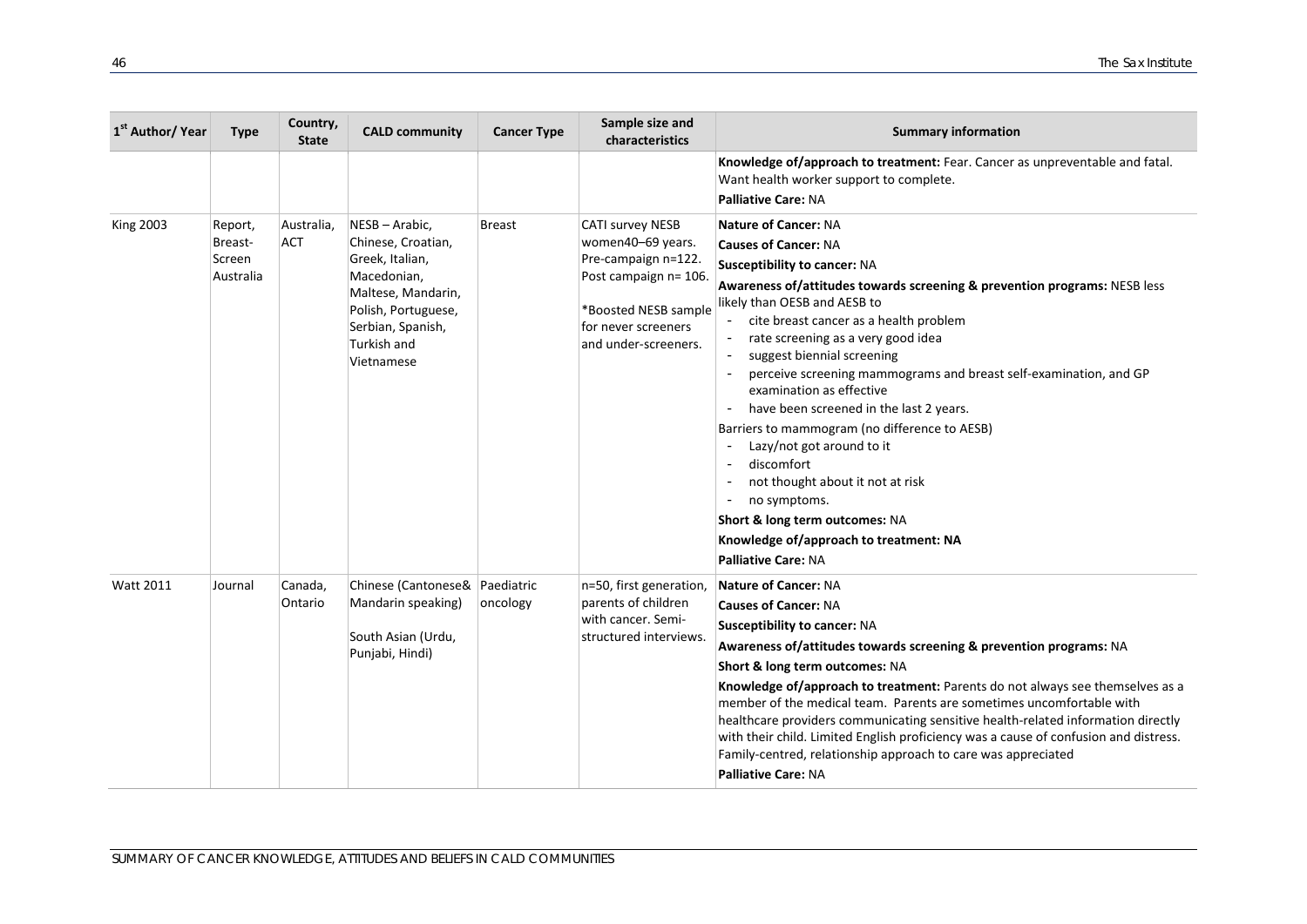| 1[st] Author/ Year | Type | Country, State | CALD community | Cancer Type | Sample size and characteristics | Summary information |
|---|---|---|---|---|---|---|
| | | | | | | **Knowledge of/approach to treatment:** Fear. Cancer as unpreventable and fatal. Want health worker support to complete.<br>**Palliative Care:** NA |
| King 2003 | Report, Breast-Screen Australia | Australia, ACT | NESB – Arabic, Chinese, Croatian, Greek, Italian, Macedonian, Maltese, Mandarin, Polish, Portuguese, Serbian, Spanish, Turkish and Vietnamese | Breast | CATI survey NESB women40–69 years. Pre-campaign n=122. Post campaign n= 106.<br><br>*Boosted NESB sample for never screeners and under-screeners. | **Nature of Cancer:** NA<br>**Causes of Cancer:** NA<br>**Susceptibility to cancer:** NA<br>**Awareness of/attitudes towards screening & prevention programs:** NESB less likely than OESB and AESB to<br>- cite breast cancer as a health problem<br>- rate screening as a very good idea<br>- suggest biennial screening<br>- perceive screening mammograms and breast self-examination, and GP examination as effective<br>- have been screened in the last 2 years.<br>Barriers to mammogram (no difference to AESB)<br>- Lazy/not got around to it<br>- discomfort<br>- not thought about it not at risk<br>- no symptoms.<br>**Short & long term outcomes:** NA<br>**Knowledge of/approach to treatment: NA**<br>**Palliative Care:** NA |
| Watt 2011 | Journal | Canada, Ontario | Chinese (Cantonese& Mandarin speaking)<br><br>South Asian (Urdu, Punjabi, Hindi) | Paediatric oncology | n=50, first generation, parents of children with cancer. Semi-structured interviews. | **Nature of Cancer:** NA<br>**Causes of Cancer:** NA<br>**Susceptibility to cancer:** NA<br>**Awareness of/attitudes towards screening & prevention programs:** NA<br>**Short & long term outcomes:** NA<br>**Knowledge of/approach to treatment:** Parents do not always see themselves as a member of the medical team. Parents are sometimes uncomfortable with healthcare providers communicating sensitive health-related information directly with their child. Limited English proficiency was a cause of confusion and distress. Family-centred, relationship approach to care was appreciated<br>**Palliative Care:** NA |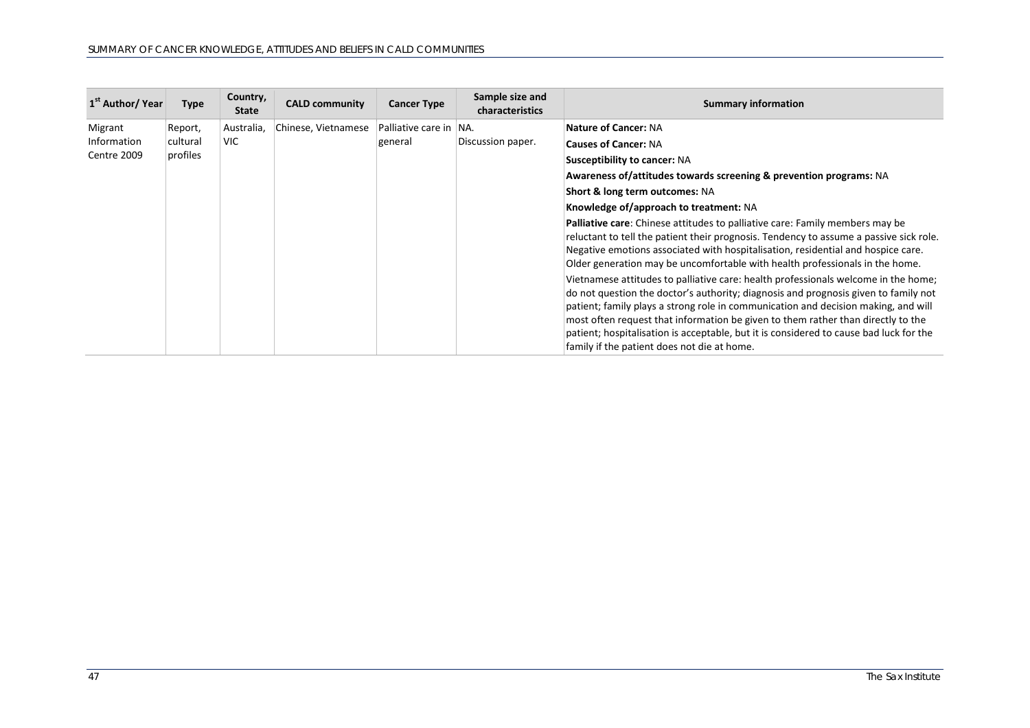| 1st Author/ Year | Type | Country, State | CALD community | Cancer Type | Sample size and characteristics | Summary information |
|---|---|---|---|---|---|---|
| Migrant Information Centre 2009 | Report, cultural profiles | Australia, VIC | Chinese, Vietnamese | Palliative care in general | NA. Discussion paper. | **Nature of Cancer:** NA<br>**Causes of Cancer:** NA<br>**Susceptibility to cancer:** NA<br>**Awareness of/attitudes towards screening & prevention programs:** NA<br>**Short & long term outcomes:** NA<br>**Knowledge of/approach to treatment:** NA<br>**Palliative care**: Chinese attitudes to palliative care: Family members may be reluctant to tell the patient their prognosis. Tendency to assume a passive sick role. Negative emotions associated with hospitalisation, residential and hospice care. Older generation may be uncomfortable with health professionals in the home.<br>Vietnamese attitudes to palliative care: health professionals welcome in the home; do not question the doctor's authority; diagnosis and prognosis given to family not patient; family plays a strong role in communication and decision making, and will most often request that information be given to them rather than directly to the patient; hospitalisation is acceptable, but it is considered to cause bad luck for the family if the patient does not die at home. |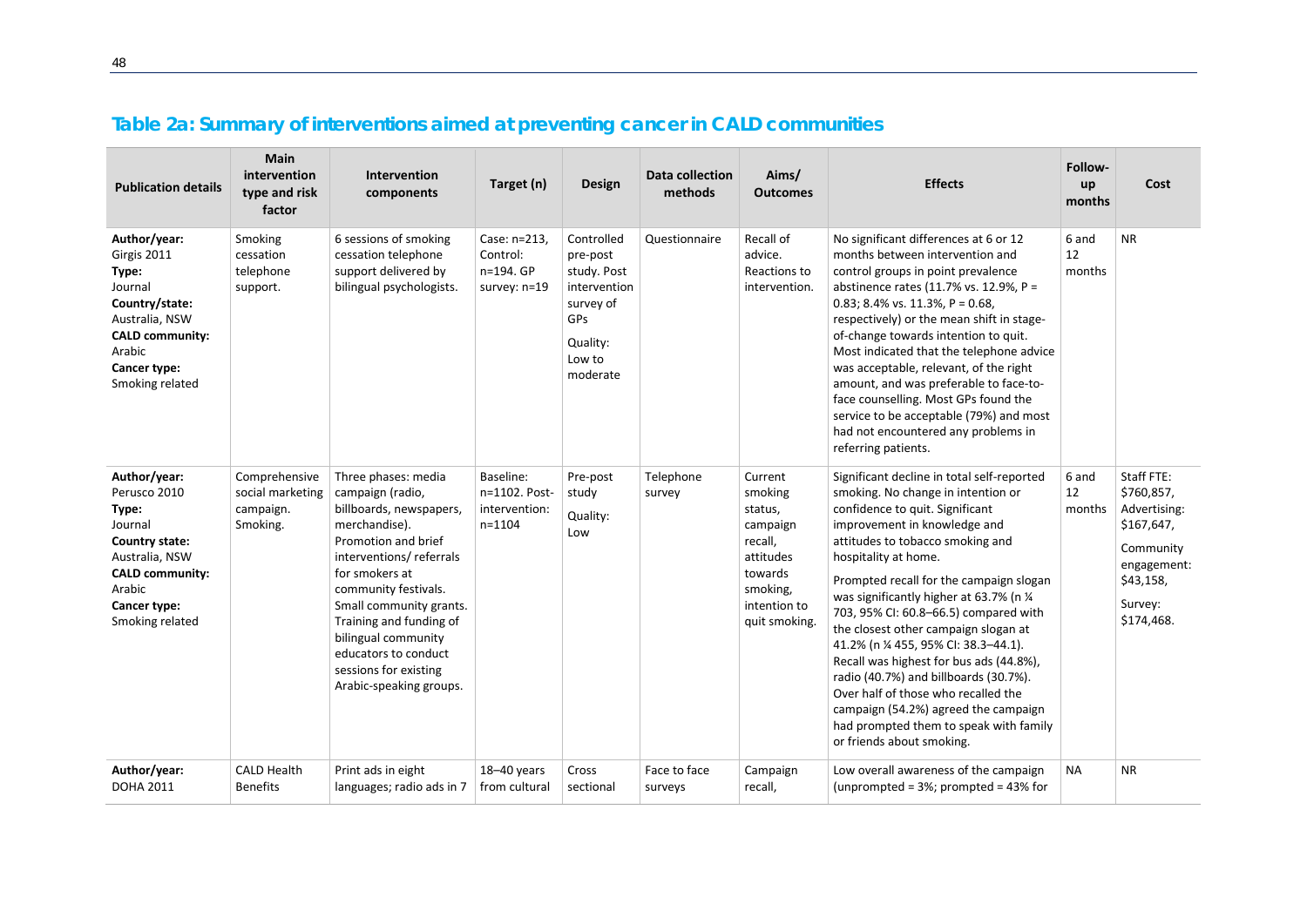## Table 2a: Summary of interventions aimed at preventing cancer in CALD communities

| Publication details | Main intervention type and risk factor | Intervention components | Target (n) | Design | Data collection methods | Aims/ Outcomes | Effects | Follow-up months | Cost |
|---|---|---|---|---|---|---|---|---|---|
| **Author/year:** Girgis 2011 **Type:** Journal **Country/state:** Australia, NSW **CALD community:** Arabic **Cancer type:** Smoking related | Smoking cessation telephone support. | 6 sessions of smoking cessation telephone support delivered by bilingual psychologists. | Case: n=213, Control: n=194. GP survey: n=19 | Controlled pre-post study. Post intervention survey of GPs Quality: Low to moderate | Questionnaire | Recall of advice. Reactions to intervention. | No significant differences at 6 or 12 months between intervention and control groups in point prevalence abstinence rates (11.7% vs. 12.9%, P = 0.83; 8.4% vs. 11.3%, P = 0.68, respectively) or the mean shift in stage-of-change towards intention to quit. Most indicated that the telephone advice was acceptable, relevant, of the right amount, and was preferable to face-to-face counselling. Most GPs found the service to be acceptable (79%) and most had not encountered any problems in referring patients. | 6 and 12 months | NR |
| **Author/year:** Perusco 2010 **Type:** Journal **Country state:** Australia, NSW **CALD community:** Arabic **Cancer type:** Smoking related | Comprehensive social marketing campaign. Smoking. | Three phases: media campaign (radio, billboards, newspapers, merchandise). Promotion and brief interventions/ referrals for smokers at community festivals. Small community grants. Training and funding of bilingual community educators to conduct sessions for existing Arabic-speaking groups. | Baseline: n=1102. Post-intervention: n=1104 | Pre-post study Quality: Low | Telephone survey | Current smoking status, campaign recall, attitudes towards smoking, intention to quit smoking. | Significant decline in total self-reported smoking. No change in intention or confidence to quit. Significant improvement in knowledge and attitudes to tobacco smoking and hospitality at home. Prompted recall for the campaign slogan was significantly higher at 63.7% (n ¼ 703, 95% CI: 60.8–66.5) compared with the closest other campaign slogan at 41.2% (n ¼ 455, 95% CI: 38.3–44.1). Recall was highest for bus ads (44.8%), radio (40.7%) and billboards (30.7%). Over half of those who recalled the campaign (54.2%) agreed the campaign had prompted them to speak with family or friends about smoking. | 6 and 12 months | Staff FTE: $760,857, Advertising: $167,647, Community engagement: $43,158, Survey: $174,468. |
| **Author/year:** DOHA 2011 | CALD Health Benefits | Print ads in eight languages; radio ads in 7 | 18–40 years from cultural | Cross sectional | Face to face surveys | Campaign recall, | Low overall awareness of the campaign (unprompted = 3%; prompted = 43% for | NA | NR |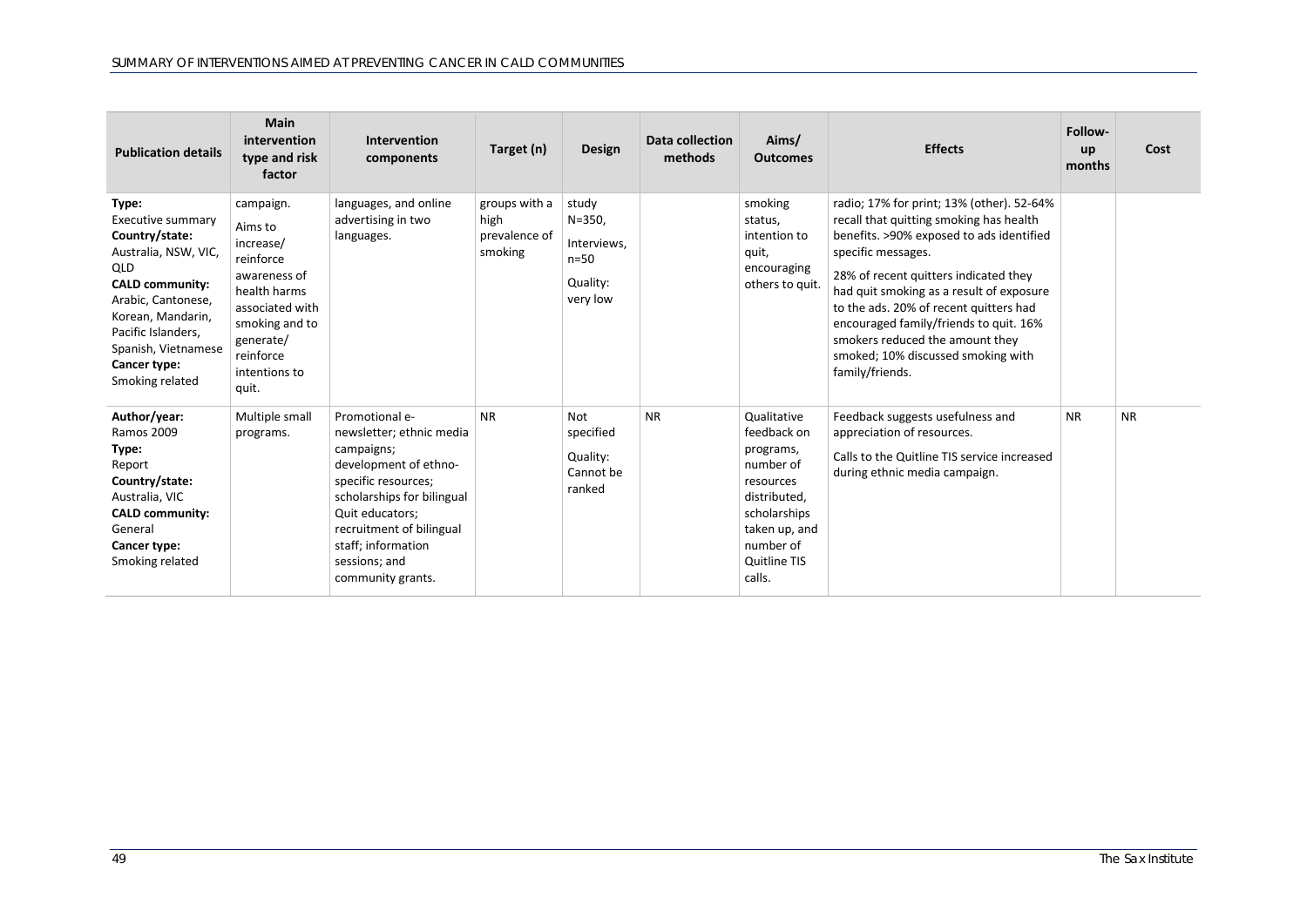| Publication details | Main intervention type and risk factor | Intervention components | Target (n) | Design | Data collection methods | Aims/ Outcomes | Effects | Follow-up months | Cost |
|---|---|---|---|---|---|---|---|---|---|
| **Type:** Executive summary **Country/state:** Australia, NSW, VIC, QLD **CALD community:** Arabic, Cantonese, Korean, Mandarin, Pacific Islanders, Spanish, Vietnamese **Cancer type:** Smoking related | campaign. Aims to increase/ reinforce awareness of health harms associated with smoking and to generate/ reinforce intentions to quit. | languages, and online advertising in two languages. | groups with a high prevalence of smoking | study N=350, Interviews, n=50 Quality: very low | | smoking status, intention to quit, encouraging others to quit. | radio; 17% for print; 13% (other). 52-64% recall that quitting smoking has health benefits. >90% exposed to ads identified specific messages. 28% of recent quitters indicated they had quit smoking as a result of exposure to the ads. 20% of recent quitters had encouraged family/friends to quit. 16% smokers reduced the amount they smoked; 10% discussed smoking with family/friends. | | |
| **Author/year:** Ramos 2009 **Type:** Report **Country/state:** Australia, VIC **CALD community:** General **Cancer type:** Smoking related | Multiple small programs. | Promotional e-newsletter; ethnic media campaigns; development of ethno-specific resources; scholarships for bilingual Quit educators; recruitment of bilingual staff; information sessions; and community grants. | NR | Not specified Quality: Cannot be ranked | NR | Qualitative feedback on programs, number of resources distributed, scholarships taken up, and number of Quitline TIS calls. | Feedback suggests usefulness and appreciation of resources. Calls to the Quitline TIS service increased during ethnic media campaign. | NR | NR |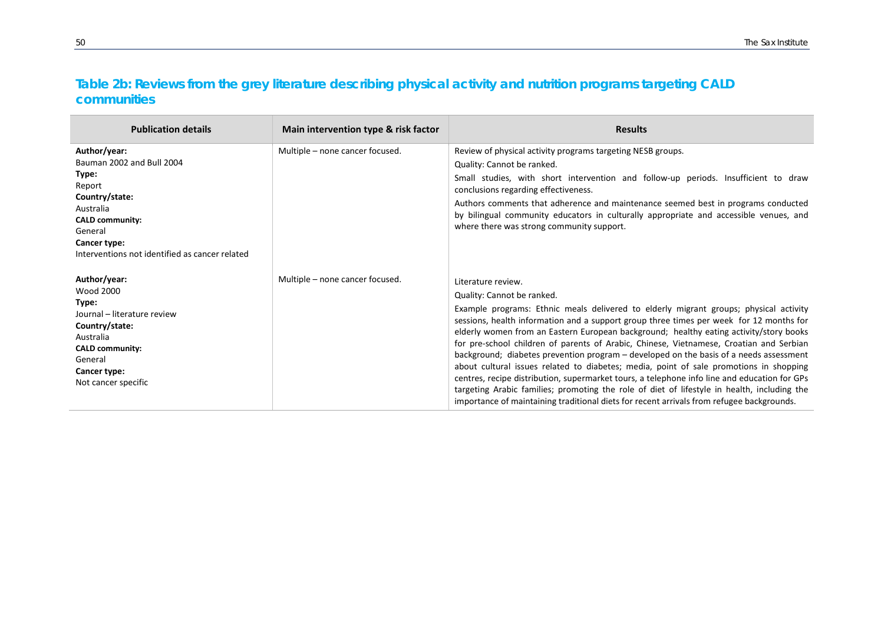## Table 2b: Reviews from the grey literature describing physical activity and nutrition programs targeting CALD communities

| Publication details | Main intervention type & risk factor | Results |
|---|---|---|
| **Author/year:**<br>Bauman 2002 and Bull 2004<br>**Type:**<br>Report<br>**Country/state:**<br>Australia<br>**CALD community:**<br>General<br>**Cancer type:**<br>Interventions not identified as cancer related | Multiple – none cancer focused. | Review of physical activity programs targeting NESB groups.<br>Quality: Cannot be ranked.<br>Small studies, with short intervention and follow-up periods. Insufficient to draw conclusions regarding effectiveness.<br>Authors comments that adherence and maintenance seemed best in programs conducted by bilingual community educators in culturally appropriate and accessible venues, and where there was strong community support. |
| **Author/year:**<br>Wood 2000<br>**Type:**<br>Journal – literature review<br>**Country/state:**<br>Australia<br>**CALD community:**<br>General<br>**Cancer type:**<br>Not cancer specific | Multiple – none cancer focused. | Literature review.<br>Quality: Cannot be ranked.<br>Example programs: Ethnic meals delivered to elderly migrant groups; physical activity sessions, health information and a support group three times per week for 12 months for elderly women from an Eastern European background; healthy eating activity/story books for pre-school children of parents of Arabic, Chinese, Vietnamese, Croatian and Serbian background; diabetes prevention program – developed on the basis of a needs assessment about cultural issues related to diabetes; media, point of sale promotions in shopping centres, recipe distribution, supermarket tours, a telephone info line and education for GPs targeting Arabic families; promoting the role of diet of lifestyle in health, including the importance of maintaining traditional diets for recent arrivals from refugee backgrounds. |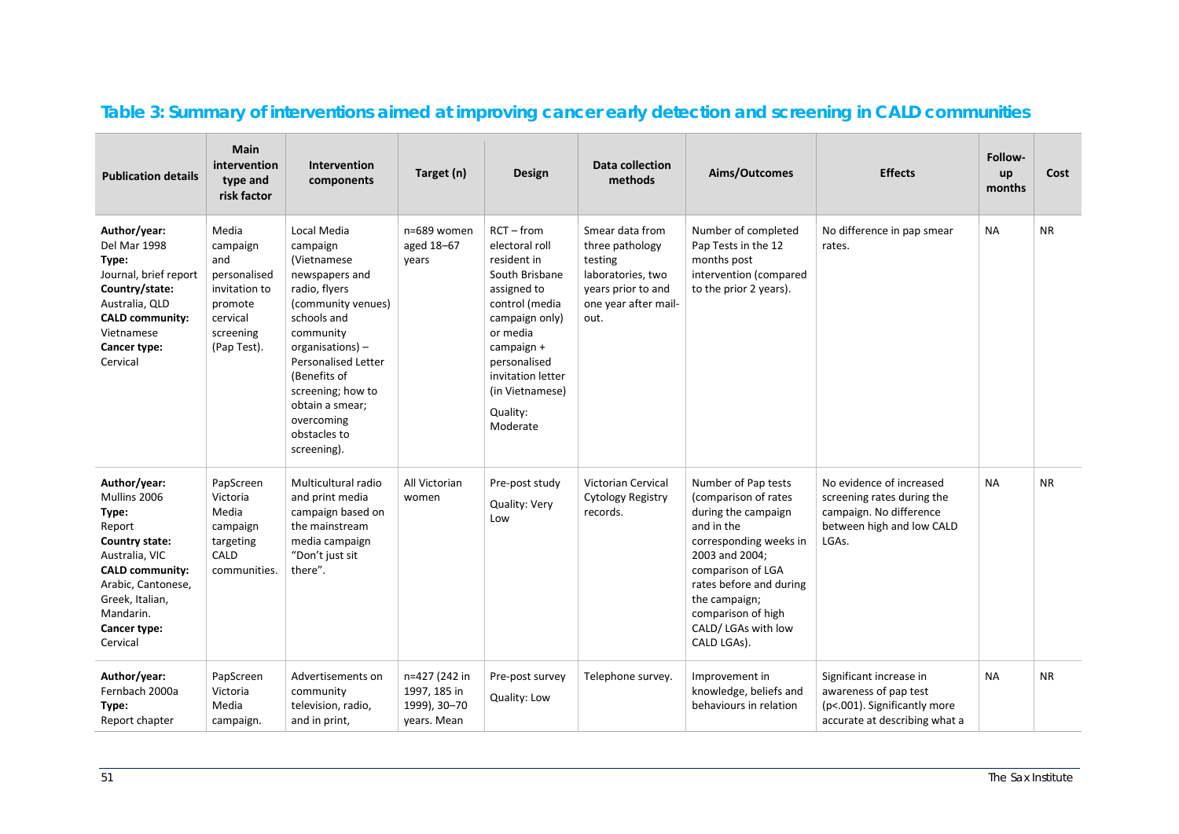## Table 3: Summary of interventions aimed at improving cancer early detection and screening in CALD communities

| Publication details | Main intervention type and risk factor | Intervention components | Target (n) | Design | Data collection methods | Aims/Outcomes | Effects | Follow-up months | Cost |
|---|---|---|---|---|---|---|---|---|---|
| **Author/year:** Del Mar 1998 **Type:** Journal, brief report **Country/state:** Australia, QLD **CALD community:** Vietnamese **Cancer type:** Cervical | Media campaign and personalised invitation to promote cervical screening (Pap Test). | Local Media campaign (Vietnamese newspapers and radio, flyers (community venues) schools and community organisations) – Personalised Letter (Benefits of screening; how to obtain a smear; overcoming obstacles to screening). | n=689 women aged 18–67 years | RCT – from electoral roll resident in South Brisbane assigned to control (media campaign only) or media campaign + personalised invitation letter (in Vietnamese) Quality: Moderate | Smear data from three pathology testing laboratories, two years prior to and one year after mail-out. | Number of completed Pap Tests in the 12 months post intervention (compared to the prior 2 years). | No difference in pap smear rates. | NA | NR |
| **Author/year:** Mullins 2006 **Type:** Report **Country state:** Australia, VIC **CALD community:** Arabic, Cantonese, Greek, Italian, Mandarin. **Cancer type:** Cervical | PapScreen Victoria Media campaign targeting CALD communities. | Multicultural radio and print media campaign based on the mainstream media campaign "Don't just sit there". | All Victorian women | Pre-post study Quality: Very Low | Victorian Cervical Cytology Registry records. | Number of Pap tests (comparison of rates during the campaign and in the corresponding weeks in 2003 and 2004; comparison of LGA rates before and during the campaign; comparison of high CALD/ LGAs with low CALD LGAs). | No evidence of increased screening rates during the campaign. No difference between high and low CALD LGAs. | NA | NR |
| **Author/year:** Fernbach 2000a **Type:** Report chapter | PapScreen Victoria Media campaign. | Advertisements on community television, radio, and in print, | n=427 (242 in 1997, 185 in 1999), 30–70 years. Mean | Pre-post survey Quality: Low | Telephone survey. | Improvement in knowledge, beliefs and behaviours in relation | Significant increase in awareness of pap test (p<.001). Significantly more accurate at describing what a | NA | NR |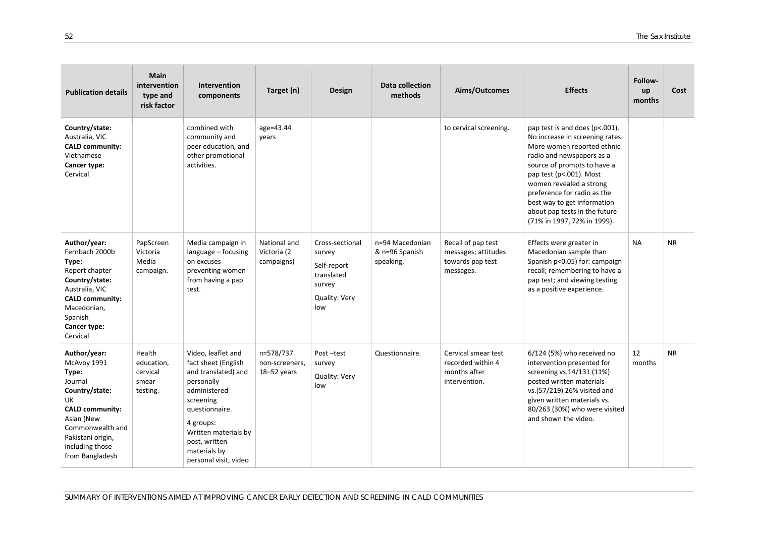| Publication details | Main intervention type and risk factor | Intervention components | Target (n) | Design | Data collection methods | Aims/Outcomes | Effects | Follow-up months | Cost |
|---|---|---|---|---|---|---|---|---|---|
| **Country/state:** Australia, VIC **CALD community:** Vietnamese **Cancer type:** Cervical | | combined with community and peer education, and other promotional activities. | age=43.44 years | | | to cervical screening. | pap test is and does (p<.001). No increase in screening rates. More women reported ethnic radio and newspapers as a source of prompts to have a pap test (p<.001). Most women revealed a strong preference for radio as the best way to get information about pap tests in the future (71% in 1997, 72% in 1999). | | |
| **Author/year:** Fernbach 2000b **Type:** Report chapter **Country/state:** Australia, VIC **CALD community:** Macedonian, Spanish **Cancer type:** Cervical | PapScreen Victoria Media campaign. | Media campaign in language – focusing on excuses preventing women from having a pap test. | National and Victoria (2 campaigns) | Cross-sectional survey Self-report translated survey Quality: Very low | n=94 Macedonian & n=96 Spanish speaking. | Recall of pap test messages; attitudes towards pap test messages. | Effects were greater in Macedonian sample than Spanish p<0.05) for: campaign recall; remembering to have a pap test; and viewing testing as a positive experience. | NA | NR |
| **Author/year:** McAvoy 1991 **Type:** Journal **Country/state:** UK **CALD community:** Asian (New Commonwealth and Pakistani origin, including those from Bangladesh | Health education, cervical smear testing. | Video, leaflet and fact sheet (English and translated) and personally administered screening questionnaire. 4 groups: Written materials by post, written materials by personal visit, video | n=578/737 non-screeners, 18–52 years | Post –test survey Quality: Very low | Questionnaire. | Cervical smear test recorded within 4 months after intervention. | 6/124 (5%) who received no intervention presented for screening vs.14/131 (11%) posted written materials vs.(57/219) 26% visited and given written materials vs. 80/263 (30%) who were visited and shown the video. | 12 months | NR |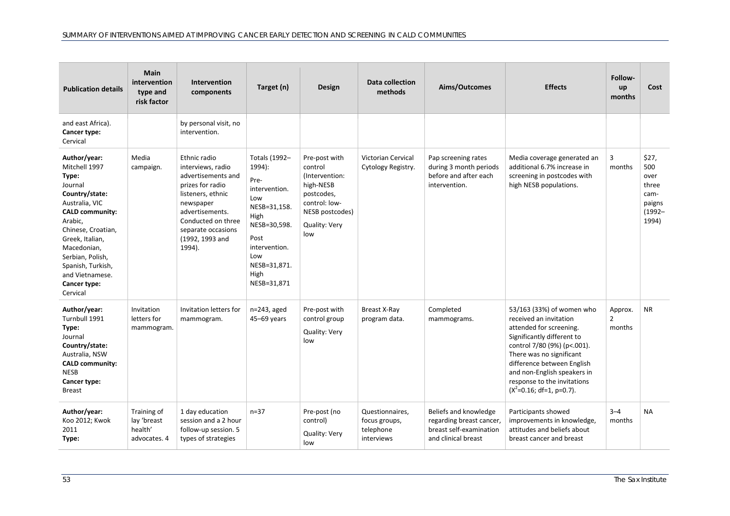| Publication details | Main intervention type and risk factor | Intervention components | Target (n) | Design | Data collection methods | Aims/Outcomes | Effects | Follow-up months | Cost |
|---|---|---|---|---|---|---|---|---|---|
| and east Africa). **Cancer type:** Cervical | | by personal visit, no intervention. | | | | | | | |
| **Author/year:** Mitchell 1997 **Type:** Journal **Country/state:** Australia, VIC **CALD community:** Arabic, Chinese, Croatian, Greek, Italian, Macedonian, Serbian, Polish, Spanish, Turkish, and Vietnamese. **Cancer type:** Cervical | Media campaign. | Ethnic radio interviews, radio advertisements and prizes for radio listeners, ethnic newspaper advertisements. Conducted on three separate occasions (1992, 1993 and 1994). | Totals (1992–1994): Pre-intervention. Low NESB=31,158. High NESB=30,598. Post intervention. Low NESB=31,871. High NESB=31,871 | Pre-post with control (Intervention: high-NESB postcodes, control: low-NESB postcodes) Quality: Very low | Victorian Cervical Cytology Registry. | Pap screening rates during 3 month periods before and after each intervention. | Media coverage generated an additional 6.7% increase in screening in postcodes with high NESB populations. | 3 months | $27,500 over three campaigns (1992–1994) |
| **Author/year:** Turnbull 1991 **Type:** Journal **Country/state:** Australia, NSW **CALD community:** NESB **Cancer type:** Breast | Invitation letters for mammogram. | Invitation letters for mammogram. | n=243, aged 45–69 years | Pre-post with control group Quality: Very low | Breast X-Ray program data. | Completed mammograms. | 53/163 (33%) of women who received an invitation attended for screening. Significantly different to control 7/80 (9%) ($p<.001$). There was no significant difference between English and non-English speakers in response to the invitations ($X^2=0.16$; df=1, $p=0.7$). | Approx. 2 months | NR |
| **Author/year:** Koo 2012; Kwok 2011 **Type:** | Training of lay 'breast health' advocates. 4 | 1 day education session and a 2 hour follow-up session. 5 types of strategies | n=37 | Pre-post (no control) Quality: Very low | Questionnaires, focus groups, telephone interviews | Beliefs and knowledge regarding breast cancer, breast self-examination and clinical breast | Participants showed improvements in knowledge, attitudes and beliefs about breast cancer and breast | 3–4 months | NA |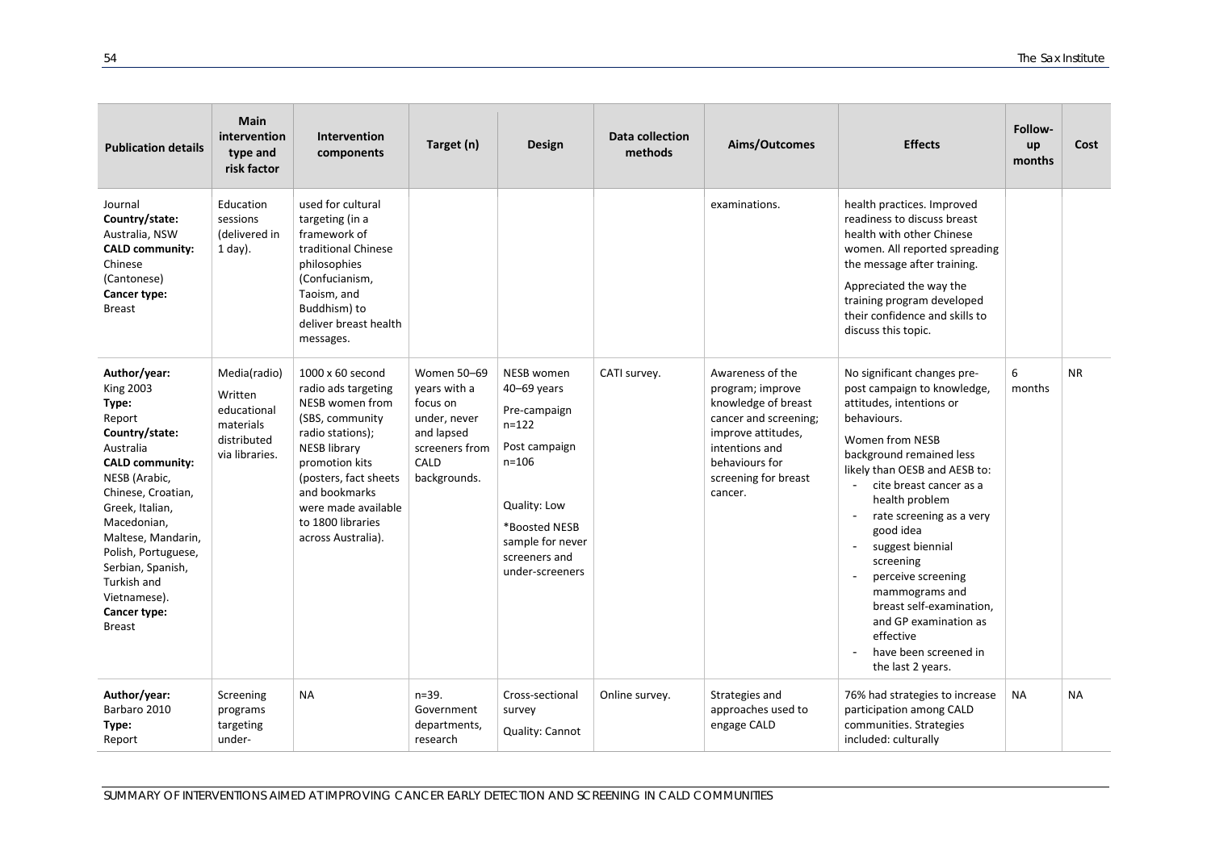| Publication details | Main intervention type and risk factor | Intervention components | Target (n) | Design | Data collection methods | Aims/Outcomes | Effects | Follow-up months | Cost |
|---|---|---|---|---|---|---|---|---|---|
| Journal<br>**Country/state:** Australia, NSW<br>**CALD community:** Chinese (Cantonese)<br>**Cancer type:** Breast | Education sessions (delivered in 1 day). | used for cultural targeting (in a framework of traditional Chinese philosophies (Confucianism, Taoism, and Buddhism) to deliver breast health messages. | | | | examinations. | health practices. Improved readiness to discuss breast health with other Chinese women. All reported spreading the message after training.<br>Appreciated the way the training program developed their confidence and skills to discuss this topic. | | |
| **Author/year:** King 2003<br>**Type:** Report<br>**Country/state:** Australia<br>**CALD community:** NESB (Arabic, Chinese, Croatian, Greek, Italian, Macedonian, Maltese, Mandarin, Polish, Portuguese, Serbian, Spanish, Turkish and Vietnamese).<br>**Cancer type:** Breast | Media(radio)<br>Written educational materials distributed via libraries. | 1000 x 60 second radio ads targeting NESB women from (SBS, community radio stations); NESB library promotion kits (posters, fact sheets and bookmarks were made available to 1800 libraries across Australia). | Women 50–69 years with a focus on under, never and lapsed screeners from CALD backgrounds. | NESB women 40–69 years<br>Pre-campaign n=122<br>Post campaign n=106<br>Quality: Low<br>*Boosted NESB sample for never screeners and under-screeners | CATI survey. | Awareness of the program; improve knowledge of breast cancer and screening; improve attitudes, intentions and behaviours for screening for breast cancer. | No significant changes pre-post campaign to knowledge, attitudes, intentions or behaviours.<br>Women from NESB background remained less likely than OESB and AESB to:<br>- cite breast cancer as a health problem<br>- rate screening as a very good idea<br>- suggest biennial screening<br>- perceive screening mammograms and breast self-examination, and GP examination as effective<br>- have been screened in the last 2 years. | 6 months | NR |
| **Author/year:** Barbaro 2010<br>**Type:** Report | Screening programs targeting under- | NA | n=39. Government departments, research | Cross-sectional survey<br>Quality: Cannot | Online survey. | Strategies and approaches used to engage CALD | 76% had strategies to increase participation among CALD communities. Strategies included: culturally | NA | NA |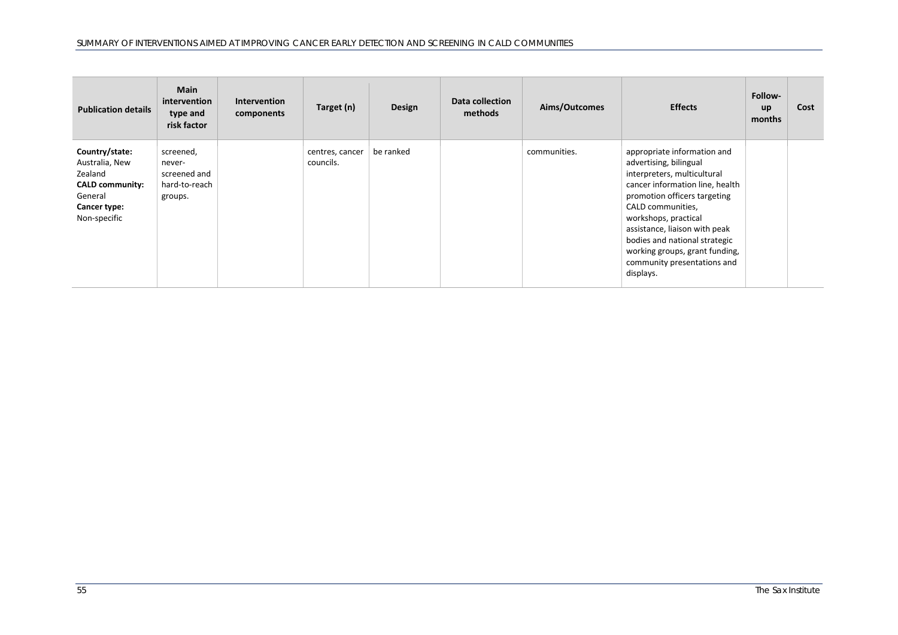| Publication details | Main intervention type and risk factor | Intervention components | Target (n) | Design | Data collection methods | Aims/Outcomes | Effects | Follow-up months | Cost |
|---|---|---|---|---|---|---|---|---|---|
| **Country/state:** Australia, New Zealand **CALD community:** General **Cancer type:** Non-specific | screened, never-screened and hard-to-reach groups. | | centres, cancer councils. | be ranked | | communities. | appropriate information and advertising, bilingual interpreters, multicultural cancer information line, health promotion officers targeting CALD communities, workshops, practical assistance, liaison with peak bodies and national strategic working groups, grant funding, community presentations and displays. | | |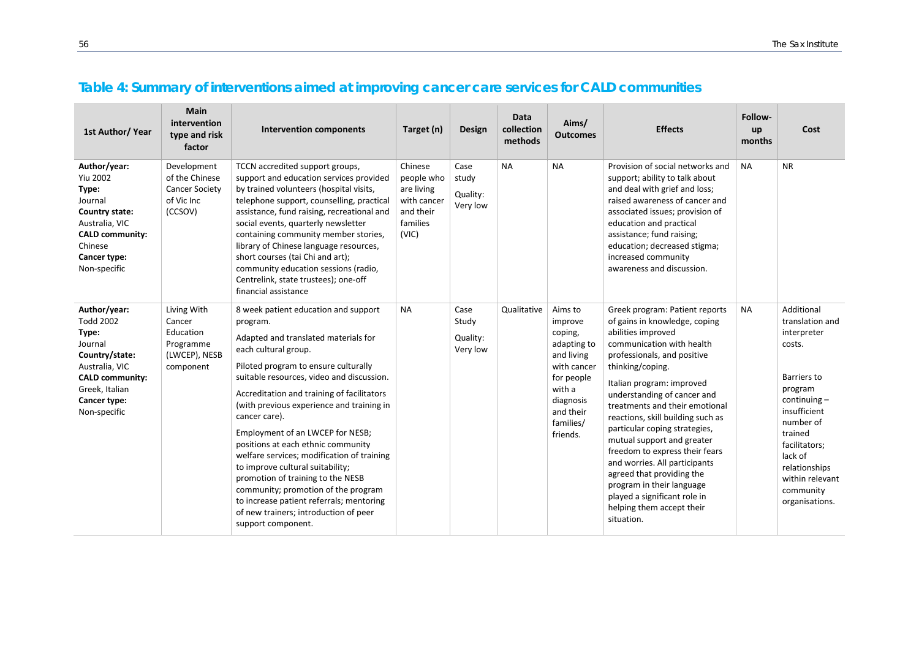## Table 4: Summary of interventions aimed at improving cancer care services for CALD communities

| 1st Author/ Year | Main intervention type and risk factor | Intervention components | Target (n) | Design | Data collection methods | Aims/ Outcomes | Effects | Follow-up months | Cost |
|---|---|---|---|---|---|---|---|---|---|
| **Author/year:** Yiu 2002 **Type:** Journal **Country state:** Australia, VIC **CALD community:** Chinese **Cancer type:** Non-specific | Development of the Chinese Cancer Society of Vic Inc (CCSOV) | TCCN accredited support groups, support and education services provided by trained volunteers (hospital visits, telephone support, counselling, practical assistance, fund raising, recreational and social events, quarterly newsletter containing community member stories, library of Chinese language resources, short courses (tai Chi and art); community education sessions (radio, Centrelink, state trustees); one-off financial assistance | Chinese people who are living with cancer and their families (VIC) | Case study Quality: Very low | NA | NA | Provision of social networks and support; ability to talk about and deal with grief and loss; raised awareness of cancer and associated issues; provision of education and practical assistance; fund raising; education; decreased stigma; increased community awareness and discussion. | NA | NR |
| **Author/year:** Todd 2002 **Type:** Journal **Country/state:** Australia, VIC **CALD community:** Greek, Italian **Cancer type:** Non-specific | Living With Cancer Education Programme (LWCEP), NESB component | 8 week patient education and support program. Adapted and translated materials for each cultural group. Piloted program to ensure culturally suitable resources, video and discussion. Accreditation and training of facilitators (with previous experience and training in cancer care). Employment of an LWCEP for NESB; positions at each ethnic community welfare services; modification of training to improve cultural suitability; promotion of training to the NESB community; promotion of the program to increase patient referrals; mentoring of new trainers; introduction of peer support component. | NA | Case Study Quality: Very low | Qualitative | Aims to improve coping, adapting to and living with cancer for people with a diagnosis and their families/ friends. | Greek program: Patient reports of gains in knowledge, coping abilities improved communication with health professionals, and positive thinking/coping. Italian program: improved understanding of cancer and treatments and their emotional reactions, skill building such as particular coping strategies, mutual support and greater freedom to express their fears and worries. All participants agreed that providing the program in their language played a significant role in helping them accept their situation. | NA | Additional translation and interpreter costs. Barriers to program continuing – insufficient number of trained facilitators; lack of relationships within relevant community organisations. |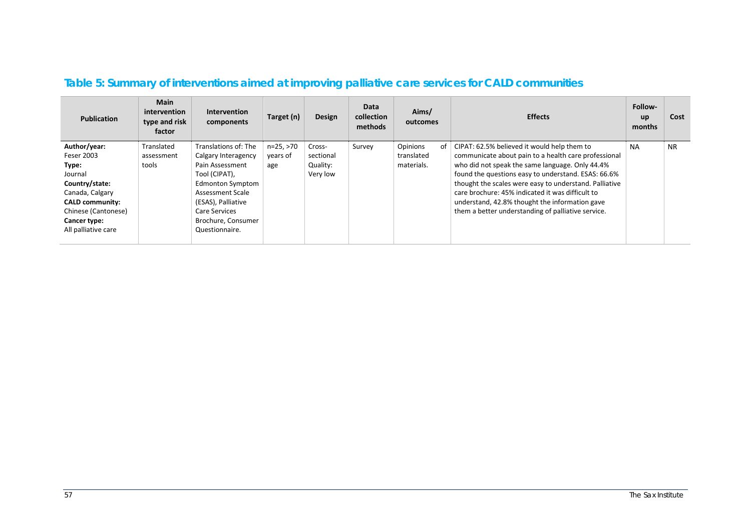## Table 5: Summary of interventions aimed at improving palliative care services for CALD communities

| Publication | Main intervention type and risk factor | Intervention components | Target (n) | Design | Data collection methods | Aims/ outcomes | Effects | Follow-up months | Cost |
|---|---|---|---|---|---|---|---|---|---|
| **Author/year:** Feser 2003 **Type:** Journal **Country/state:** Canada, Calgary **CALD community:** Chinese (Cantonese) **Cancer type:** All palliative care | Translated assessment tools | Translations of: The Calgary Interagency Pain Assessment Tool (CIPAT), Edmonton Symptom Assessment Scale (ESAS), Palliative Care Services Brochure, Consumer Questionnaire. | n=25, >70 years of age | Cross-sectional Quality: Very low | Survey | Opinions of translated materials. | CIPAT: 62.5% believed it would help them to communicate about pain to a health care professional who did not speak the same language. Only 44.4% found the questions easy to understand. ESAS: 66.6% thought the scales were easy to understand. Palliative care brochure: 45% indicated it was difficult to understand, 42.8% thought the information gave them a better understanding of palliative service. | NA | NR |